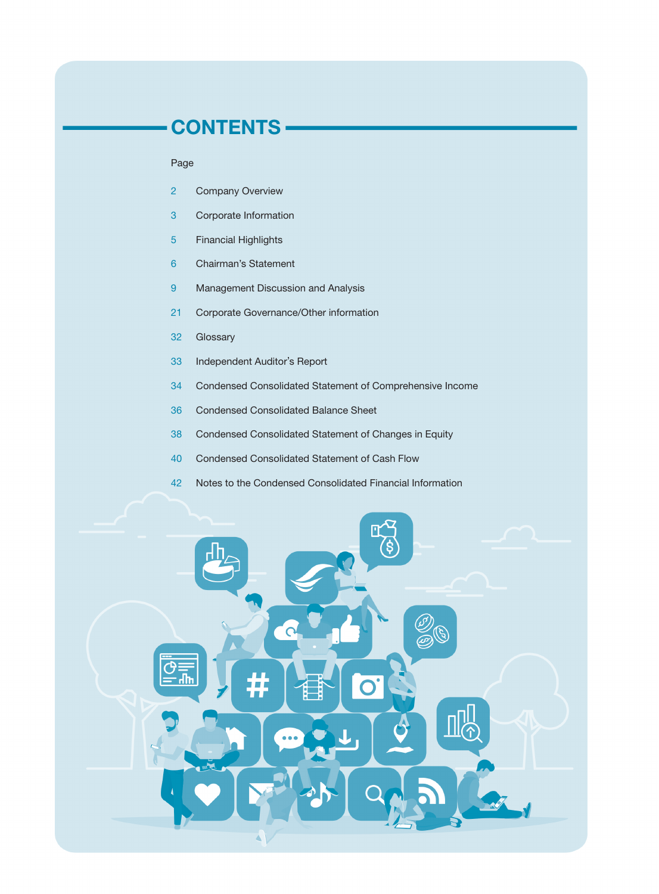# CONTENTS

| Page | |
|---|---|
| 2 | Company Overview |
| 3 | Corporate Information |
| 5 | Financial Highlights |
| 6 | Chairman's Statement |
| 9 | Management Discussion and Analysis |
| 21 | Corporate Governance/Other information |
| 32 | Glossary |
| 33 | Independent Auditor's Report |
| 34 | Condensed Consolidated Statement of Comprehensive Income |
| 36 | Condensed Consolidated Balance Sheet |
| 38 | Condensed Consolidated Statement of Changes in Equity |
| 40 | Condensed Consolidated Statement of Cash Flow |
| 42 | Notes to the Condensed Consolidated Financial Information |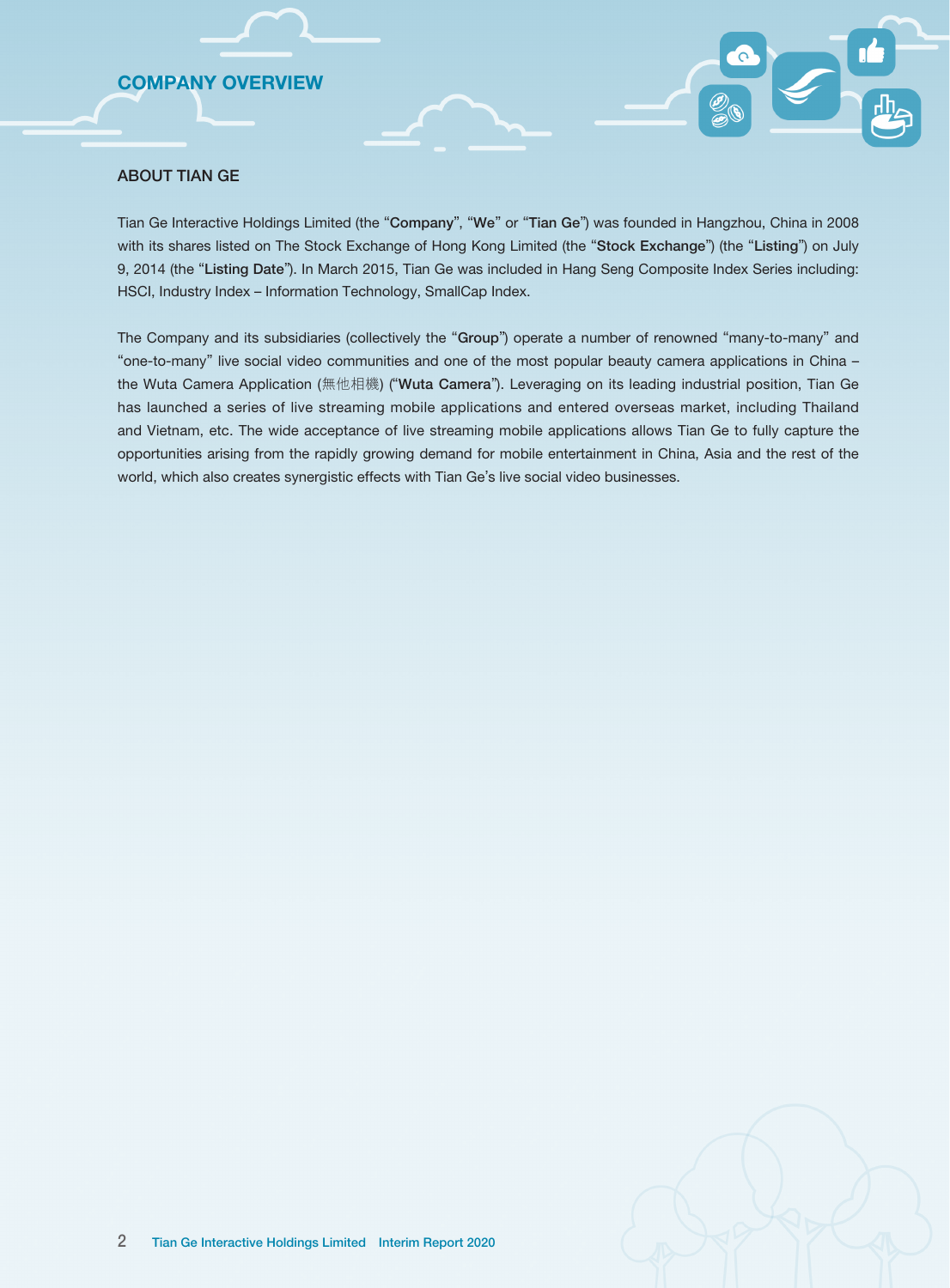# COMPANY OVERVIEW

## ABOUT TIAN GE

Tian Ge Interactive Holdings Limited (the "**Company**", "**We**" or "**Tian Ge**") was founded in Hangzhou, China in 2008 with its shares listed on The Stock Exchange of Hong Kong Limited (the "**Stock Exchange**") (the "**Listing**") on July 9, 2014 (the "**Listing Date**"). In March 2015, Tian Ge was included in Hang Seng Composite Index Series including: HSCI, Industry Index – Information Technology, SmallCap Index.

The Company and its subsidiaries (collectively the "**Group**") operate a number of renowned "many-to-many" and "one-to-many" live social video communities and one of the most popular beauty camera applications in China – the Wuta Camera Application (無他相機) ("**Wuta Camera**"). Leveraging on its leading industrial position, Tian Ge has launched a series of live streaming mobile applications and entered overseas market, including Thailand and Vietnam, etc. The wide acceptance of live streaming mobile applications allows Tian Ge to fully capture the opportunities arising from the rapidly growing demand for mobile entertainment in China, Asia and the rest of the world, which also creates synergistic effects with Tian Ge's live social video businesses.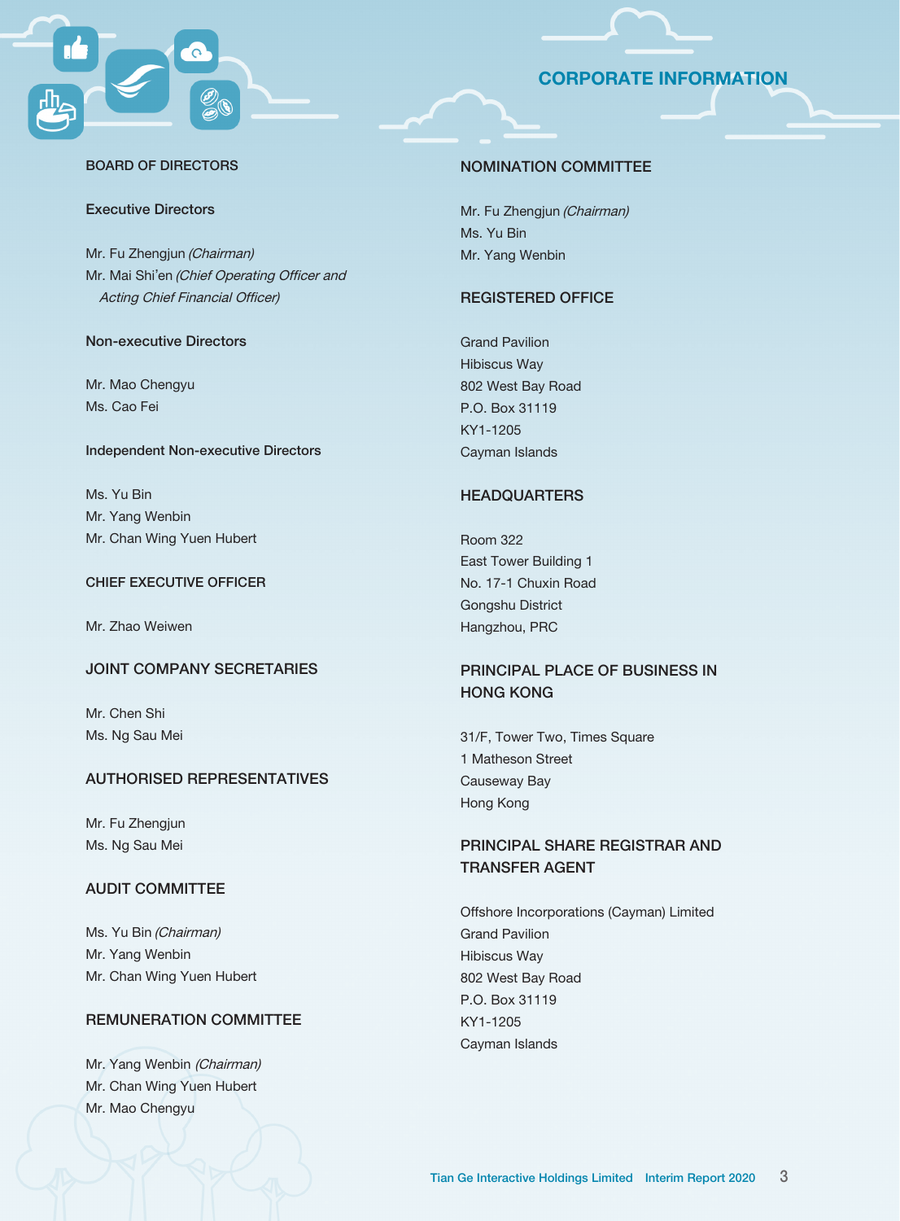# CORPORATE INFORMATION

## BOARD OF DIRECTORS

### Executive Directors

Mr. Fu Zhengjun *(Chairman)*
Mr. Mai Shi'en *(Chief Operating Officer and Acting Chief Financial Officer)*

### Non-executive Directors

Mr. Mao Chengyu
Ms. Cao Fei

### Independent Non-executive Directors

Ms. Yu Bin
Mr. Yang Wenbin
Mr. Chan Wing Yuen Hubert

## CHIEF EXECUTIVE OFFICER

Mr. Zhao Weiwen

## JOINT COMPANY SECRETARIES

Mr. Chen Shi
Ms. Ng Sau Mei

## AUTHORISED REPRESENTATIVES

Mr. Fu Zhengjun
Ms. Ng Sau Mei

## AUDIT COMMITTEE

Ms. Yu Bin *(Chairman)*
Mr. Yang Wenbin
Mr. Chan Wing Yuen Hubert

## REMUNERATION COMMITTEE

Mr. Yang Wenbin *(Chairman)*
Mr. Chan Wing Yuen Hubert
Mr. Mao Chengyu

## NOMINATION COMMITTEE

Mr. Fu Zhengjun *(Chairman)*
Ms. Yu Bin
Mr. Yang Wenbin

## REGISTERED OFFICE

Grand Pavilion
Hibiscus Way
802 West Bay Road
P.O. Box 31119
KY1-1205
Cayman Islands

## HEADQUARTERS

Room 322
East Tower Building 1
No. 17-1 Chuxin Road
Gongshu District
Hangzhou, PRC

## PRINCIPAL PLACE OF BUSINESS IN HONG KONG

31/F, Tower Two, Times Square
1 Matheson Street
Causeway Bay
Hong Kong

## PRINCIPAL SHARE REGISTRAR AND TRANSFER AGENT

Offshore Incorporations (Cayman) Limited
Grand Pavilion
Hibiscus Way
802 West Bay Road
P.O. Box 31119
KY1-1205
Cayman Islands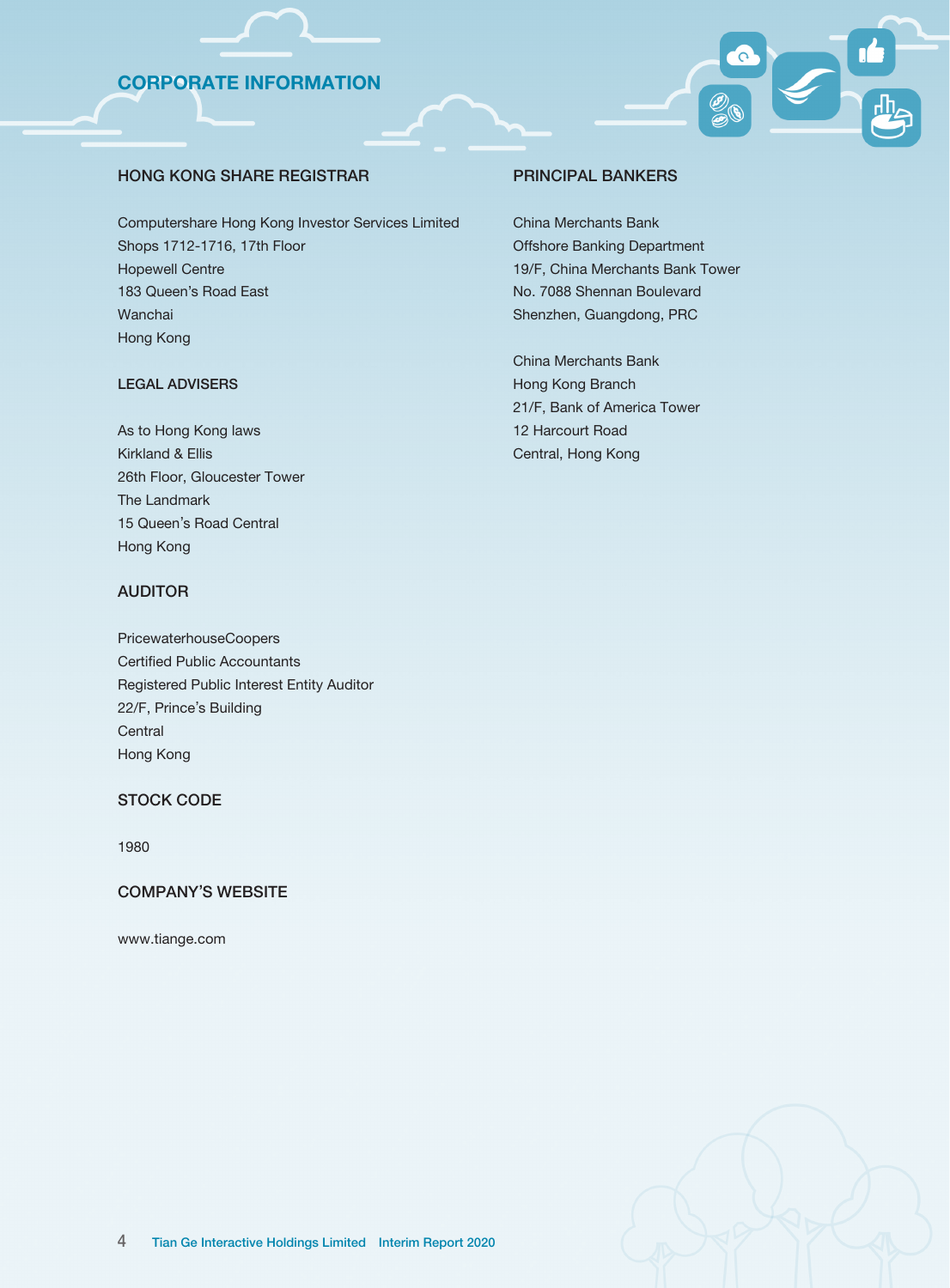# CORPORATE INFORMATION

## HONG KONG SHARE REGISTRAR

Computershare Hong Kong Investor Services Limited
Shops 1712-1716, 17th Floor
Hopewell Centre
183 Queen's Road East
Wanchai
Hong Kong

## LEGAL ADVISERS

As to Hong Kong laws
Kirkland & Ellis
26th Floor, Gloucester Tower
The Landmark
15 Queen's Road Central
Hong Kong

## AUDITOR

PricewaterhouseCoopers
Certified Public Accountants
Registered Public Interest Entity Auditor
22/F, Prince's Building
Central
Hong Kong

## STOCK CODE

1980

## COMPANY'S WEBSITE

www.tiange.com

## PRINCIPAL BANKERS

China Merchants Bank
Offshore Banking Department
19/F, China Merchants Bank Tower
No. 7088 Shennan Boulevard
Shenzhen, Guangdong, PRC

China Merchants Bank
Hong Kong Branch
21/F, Bank of America Tower
12 Harcourt Road
Central, Hong Kong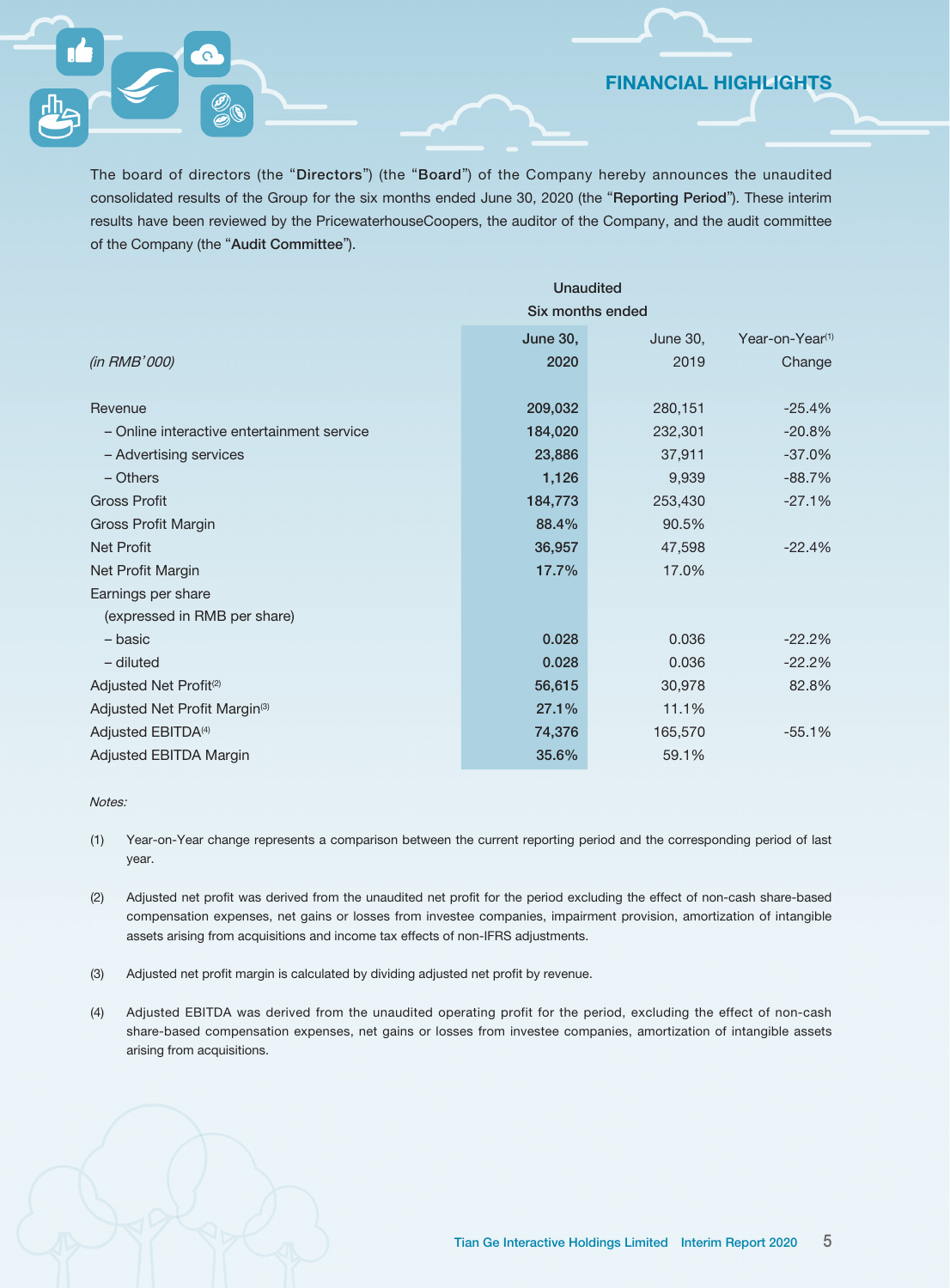# FINANCIAL HIGHLIGHTS

The board of directors (the "**Directors**") (the "**Board**") of the Company hereby announces the unaudited consolidated results of the Group for the six months ended June 30, 2020 (the "**Reporting Period**"). These interim results have been reviewed by the PricewaterhouseCoopers, the auditor of the Company, and the audit committee of the Company (the "**Audit Committee**").

| | Unaudited | | |
|---|---|---|---|
| | Six months ended | | |
| *(in RMB'000)* | **June 30, 2020** | June 30, 2019 | Year-on-Year[1] Change |
| Revenue | **209,032** | 280,151 | -25.4% |
| – Online interactive entertainment service | **184,020** | 232,301 | -20.8% |
| – Advertising services | **23,886** | 37,911 | -37.0% |
| – Others | **1,126** | 9,939 | -88.7% |
| Gross Profit | **184,773** | 253,430 | -27.1% |
| Gross Profit Margin | **88.4%** | 90.5% | |
| Net Profit | **36,957** | 47,598 | -22.4% |
| Net Profit Margin | **17.7%** | 17.0% | |
| Earnings per share (expressed in RMB per share) | | | |
| – basic | **0.028** | 0.036 | -22.2% |
| – diluted | **0.028** | 0.036 | -22.2% |
| Adjusted Net Profit[2] | **56,615** | 30,978 | 82.8% |
| Adjusted Net Profit Margin[3] | **27.1%** | 11.1% | |
| Adjusted EBITDA[4] | **74,376** | 165,570 | -55.1% |
| Adjusted EBITDA Margin | **35.6%** | 59.1% | |

*Notes:*

(1) Year-on-Year change represents a comparison between the current reporting period and the corresponding period of last year.

(2) Adjusted net profit was derived from the unaudited net profit for the period excluding the effect of non-cash share-based compensation expenses, net gains or losses from investee companies, impairment provision, amortization of intangible assets arising from acquisitions and income tax effects of non-IFRS adjustments.

(3) Adjusted net profit margin is calculated by dividing adjusted net profit by revenue.

(4) Adjusted EBITDA was derived from the unaudited operating profit for the period, excluding the effect of non-cash share-based compensation expenses, net gains or losses from investee companies, amortization of intangible assets arising from acquisitions.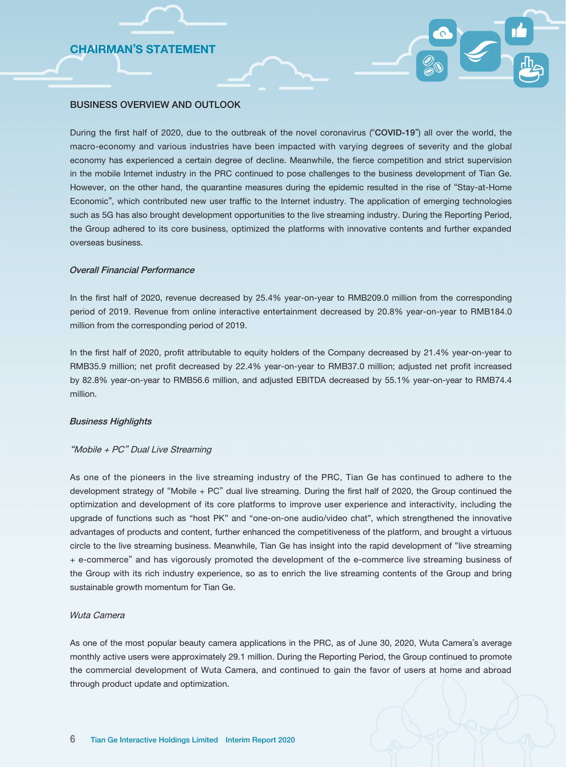# CHAIRMAN'S STATEMENT

## BUSINESS OVERVIEW AND OUTLOOK

During the first half of 2020, due to the outbreak of the novel coronavirus ("**COVID-19**") all over the world, the macro-economy and various industries have been impacted with varying degrees of severity and the global economy has experienced a certain degree of decline. Meanwhile, the fierce competition and strict supervision in the mobile Internet industry in the PRC continued to pose challenges to the business development of Tian Ge. However, on the other hand, the quarantine measures during the epidemic resulted in the rise of "Stay-at-Home Economic", which contributed new user traffic to the Internet industry. The application of emerging technologies such as 5G has also brought development opportunities to the live streaming industry. During the Reporting Period, the Group adhered to its core business, optimized the platforms with innovative contents and further expanded overseas business.

### *Overall Financial Performance*

In the first half of 2020, revenue decreased by 25.4% year-on-year to RMB209.0 million from the corresponding period of 2019. Revenue from online interactive entertainment decreased by 20.8% year-on-year to RMB184.0 million from the corresponding period of 2019.

In the first half of 2020, profit attributable to equity holders of the Company decreased by 21.4% year-on-year to RMB35.9 million; net profit decreased by 22.4% year-on-year to RMB37.0 million; adjusted net profit increased by 82.8% year-on-year to RMB56.6 million, and adjusted EBITDA decreased by 55.1% year-on-year to RMB74.4 million.

### *Business Highlights*

#### *"Mobile + PC" Dual Live Streaming*

As one of the pioneers in the live streaming industry of the PRC, Tian Ge has continued to adhere to the development strategy of "Mobile + PC" dual live streaming. During the first half of 2020, the Group continued the optimization and development of its core platforms to improve user experience and interactivity, including the upgrade of functions such as "host PK" and "one-on-one audio/video chat", which strengthened the innovative advantages of products and content, further enhanced the competitiveness of the platform, and brought a virtuous circle to the live streaming business. Meanwhile, Tian Ge has insight into the rapid development of "live streaming + e-commerce" and has vigorously promoted the development of the e-commerce live streaming business of the Group with its rich industry experience, so as to enrich the live streaming contents of the Group and bring sustainable growth momentum for Tian Ge.

#### *Wuta Camera*

As one of the most popular beauty camera applications in the PRC, as of June 30, 2020, Wuta Camera's average monthly active users were approximately 29.1 million. During the Reporting Period, the Group continued to promote the commercial development of Wuta Camera, and continued to gain the favor of users at home and abroad through product update and optimization.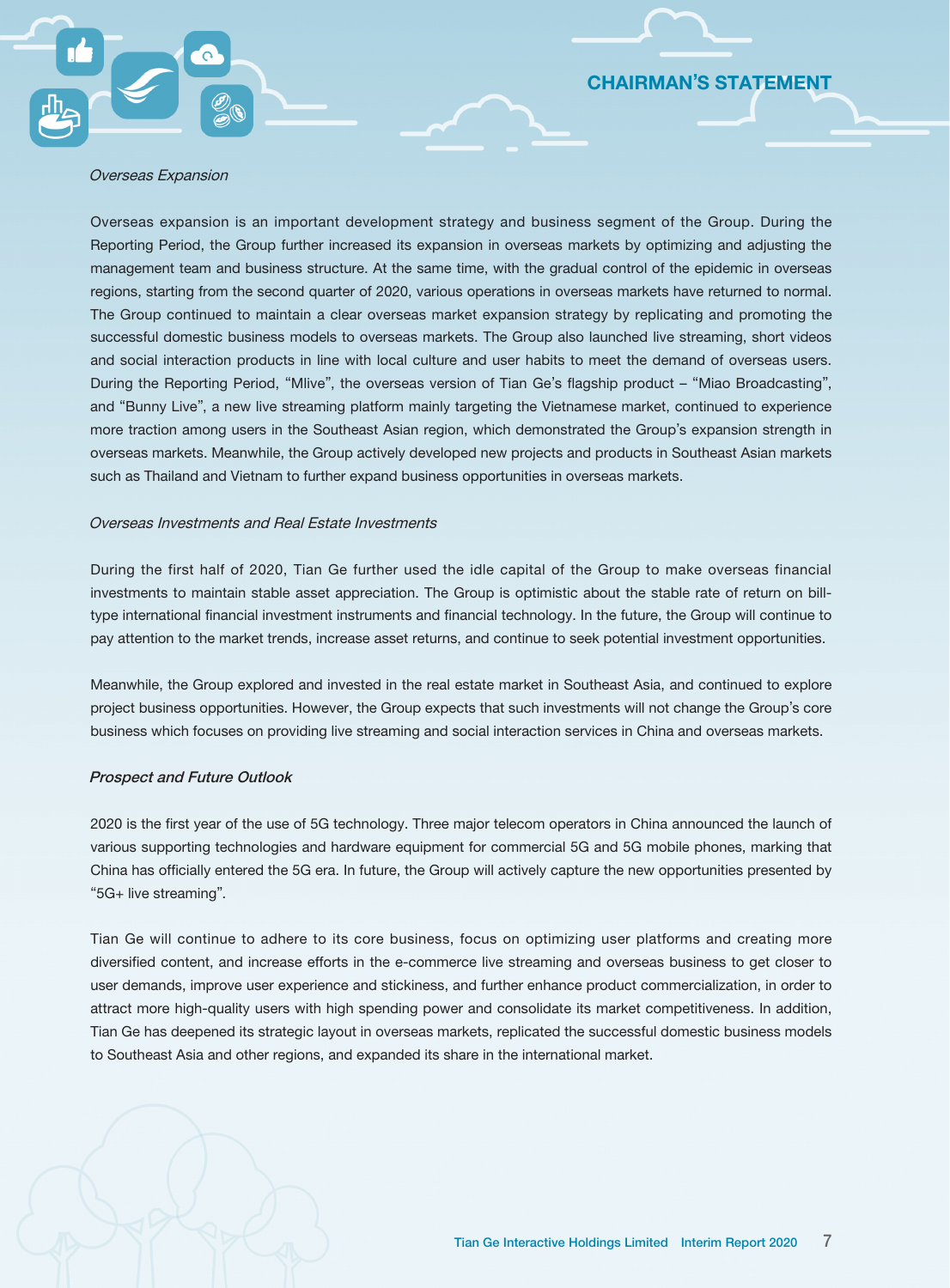*Overseas Expansion*

Overseas expansion is an important development strategy and business segment of the Group. During the Reporting Period, the Group further increased its expansion in overseas markets by optimizing and adjusting the management team and business structure. At the same time, with the gradual control of the epidemic in overseas regions, starting from the second quarter of 2020, various operations in overseas markets have returned to normal. The Group continued to maintain a clear overseas market expansion strategy by replicating and promoting the successful domestic business models to overseas markets. The Group also launched live streaming, short videos and social interaction products in line with local culture and user habits to meet the demand of overseas users. During the Reporting Period, "Mlive", the overseas version of Tian Ge's flagship product – "Miao Broadcasting", and "Bunny Live", a new live streaming platform mainly targeting the Vietnamese market, continued to experience more traction among users in the Southeast Asian region, which demonstrated the Group's expansion strength in overseas markets. Meanwhile, the Group actively developed new projects and products in Southeast Asian markets such as Thailand and Vietnam to further expand business opportunities in overseas markets.

*Overseas Investments and Real Estate Investments*

During the first half of 2020, Tian Ge further used the idle capital of the Group to make overseas financial investments to maintain stable asset appreciation. The Group is optimistic about the stable rate of return on bill-type international financial investment instruments and financial technology. In the future, the Group will continue to pay attention to the market trends, increase asset returns, and continue to seek potential investment opportunities.

Meanwhile, the Group explored and invested in the real estate market in Southeast Asia, and continued to explore project business opportunities. However, the Group expects that such investments will not change the Group's core business which focuses on providing live streaming and social interaction services in China and overseas markets.

***Prospect and Future Outlook***

2020 is the first year of the use of 5G technology. Three major telecom operators in China announced the launch of various supporting technologies and hardware equipment for commercial 5G and 5G mobile phones, marking that China has officially entered the 5G era. In future, the Group will actively capture the new opportunities presented by "5G+ live streaming".

Tian Ge will continue to adhere to its core business, focus on optimizing user platforms and creating more diversified content, and increase efforts in the e-commerce live streaming and overseas business to get closer to user demands, improve user experience and stickiness, and further enhance product commercialization, in order to attract more high-quality users with high spending power and consolidate its market competitiveness. In addition, Tian Ge has deepened its strategic layout in overseas markets, replicated the successful domestic business models to Southeast Asia and other regions, and expanded its share in the international market.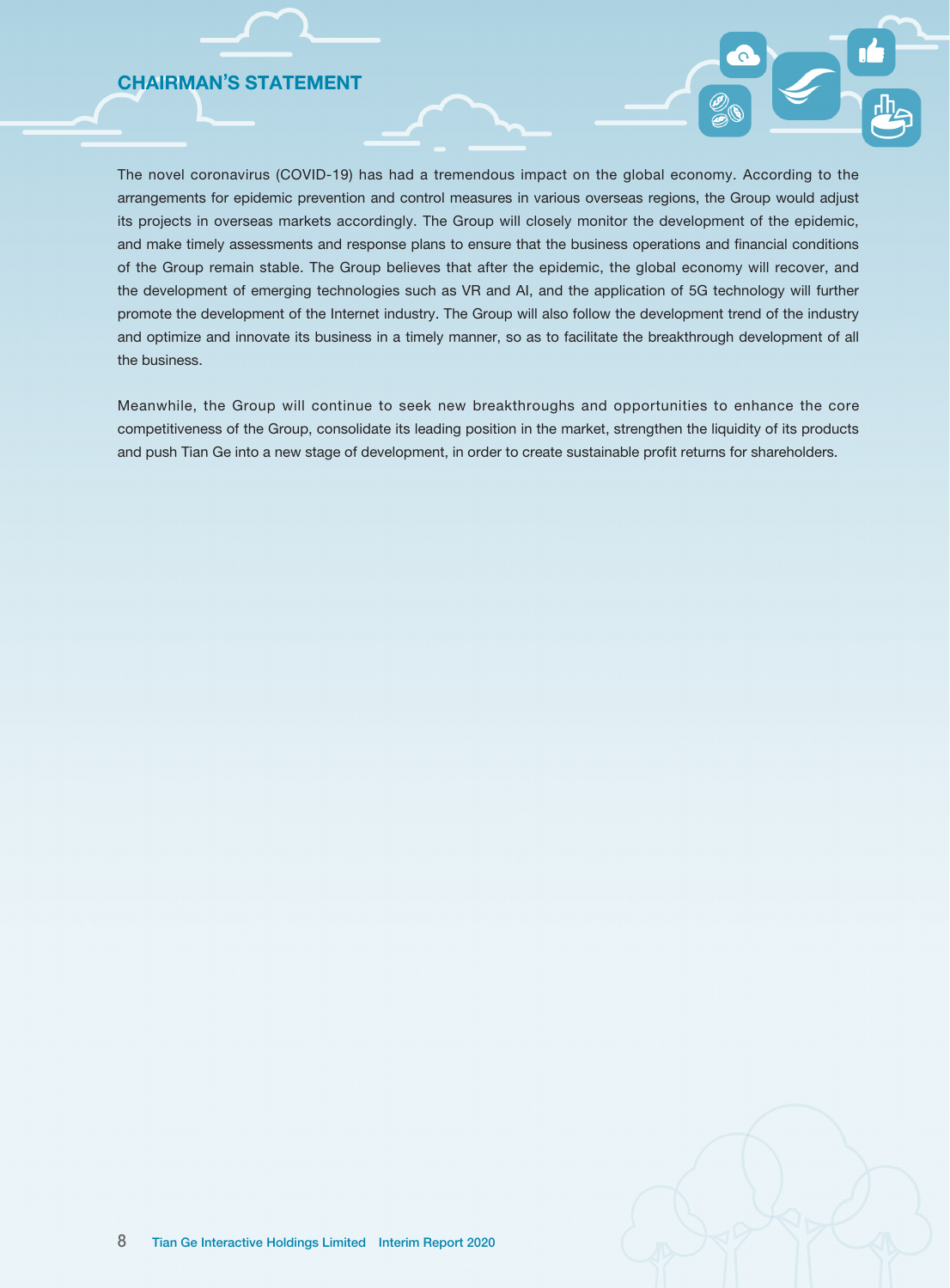# CHAIRMAN'S STATEMENT

The novel coronavirus (COVID-19) has had a tremendous impact on the global economy. According to the arrangements for epidemic prevention and control measures in various overseas regions, the Group would adjust its projects in overseas markets accordingly. The Group will closely monitor the development of the epidemic, and make timely assessments and response plans to ensure that the business operations and financial conditions of the Group remain stable. The Group believes that after the epidemic, the global economy will recover, and the development of emerging technologies such as VR and AI, and the application of 5G technology will further promote the development of the Internet industry. The Group will also follow the development trend of the industry and optimize and innovate its business in a timely manner, so as to facilitate the breakthrough development of all the business.

Meanwhile, the Group will continue to seek new breakthroughs and opportunities to enhance the core competitiveness of the Group, consolidate its leading position in the market, strengthen the liquidity of its products and push Tian Ge into a new stage of development, in order to create sustainable profit returns for shareholders.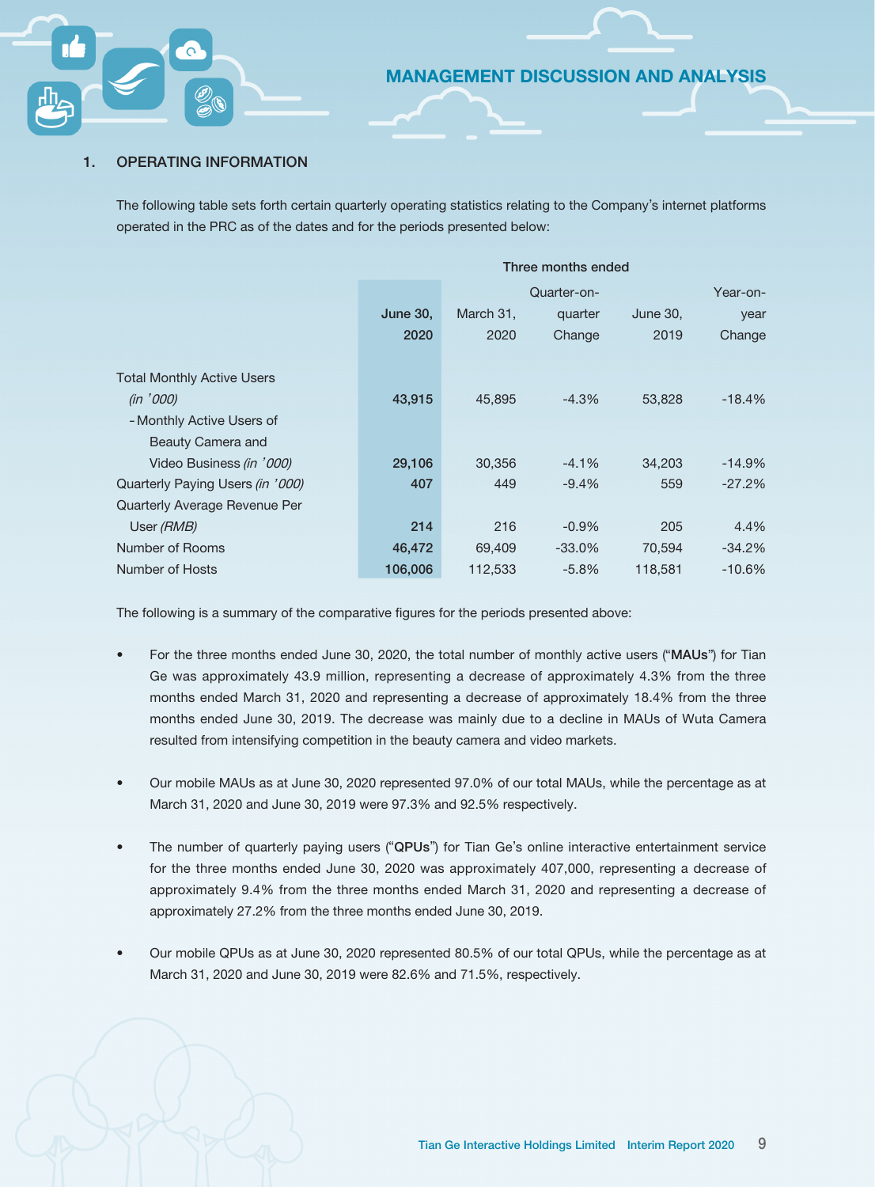## 1. OPERATING INFORMATION

The following table sets forth certain quarterly operating statistics relating to the Company's internet platforms operated in the PRC as of the dates and for the periods presented below:

| | Three months ended | | | | |
|---|---|---|---|---|---|
| | **June 30, 2020** | March 31, 2020 | Quarter-on-quarter Change | June 30, 2019 | Year-on-year Change |
| Total Monthly Active Users *(in '000)* | **43,915** | 45,895 | -4.3% | 53,828 | -18.4% |
| - Monthly Active Users of Beauty Camera and Video Business *(in '000)* | **29,106** | 30,356 | -4.1% | 34,203 | -14.9% |
| Quarterly Paying Users *(in '000)* | **407** | 449 | -9.4% | 559 | -27.2% |
| Quarterly Average Revenue Per User *(RMB)* | **214** | 216 | -0.9% | 205 | 4.4% |
| Number of Rooms | **46,472** | 69,409 | -33.0% | 70,594 | -34.2% |
| Number of Hosts | **106,006** | 112,533 | -5.8% | 118,581 | -10.6% |

The following is a summary of the comparative figures for the periods presented above:

- For the three months ended June 30, 2020, the total number of monthly active users ("**MAUs**") for Tian Ge was approximately 43.9 million, representing a decrease of approximately 4.3% from the three months ended March 31, 2020 and representing a decrease of approximately 18.4% from the three months ended June 30, 2019. The decrease was mainly due to a decline in MAUs of Wuta Camera resulted from intensifying competition in the beauty camera and video markets.

- Our mobile MAUs as at June 30, 2020 represented 97.0% of our total MAUs, while the percentage as at March 31, 2020 and June 30, 2019 were 97.3% and 92.5% respectively.

- The number of quarterly paying users ("**QPUs**") for Tian Ge's online interactive entertainment service for the three months ended June 30, 2020 was approximately 407,000, representing a decrease of approximately 9.4% from the three months ended March 31, 2020 and representing a decrease of approximately 27.2% from the three months ended June 30, 2019.

- Our mobile QPUs as at June 30, 2020 represented 80.5% of our total QPUs, while the percentage as at March 31, 2020 and June 30, 2019 were 82.6% and 71.5%, respectively.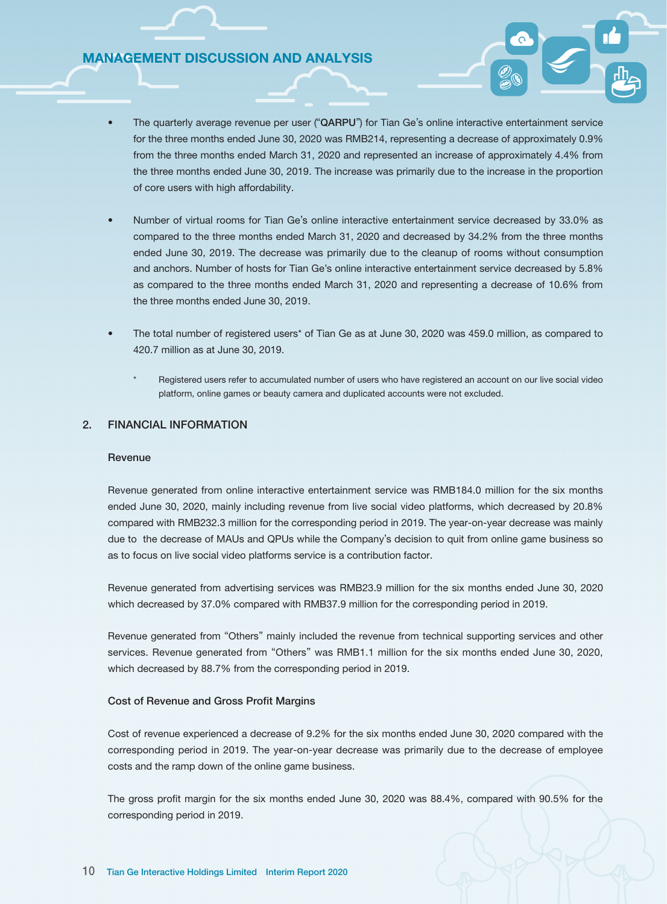- The quarterly average revenue per user ("**QARPU**") for Tian Ge's online interactive entertainment service for the three months ended June 30, 2020 was RMB214, representing a decrease of approximately 0.9% from the three months ended March 31, 2020 and represented an increase of approximately 4.4% from the three months ended June 30, 2019. The increase was primarily due to the increase in the proportion of core users with high affordability.

- Number of virtual rooms for Tian Ge's online interactive entertainment service decreased by 33.0% as compared to the three months ended March 31, 2020 and decreased by 34.2% from the three months ended June 30, 2019. The decrease was primarily due to the cleanup of rooms without consumption and anchors. Number of hosts for Tian Ge's online interactive entertainment service decreased by 5.8% as compared to the three months ended March 31, 2020 and representing a decrease of 10.6% from the three months ended June 30, 2019.

- The total number of registered users* of Tian Ge as at June 30, 2020 was 459.0 million, as compared to 420.7 million as at June 30, 2019.

  \* Registered users refer to accumulated number of users who have registered an account on our live social video platform, online games or beauty camera and duplicated accounts were not excluded.

## 2. FINANCIAL INFORMATION

### Revenue

Revenue generated from online interactive entertainment service was RMB184.0 million for the six months ended June 30, 2020, mainly including revenue from live social video platforms, which decreased by 20.8% compared with RMB232.3 million for the corresponding period in 2019. The year-on-year decrease was mainly due to the decrease of MAUs and QPUs while the Company's decision to quit from online game business so as to focus on live social video platforms service is a contribution factor.

Revenue generated from advertising services was RMB23.9 million for the six months ended June 30, 2020 which decreased by 37.0% compared with RMB37.9 million for the corresponding period in 2019.

Revenue generated from "Others" mainly included the revenue from technical supporting services and other services. Revenue generated from "Others" was RMB1.1 million for the six months ended June 30, 2020, which decreased by 88.7% from the corresponding period in 2019.

### Cost of Revenue and Gross Profit Margins

Cost of revenue experienced a decrease of 9.2% for the six months ended June 30, 2020 compared with the corresponding period in 2019. The year-on-year decrease was primarily due to the decrease of employee costs and the ramp down of the online game business.

The gross profit margin for the six months ended June 30, 2020 was 88.4%, compared with 90.5% for the corresponding period in 2019.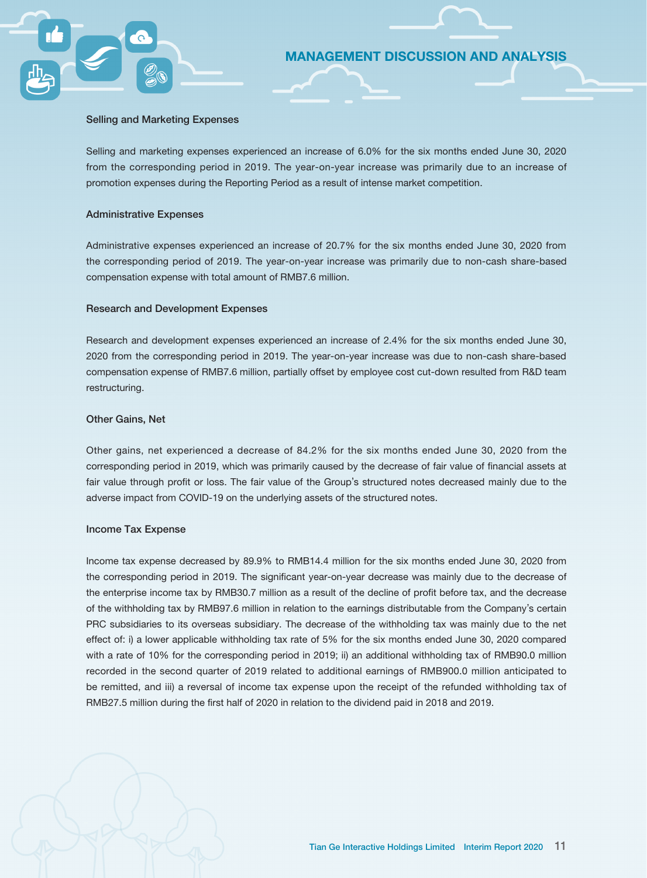#### Selling and Marketing Expenses

Selling and marketing expenses experienced an increase of 6.0% for the six months ended June 30, 2020 from the corresponding period in 2019. The year-on-year increase was primarily due to an increase of promotion expenses during the Reporting Period as a result of intense market competition.

#### Administrative Expenses

Administrative expenses experienced an increase of 20.7% for the six months ended June 30, 2020 from the corresponding period of 2019. The year-on-year increase was primarily due to non-cash share-based compensation expense with total amount of RMB7.6 million.

#### Research and Development Expenses

Research and development expenses experienced an increase of 2.4% for the six months ended June 30, 2020 from the corresponding period in 2019. The year-on-year increase was due to non-cash share-based compensation expense of RMB7.6 million, partially offset by employee cost cut-down resulted from R&D team restructuring.

#### Other Gains, Net

Other gains, net experienced a decrease of 84.2% for the six months ended June 30, 2020 from the corresponding period in 2019, which was primarily caused by the decrease of fair value of financial assets at fair value through profit or loss. The fair value of the Group's structured notes decreased mainly due to the adverse impact from COVID-19 on the underlying assets of the structured notes.

#### Income Tax Expense

Income tax expense decreased by 89.9% to RMB14.4 million for the six months ended June 30, 2020 from the corresponding period in 2019. The significant year-on-year decrease was mainly due to the decrease of the enterprise income tax by RMB30.7 million as a result of the decline of profit before tax, and the decrease of the withholding tax by RMB97.6 million in relation to the earnings distributable from the Company's certain PRC subsidiaries to its overseas subsidiary. The decrease of the withholding tax was mainly due to the net effect of: i) a lower applicable withholding tax rate of 5% for the six months ended June 30, 2020 compared with a rate of 10% for the corresponding period in 2019; ii) an additional withholding tax of RMB90.0 million recorded in the second quarter of 2019 related to additional earnings of RMB900.0 million anticipated to be remitted, and iii) a reversal of income tax expense upon the receipt of the refunded withholding tax of RMB27.5 million during the first half of 2020 in relation to the dividend paid in 2018 and 2019.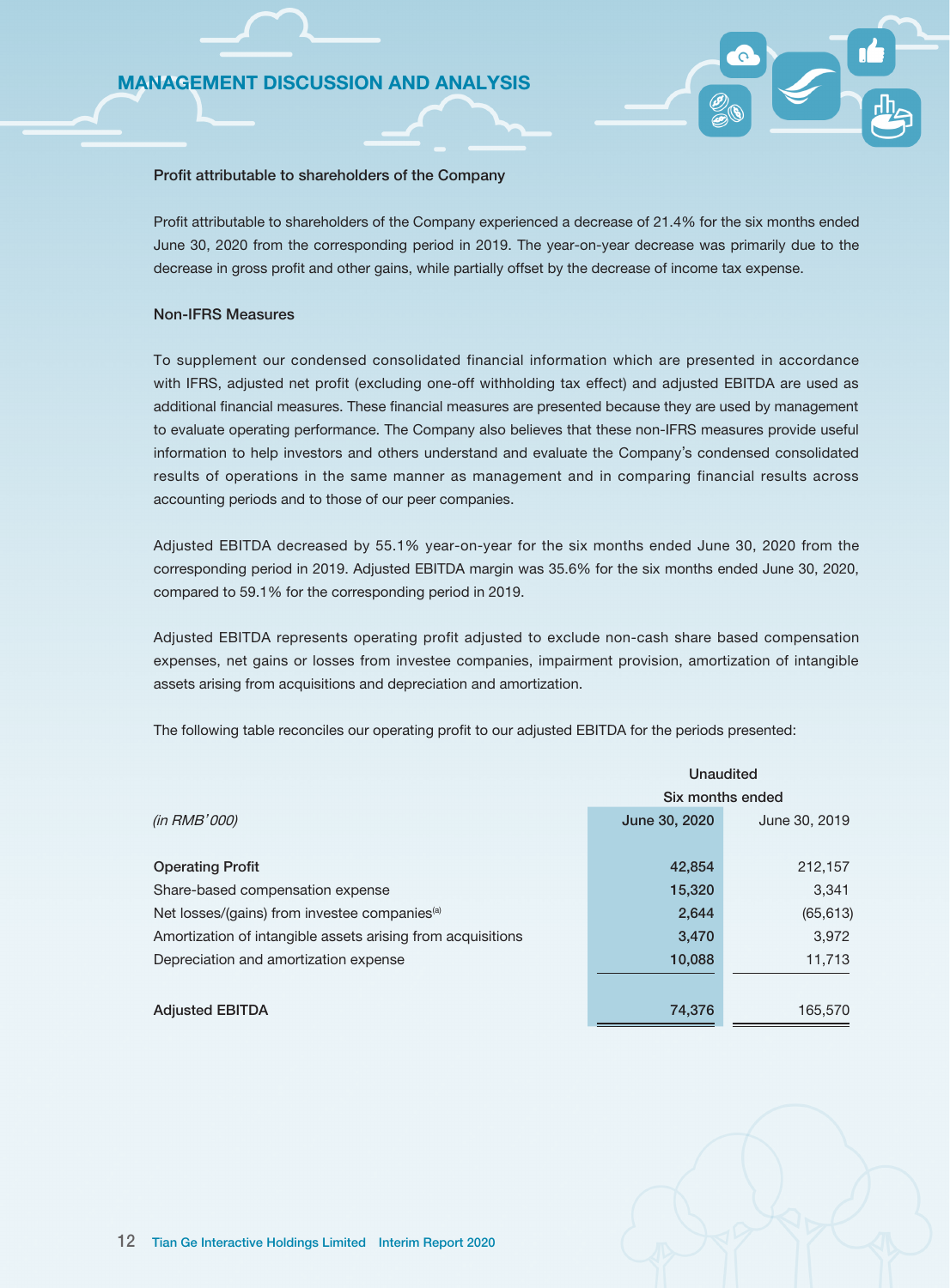### Profit attributable to shareholders of the Company

Profit attributable to shareholders of the Company experienced a decrease of 21.4% for the six months ended June 30, 2020 from the corresponding period in 2019. The year-on-year decrease was primarily due to the decrease in gross profit and other gains, while partially offset by the decrease of income tax expense.

### Non-IFRS Measures

To supplement our condensed consolidated financial information which are presented in accordance with IFRS, adjusted net profit (excluding one-off withholding tax effect) and adjusted EBITDA are used as additional financial measures. These financial measures are presented because they are used by management to evaluate operating performance. The Company also believes that these non-IFRS measures provide useful information to help investors and others understand and evaluate the Company's condensed consolidated results of operations in the same manner as management and in comparing financial results across accounting periods and to those of our peer companies.

Adjusted EBITDA decreased by 55.1% year-on-year for the six months ended June 30, 2020 from the corresponding period in 2019. Adjusted EBITDA margin was 35.6% for the six months ended June 30, 2020, compared to 59.1% for the corresponding period in 2019.

Adjusted EBITDA represents operating profit adjusted to exclude non-cash share based compensation expenses, net gains or losses from investee companies, impairment provision, amortization of intangible assets arising from acquisitions and depreciation and amortization.

The following table reconciles our operating profit to our adjusted EBITDA for the periods presented:

| | Unaudited | |
|---|---|---|
| | Six months ended | |
| *(in RMB'000)* | **June 30, 2020** | June 30, 2019 |
| **Operating Profit** | **42,854** | 212,157 |
| Share-based compensation expense | **15,320** | 3,341 |
| Net losses/(gains) from investee companies[(a)] | **2,644** | (65,613) |
| Amortization of intangible assets arising from acquisitions | **3,470** | 3,972 |
| Depreciation and amortization expense | **10,088** | 11,713 |
| **Adjusted EBITDA** | **74,376** | 165,570 |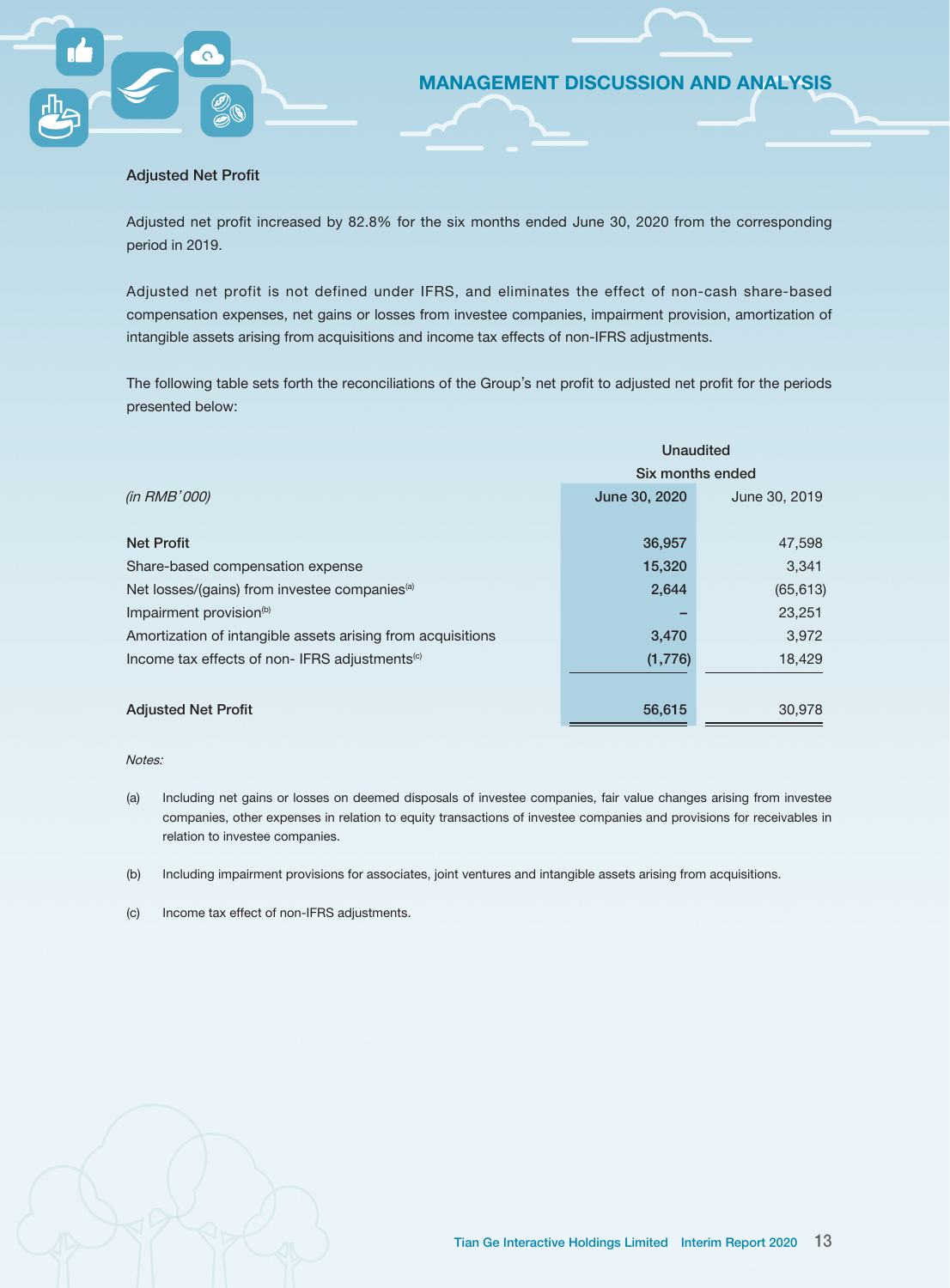## Adjusted Net Profit

Adjusted net profit increased by 82.8% for the six months ended June 30, 2020 from the corresponding period in 2019.

Adjusted net profit is not defined under IFRS, and eliminates the effect of non-cash share-based compensation expenses, net gains or losses from investee companies, impairment provision, amortization of intangible assets arising from acquisitions and income tax effects of non-IFRS adjustments.

The following table sets forth the reconciliations of the Group's net profit to adjusted net profit for the periods presented below:

| | Unaudited | |
|---|---|---|
| | Six months ended | |
| *(in RMB'000)* | **June 30, 2020** | June 30, 2019 |
| **Net Profit** | **36,957** | 47,598 |
| Share-based compensation expense | **15,320** | 3,341 |
| Net losses/(gains) from investee companies[(a)] | **2,644** | (65,613) |
| Impairment provision[(b)] | **–** | 23,251 |
| Amortization of intangible assets arising from acquisitions | **3,470** | 3,972 |
| Income tax effects of non- IFRS adjustments[(c)] | **(1,776)** | 18,429 |
| **Adjusted Net Profit** | **56,615** | 30,978 |

*Notes:*

(a) Including net gains or losses on deemed disposals of investee companies, fair value changes arising from investee companies, other expenses in relation to equity transactions of investee companies and provisions for receivables in relation to investee companies.

(b) Including impairment provisions for associates, joint ventures and intangible assets arising from acquisitions.

(c) Income tax effect of non-IFRS adjustments.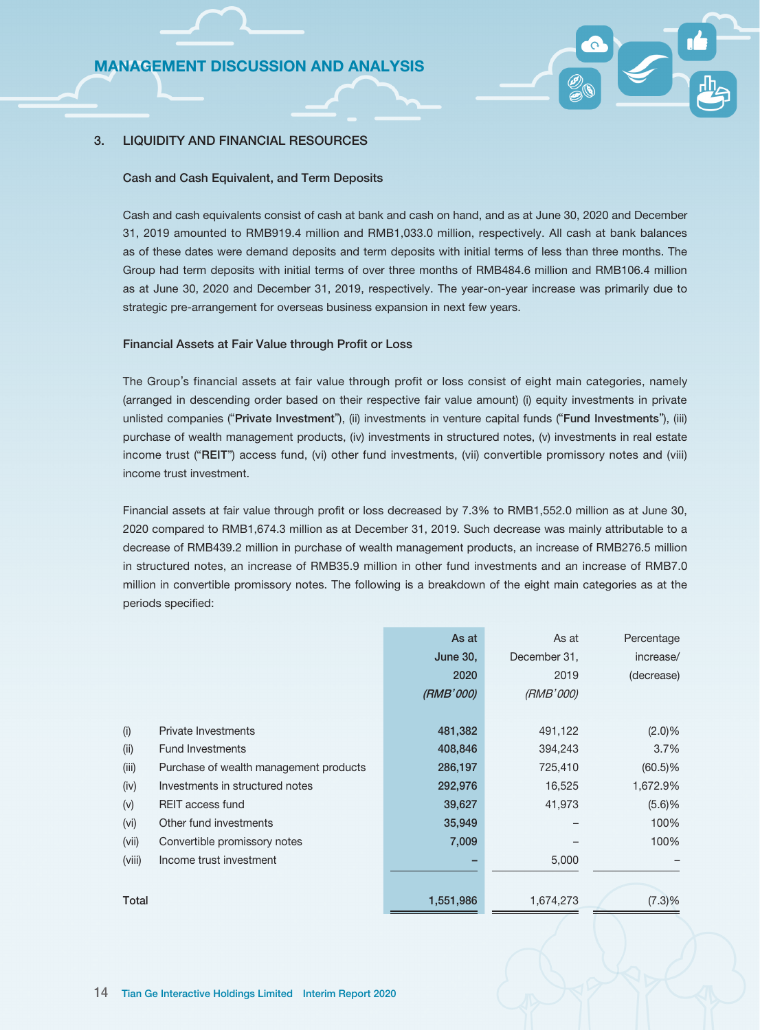## 3. LIQUIDITY AND FINANCIAL RESOURCES

### Cash and Cash Equivalent, and Term Deposits

Cash and cash equivalents consist of cash at bank and cash on hand, and as at June 30, 2020 and December 31, 2019 amounted to RMB919.4 million and RMB1,033.0 million, respectively. All cash at bank balances as of these dates were demand deposits and term deposits with initial terms of less than three months. The Group had term deposits with initial terms of over three months of RMB484.6 million and RMB106.4 million as at June 30, 2020 and December 31, 2019, respectively. The year-on-year increase was primarily due to strategic pre-arrangement for overseas business expansion in next few years.

### Financial Assets at Fair Value through Profit or Loss

The Group's financial assets at fair value through profit or loss consist of eight main categories, namely (arranged in descending order based on their respective fair value amount) (i) equity investments in private unlisted companies ("**Private Investment**"), (ii) investments in venture capital funds ("**Fund Investments**"), (iii) purchase of wealth management products, (iv) investments in structured notes, (v) investments in real estate income trust ("**REIT**") access fund, (vi) other fund investments, (vii) convertible promissory notes and (viii) income trust investment.

Financial assets at fair value through profit or loss decreased by 7.3% to RMB1,552.0 million as at June 30, 2020 compared to RMB1,674.3 million as at December 31, 2019. Such decrease was mainly attributable to a decrease of RMB439.2 million in purchase of wealth management products, an increase of RMB276.5 million in structured notes, an increase of RMB35.9 million in other fund investments and an increase of RMB7.0 million in convertible promissory notes. The following is a breakdown of the eight main categories as at the periods specified:

| | | As at June 30, 2020 *(RMB'000)* | As at December 31, 2019 *(RMB'000)* | Percentage increase/ (decrease) |
|---|---|---|---|---|
| (i) | Private Investments | 481,382 | 491,122 | (2.0)% |
| (ii) | Fund Investments | 408,846 | 394,243 | 3.7% |
| (iii) | Purchase of wealth management products | 286,197 | 725,410 | (60.5)% |
| (iv) | Investments in structured notes | 292,976 | 16,525 | 1,672.9% |
| (v) | REIT access fund | 39,627 | 41,973 | (5.6)% |
| (vi) | Other fund investments | 35,949 | – | 100% |
| (vii) | Convertible promissory notes | 7,009 | – | 100% |
| (viii) | Income trust investment | – | 5,000 | – |
| **Total** | | 1,551,986 | 1,674,273 | (7.3)% |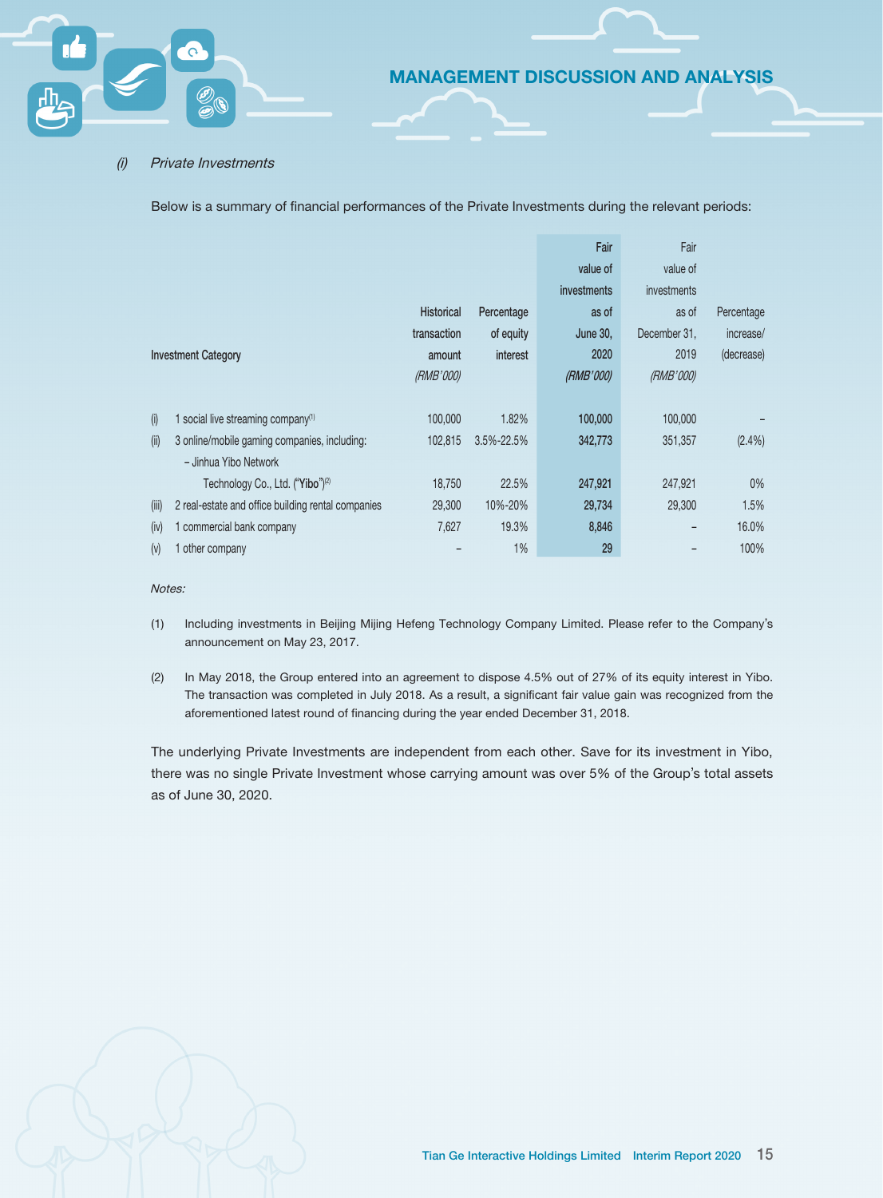*(i) Private Investments*

Below is a summary of financial performances of the Private Investments during the relevant periods:

| | Investment Category | Historical transaction amount *(RMB'000)* | Percentage of equity interest | Fair value of investments as of June 30, 2020 *(RMB'000)* | Fair value of investments as of December 31, 2019 *(RMB'000)* | Percentage increase/ (decrease) |
|---|---|---|---|---|---|---|
| (i) | 1 social live streaming company[1] | 100,000 | 1.82% | 100,000 | 100,000 | – |
| (ii) | 3 online/mobile gaming companies, including: | 102,815 | 3.5%-22.5% | 342,773 | 351,357 | (2.4%) |
| | – Jinhua Yibo Network Technology Co., Ltd. ("**Yibo**")[2] | 18,750 | 22.5% | 247,921 | 247,921 | 0% |
| (iii) | 2 real-estate and office building rental companies | 29,300 | 10%-20% | 29,734 | 29,300 | 1.5% |
| (iv) | 1 commercial bank company | 7,627 | 19.3% | 8,846 | – | 16.0% |
| (v) | 1 other company | – | 1% | 29 | – | 100% |

*Notes:*

(1) Including investments in Beijing Mijing Hefeng Technology Company Limited. Please refer to the Company's announcement on May 23, 2017.

(2) In May 2018, the Group entered into an agreement to dispose 4.5% out of 27% of its equity interest in Yibo. The transaction was completed in July 2018. As a result, a significant fair value gain was recognized from the aforementioned latest round of financing during the year ended December 31, 2018.

The underlying Private Investments are independent from each other. Save for its investment in Yibo, there was no single Private Investment whose carrying amount was over 5% of the Group's total assets as of June 30, 2020.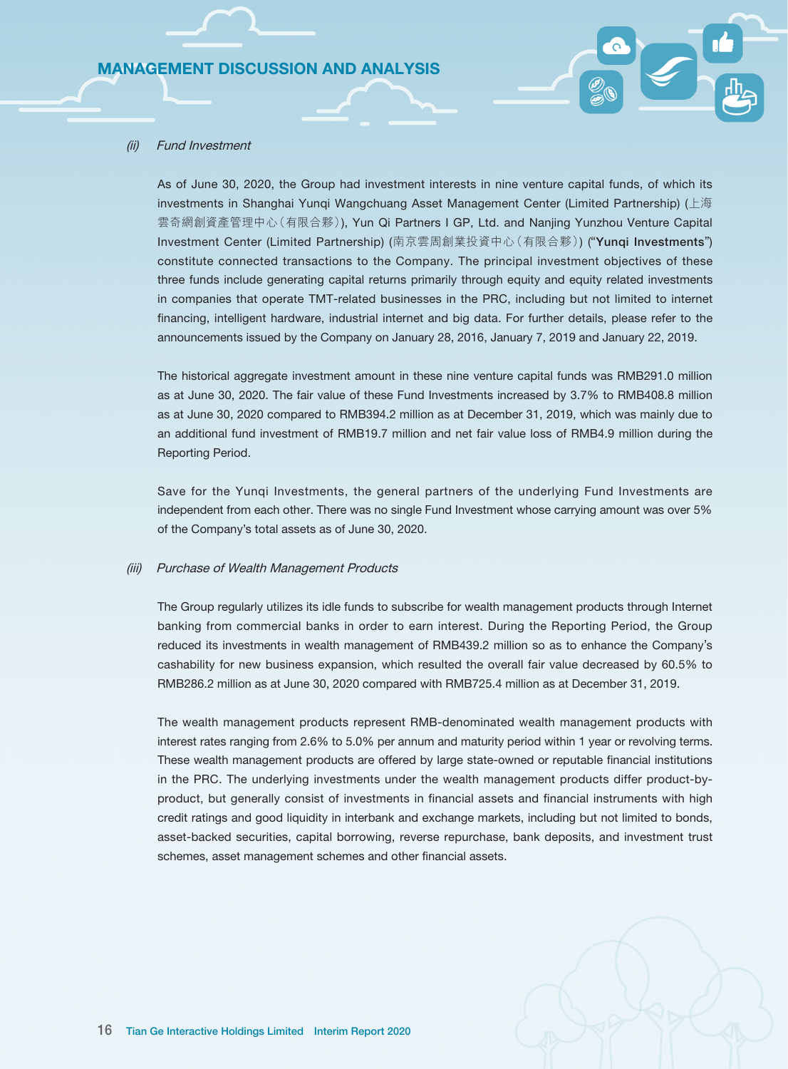*(ii) Fund Investment*

As of June 30, 2020, the Group had investment interests in nine venture capital funds, of which its investments in Shanghai Yunqi Wangchuang Asset Management Center (Limited Partnership) (上海雲奇網創資產管理中心(有限合夥)), Yun Qi Partners I GP, Ltd. and Nanjing Yunzhou Venture Capital Investment Center (Limited Partnership) (南京雲周創業投資中心(有限合夥)) ("**Yunqi Investments**") constitute connected transactions to the Company. The principal investment objectives of these three funds include generating capital returns primarily through equity and equity related investments in companies that operate TMT-related businesses in the PRC, including but not limited to internet financing, intelligent hardware, industrial internet and big data. For further details, please refer to the announcements issued by the Company on January 28, 2016, January 7, 2019 and January 22, 2019.

The historical aggregate investment amount in these nine venture capital funds was RMB291.0 million as at June 30, 2020. The fair value of these Fund Investments increased by 3.7% to RMB408.8 million as at June 30, 2020 compared to RMB394.2 million as at December 31, 2019, which was mainly due to an additional fund investment of RMB19.7 million and net fair value loss of RMB4.9 million during the Reporting Period.

Save for the Yunqi Investments, the general partners of the underlying Fund Investments are independent from each other. There was no single Fund Investment whose carrying amount was over 5% of the Company's total assets as of June 30, 2020.

*(iii) Purchase of Wealth Management Products*

The Group regularly utilizes its idle funds to subscribe for wealth management products through Internet banking from commercial banks in order to earn interest. During the Reporting Period, the Group reduced its investments in wealth management of RMB439.2 million so as to enhance the Company's cashability for new business expansion, which resulted the overall fair value decreased by 60.5% to RMB286.2 million as at June 30, 2020 compared with RMB725.4 million as at December 31, 2019.

The wealth management products represent RMB-denominated wealth management products with interest rates ranging from 2.6% to 5.0% per annum and maturity period within 1 year or revolving terms. These wealth management products are offered by large state-owned or reputable financial institutions in the PRC. The underlying investments under the wealth management products differ product-by-product, but generally consist of investments in financial assets and financial instruments with high credit ratings and good liquidity in interbank and exchange markets, including but not limited to bonds, asset-backed securities, capital borrowing, reverse repurchase, bank deposits, and investment trust schemes, asset management schemes and other financial assets.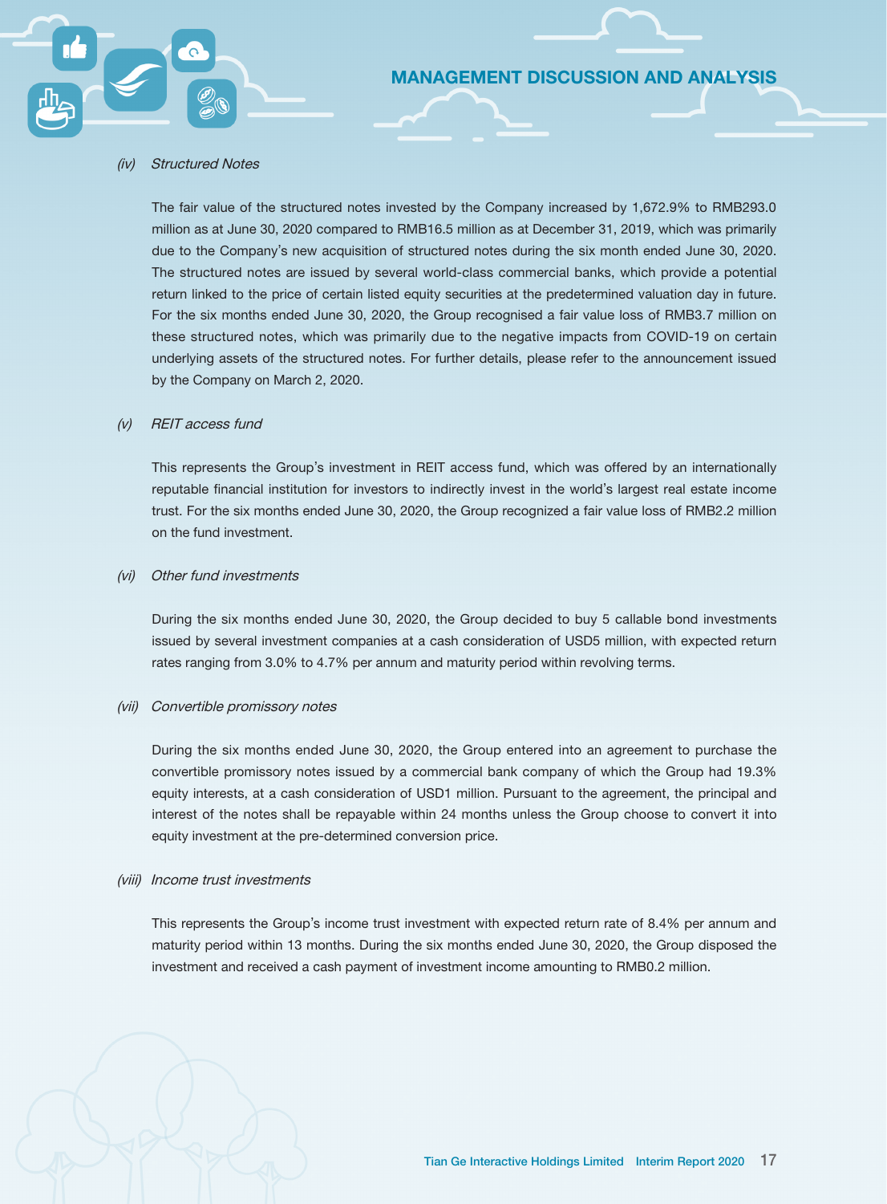*(iv) Structured Notes*

The fair value of the structured notes invested by the Company increased by 1,672.9% to RMB293.0 million as at June 30, 2020 compared to RMB16.5 million as at December 31, 2019, which was primarily due to the Company's new acquisition of structured notes during the six month ended June 30, 2020. The structured notes are issued by several world-class commercial banks, which provide a potential return linked to the price of certain listed equity securities at the predetermined valuation day in future. For the six months ended June 30, 2020, the Group recognised a fair value loss of RMB3.7 million on these structured notes, which was primarily due to the negative impacts from COVID-19 on certain underlying assets of the structured notes. For further details, please refer to the announcement issued by the Company on March 2, 2020.

*(v) REIT access fund*

This represents the Group's investment in REIT access fund, which was offered by an internationally reputable financial institution for investors to indirectly invest in the world's largest real estate income trust. For the six months ended June 30, 2020, the Group recognized a fair value loss of RMB2.2 million on the fund investment.

*(vi) Other fund investments*

During the six months ended June 30, 2020, the Group decided to buy 5 callable bond investments issued by several investment companies at a cash consideration of USD5 million, with expected return rates ranging from 3.0% to 4.7% per annum and maturity period within revolving terms.

*(vii) Convertible promissory notes*

During the six months ended June 30, 2020, the Group entered into an agreement to purchase the convertible promissory notes issued by a commercial bank company of which the Group had 19.3% equity interests, at a cash consideration of USD1 million. Pursuant to the agreement, the principal and interest of the notes shall be repayable within 24 months unless the Group choose to convert it into equity investment at the pre-determined conversion price.

*(viii) Income trust investments*

This represents the Group's income trust investment with expected return rate of 8.4% per annum and maturity period within 13 months. During the six months ended June 30, 2020, the Group disposed the investment and received a cash payment of investment income amounting to RMB0.2 million.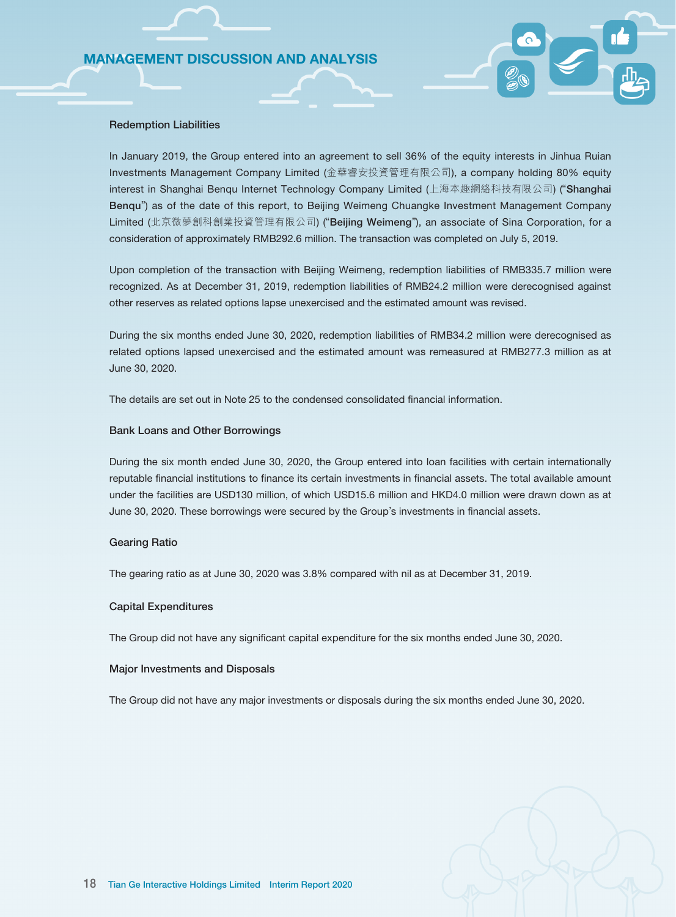### Redemption Liabilities

In January 2019, the Group entered into an agreement to sell 36% of the equity interests in Jinhua Ruian Investments Management Company Limited (金華睿安投資管理有限公司), a company holding 80% equity interest in Shanghai Benqu Internet Technology Company Limited (上海本趣網絡科技有限公司) ("**Shanghai Benqu**") as of the date of this report, to Beijing Weimeng Chuangke Investment Management Company Limited (北京微夢創科創業投資管理有限公司) ("**Beijing Weimeng**"), an associate of Sina Corporation, for a consideration of approximately RMB292.6 million. The transaction was completed on July 5, 2019.

Upon completion of the transaction with Beijing Weimeng, redemption liabilities of RMB335.7 million were recognized. As at December 31, 2019, redemption liabilities of RMB24.2 million were derecognised against other reserves as related options lapse unexercised and the estimated amount was revised.

During the six months ended June 30, 2020, redemption liabilities of RMB34.2 million were derecognised as related options lapsed unexercised and the estimated amount was remeasured at RMB277.3 million as at June 30, 2020.

The details are set out in Note 25 to the condensed consolidated financial information.

### Bank Loans and Other Borrowings

During the six month ended June 30, 2020, the Group entered into loan facilities with certain internationally reputable financial institutions to finance its certain investments in financial assets. The total available amount under the facilities are USD130 million, of which USD15.6 million and HKD4.0 million were drawn down as at June 30, 2020. These borrowings were secured by the Group's investments in financial assets.

### Gearing Ratio

The gearing ratio as at June 30, 2020 was 3.8% compared with nil as at December 31, 2019.

### Capital Expenditures

The Group did not have any significant capital expenditure for the six months ended June 30, 2020.

### Major Investments and Disposals

The Group did not have any major investments or disposals during the six months ended June 30, 2020.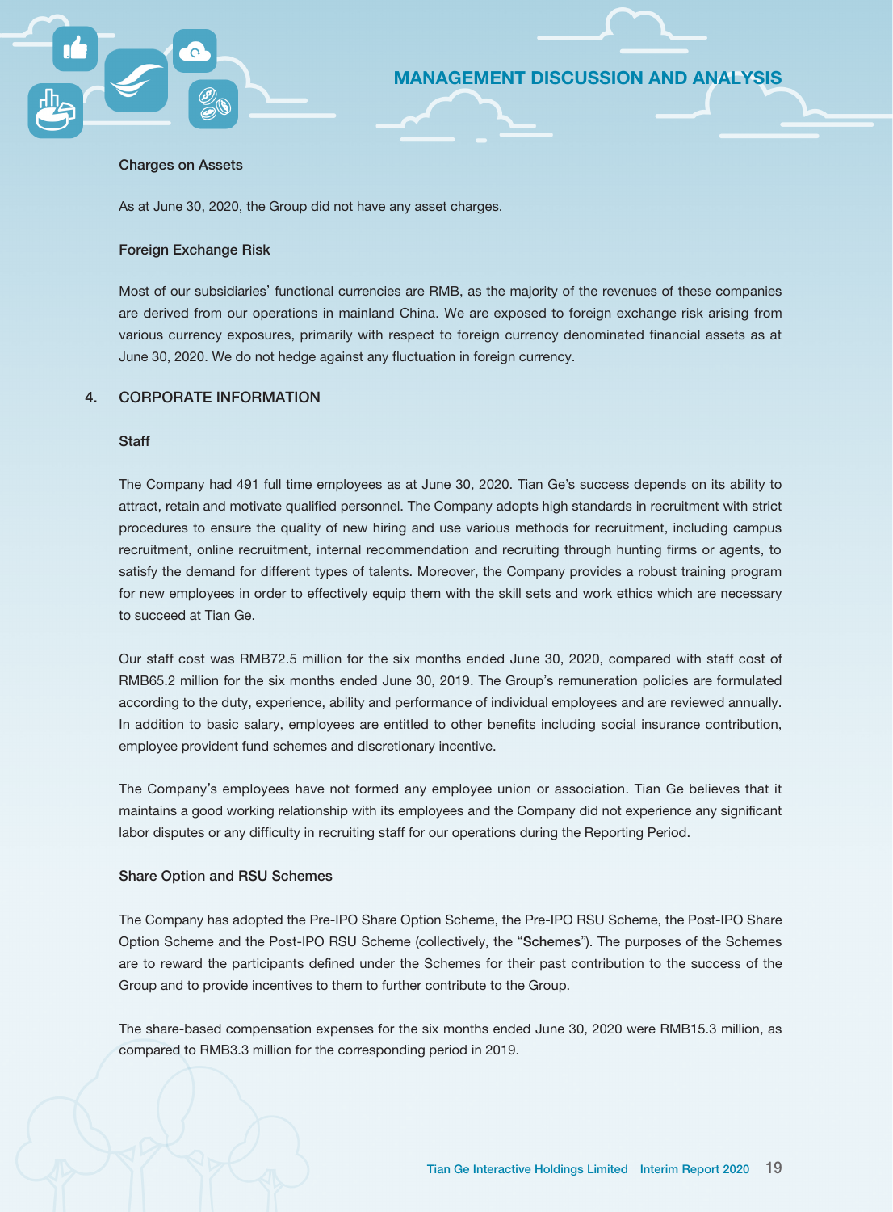### Charges on Assets

As at June 30, 2020, the Group did not have any asset charges.

### Foreign Exchange Risk

Most of our subsidiaries' functional currencies are RMB, as the majority of the revenues of these companies are derived from our operations in mainland China. We are exposed to foreign exchange risk arising from various currency exposures, primarily with respect to foreign currency denominated financial assets as at June 30, 2020. We do not hedge against any fluctuation in foreign currency.

## 4. CORPORATE INFORMATION

### Staff

The Company had 491 full time employees as at June 30, 2020. Tian Ge's success depends on its ability to attract, retain and motivate qualified personnel. The Company adopts high standards in recruitment with strict procedures to ensure the quality of new hiring and use various methods for recruitment, including campus recruitment, online recruitment, internal recommendation and recruiting through hunting firms or agents, to satisfy the demand for different types of talents. Moreover, the Company provides a robust training program for new employees in order to effectively equip them with the skill sets and work ethics which are necessary to succeed at Tian Ge.

Our staff cost was RMB72.5 million for the six months ended June 30, 2020, compared with staff cost of RMB65.2 million for the six months ended June 30, 2019. The Group's remuneration policies are formulated according to the duty, experience, ability and performance of individual employees and are reviewed annually. In addition to basic salary, employees are entitled to other benefits including social insurance contribution, employee provident fund schemes and discretionary incentive.

The Company's employees have not formed any employee union or association. Tian Ge believes that it maintains a good working relationship with its employees and the Company did not experience any significant labor disputes or any difficulty in recruiting staff for our operations during the Reporting Period.

### Share Option and RSU Schemes

The Company has adopted the Pre-IPO Share Option Scheme, the Pre-IPO RSU Scheme, the Post-IPO Share Option Scheme and the Post-IPO RSU Scheme (collectively, the "**Schemes**"). The purposes of the Schemes are to reward the participants defined under the Schemes for their past contribution to the success of the Group and to provide incentives to them to further contribute to the Group.

The share-based compensation expenses for the six months ended June 30, 2020 were RMB15.3 million, as compared to RMB3.3 million for the corresponding period in 2019.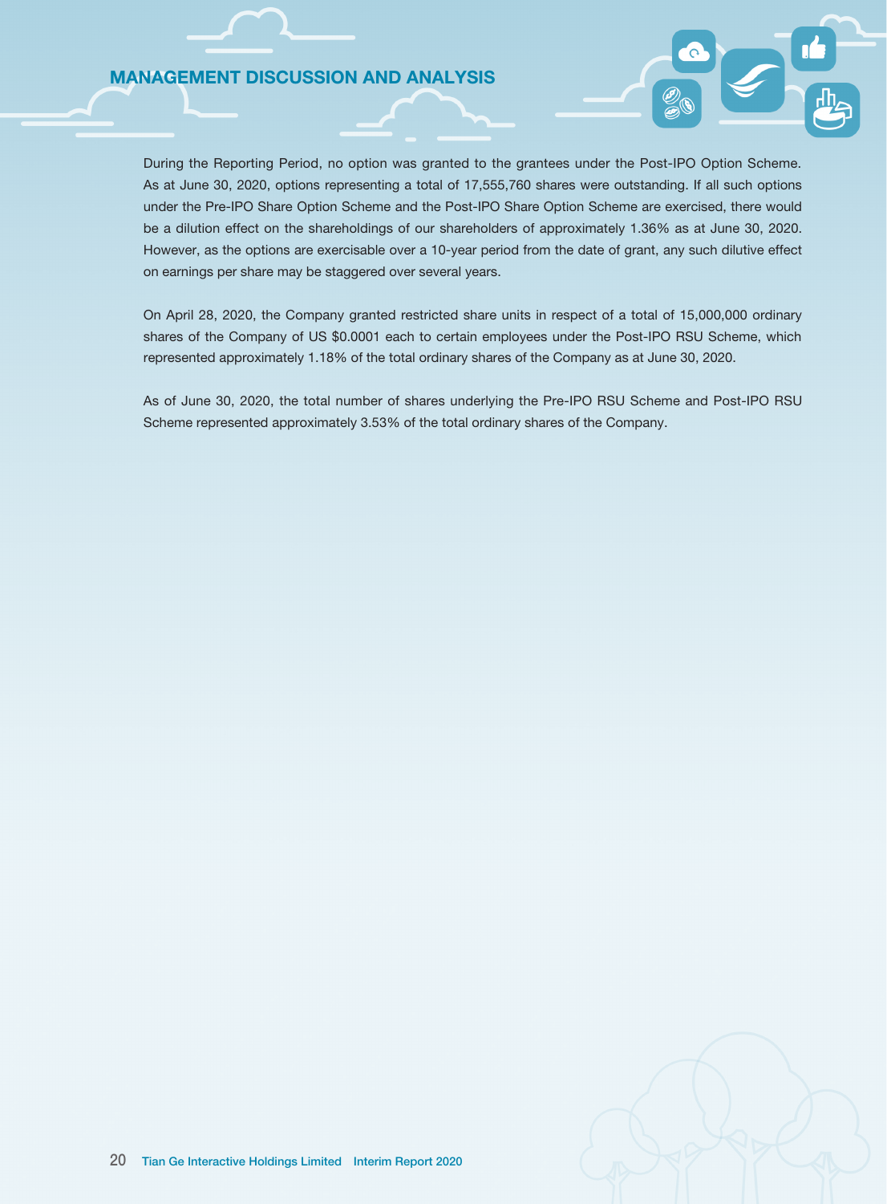During the Reporting Period, no option was granted to the grantees under the Post-IPO Option Scheme. As at June 30, 2020, options representing a total of 17,555,760 shares were outstanding. If all such options under the Pre-IPO Share Option Scheme and the Post-IPO Share Option Scheme are exercised, there would be a dilution effect on the shareholdings of our shareholders of approximately 1.36% as at June 30, 2020. However, as the options are exercisable over a 10-year period from the date of grant, any such dilutive effect on earnings per share may be staggered over several years.

On April 28, 2020, the Company granted restricted share units in respect of a total of 15,000,000 ordinary shares of the Company of US $0.0001 each to certain employees under the Post-IPO RSU Scheme, which represented approximately 1.18% of the total ordinary shares of the Company as at June 30, 2020.

As of June 30, 2020, the total number of shares underlying the Pre-IPO RSU Scheme and Post-IPO RSU Scheme represented approximately 3.53% of the total ordinary shares of the Company.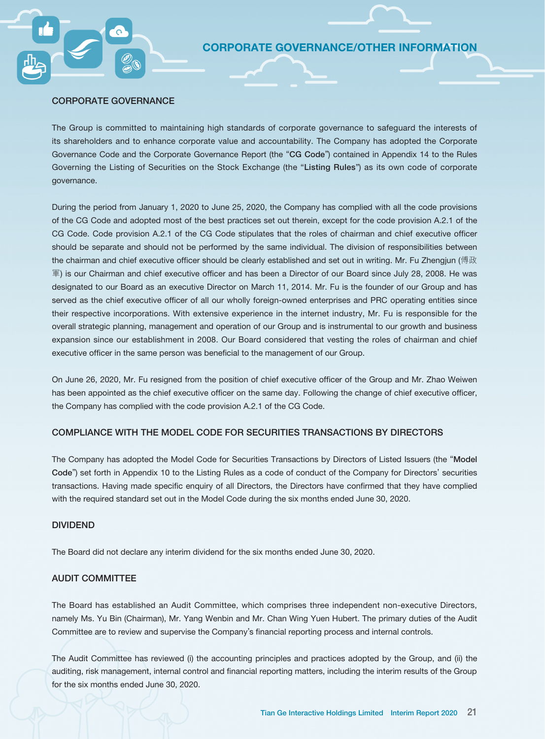## CORPORATE GOVERNANCE

The Group is committed to maintaining high standards of corporate governance to safeguard the interests of its shareholders and to enhance corporate value and accountability. The Company has adopted the Corporate Governance Code and the Corporate Governance Report (the "**CG Code**") contained in Appendix 14 to the Rules Governing the Listing of Securities on the Stock Exchange (the "**Listing Rules**") as its own code of corporate governance.

During the period from January 1, 2020 to June 25, 2020, the Company has complied with all the code provisions of the CG Code and adopted most of the best practices set out therein, except for the code provision A.2.1 of the CG Code. Code provision A.2.1 of the CG Code stipulates that the roles of chairman and chief executive officer should be separate and should not be performed by the same individual. The division of responsibilities between the chairman and chief executive officer should be clearly established and set out in writing. Mr. Fu Zhengjun (傅政軍) is our Chairman and chief executive officer and has been a Director of our Board since July 28, 2008. He was designated to our Board as an executive Director on March 11, 2014. Mr. Fu is the founder of our Group and has served as the chief executive officer of all our wholly foreign-owned enterprises and PRC operating entities since their respective incorporations. With extensive experience in the internet industry, Mr. Fu is responsible for the overall strategic planning, management and operation of our Group and is instrumental to our growth and business expansion since our establishment in 2008. Our Board considered that vesting the roles of chairman and chief executive officer in the same person was beneficial to the management of our Group.

On June 26, 2020, Mr. Fu resigned from the position of chief executive officer of the Group and Mr. Zhao Weiwen has been appointed as the chief executive officer on the same day. Following the change of chief executive officer, the Company has complied with the code provision A.2.1 of the CG Code.

## COMPLIANCE WITH THE MODEL CODE FOR SECURITIES TRANSACTIONS BY DIRECTORS

The Company has adopted the Model Code for Securities Transactions by Directors of Listed Issuers (the "**Model Code**") set forth in Appendix 10 to the Listing Rules as a code of conduct of the Company for Directors' securities transactions. Having made specific enquiry of all Directors, the Directors have confirmed that they have complied with the required standard set out in the Model Code during the six months ended June 30, 2020.

## DIVIDEND

The Board did not declare any interim dividend for the six months ended June 30, 2020.

## AUDIT COMMITTEE

The Board has established an Audit Committee, which comprises three independent non-executive Directors, namely Ms. Yu Bin (Chairman), Mr. Yang Wenbin and Mr. Chan Wing Yuen Hubert. The primary duties of the Audit Committee are to review and supervise the Company's financial reporting process and internal controls.

The Audit Committee has reviewed (i) the accounting principles and practices adopted by the Group, and (ii) the auditing, risk management, internal control and financial reporting matters, including the interim results of the Group for the six months ended June 30, 2020.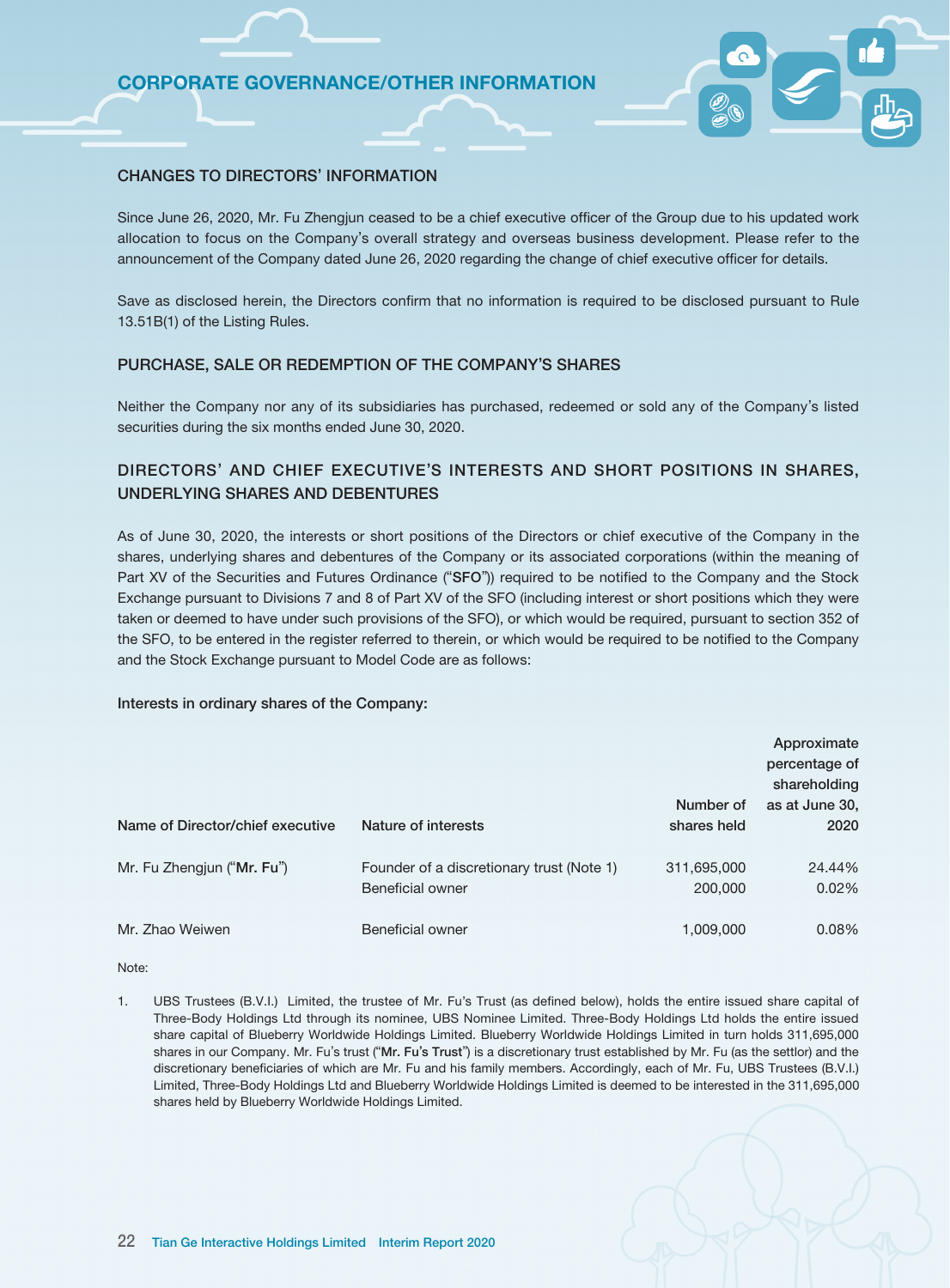# CORPORATE GOVERNANCE/OTHER INFORMATION

## CHANGES TO DIRECTORS' INFORMATION

Since June 26, 2020, Mr. Fu Zhengjun ceased to be a chief executive officer of the Group due to his updated work allocation to focus on the Company's overall strategy and overseas business development. Please refer to the announcement of the Company dated June 26, 2020 regarding the change of chief executive officer for details.

Save as disclosed herein, the Directors confirm that no information is required to be disclosed pursuant to Rule 13.51B(1) of the Listing Rules.

## PURCHASE, SALE OR REDEMPTION OF THE COMPANY'S SHARES

Neither the Company nor any of its subsidiaries has purchased, redeemed or sold any of the Company's listed securities during the six months ended June 30, 2020.

## DIRECTORS' AND CHIEF EXECUTIVE'S INTERESTS AND SHORT POSITIONS IN SHARES, UNDERLYING SHARES AND DEBENTURES

As of June 30, 2020, the interests or short positions of the Directors or chief executive of the Company in the shares, underlying shares and debentures of the Company or its associated corporations (within the meaning of Part XV of the Securities and Futures Ordinance ("**SFO**")) required to be notified to the Company and the Stock Exchange pursuant to Divisions 7 and 8 of Part XV of the SFO (including interest or short positions which they were taken or deemed to have under such provisions of the SFO), or which would be required, pursuant to section 352 of the SFO, to be entered in the register referred to therein, or which would be required to be notified to the Company and the Stock Exchange pursuant to Model Code are as follows:

**Interests in ordinary shares of the Company:**

| Name of Director/chief executive | Nature of interests | Number of shares held | Approximate percentage of shareholding as at June 30, 2020 |
|---|---|---|---|
| Mr. Fu Zhengjun ("**Mr. Fu**") | Founder of a discretionary trust (Note 1) | 311,695,000 | 24.44% |
| | Beneficial owner | 200,000 | 0.02% |
| Mr. Zhao Weiwen | Beneficial owner | 1,009,000 | 0.08% |

Note:

1. UBS Trustees (B.V.I.) Limited, the trustee of Mr. Fu's Trust (as defined below), holds the entire issued share capital of Three-Body Holdings Ltd through its nominee, UBS Nominee Limited. Three-Body Holdings Ltd holds the entire issued share capital of Blueberry Worldwide Holdings Limited. Blueberry Worldwide Holdings Limited in turn holds 311,695,000 shares in our Company. Mr. Fu's trust ("**Mr. Fu's Trust**") is a discretionary trust established by Mr. Fu (as the settlor) and the discretionary beneficiaries of which are Mr. Fu and his family members. Accordingly, each of Mr. Fu, UBS Trustees (B.V.I.) Limited, Three-Body Holdings Ltd and Blueberry Worldwide Holdings Limited is deemed to be interested in the 311,695,000 shares held by Blueberry Worldwide Holdings Limited.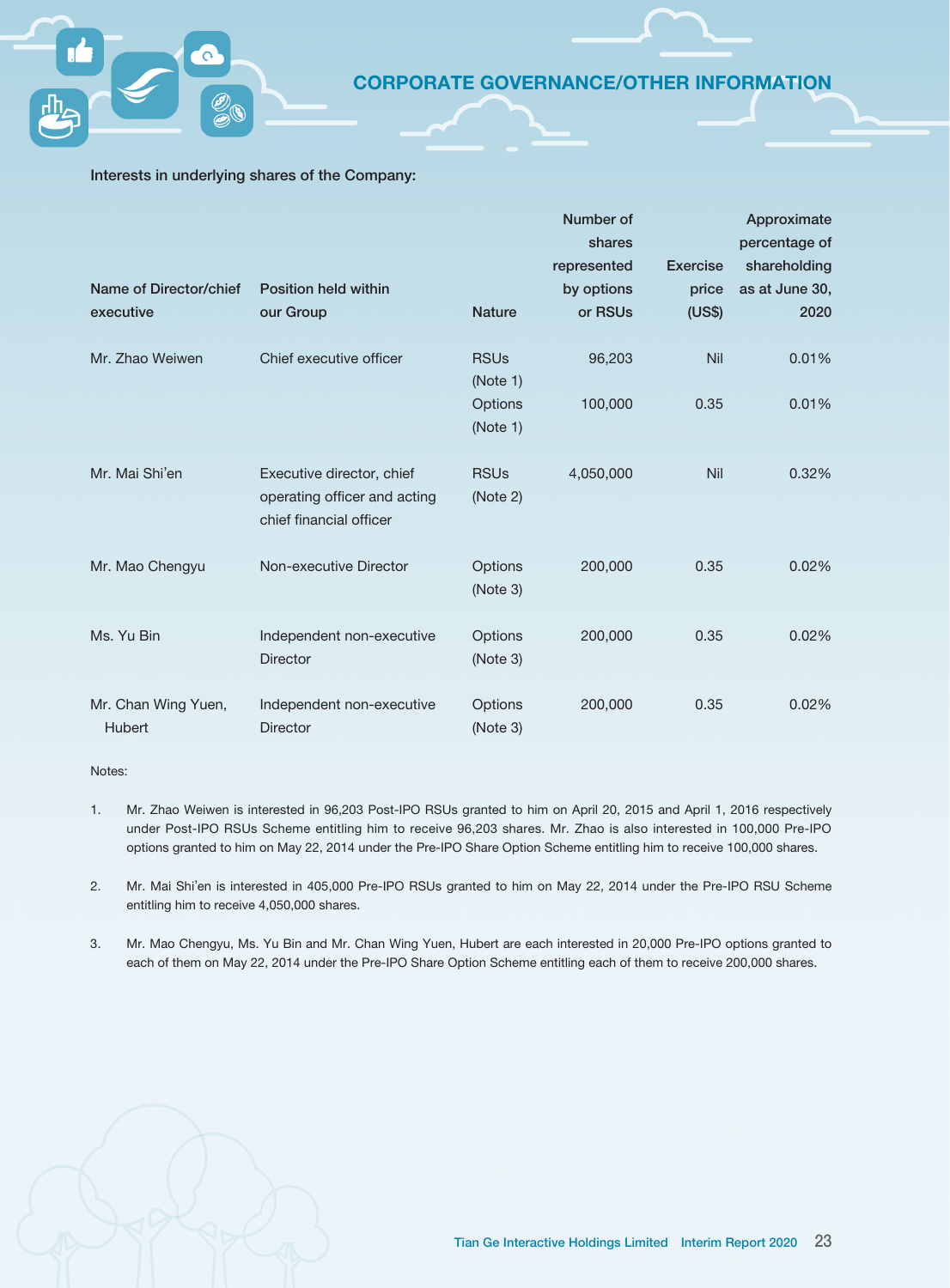**Interests in underlying shares of the Company:**

| Name of Director/chief executive | Position held within our Group | Nature | Number of shares represented by options or RSUs | Exercise price (US$) | Approximate percentage of shareholding as at June 30, 2020 |
|---|---|---|---|---|---|
| Mr. Zhao Weiwen | Chief executive officer | RSUs (Note 1) | 96,203 | Nil | 0.01% |
| | | Options (Note 1) | 100,000 | 0.35 | 0.01% |
| Mr. Mai Shi'en | Executive director, chief operating officer and acting chief financial officer | RSUs (Note 2) | 4,050,000 | Nil | 0.32% |
| Mr. Mao Chengyu | Non-executive Director | Options (Note 3) | 200,000 | 0.35 | 0.02% |
| Ms. Yu Bin | Independent non-executive Director | Options (Note 3) | 200,000 | 0.35 | 0.02% |
| Mr. Chan Wing Yuen, Hubert | Independent non-executive Director | Options (Note 3) | 200,000 | 0.35 | 0.02% |

Notes:

1. Mr. Zhao Weiwen is interested in 96,203 Post-IPO RSUs granted to him on April 20, 2015 and April 1, 2016 respectively under Post-IPO RSUs Scheme entitling him to receive 96,203 shares. Mr. Zhao is also interested in 100,000 Pre-IPO options granted to him on May 22, 2014 under the Pre-IPO Share Option Scheme entitling him to receive 100,000 shares.

2. Mr. Mai Shi'en is interested in 405,000 Pre-IPO RSUs granted to him on May 22, 2014 under the Pre-IPO RSU Scheme entitling him to receive 4,050,000 shares.

3. Mr. Mao Chengyu, Ms. Yu Bin and Mr. Chan Wing Yuen, Hubert are each interested in 20,000 Pre-IPO options granted to each of them on May 22, 2014 under the Pre-IPO Share Option Scheme entitling each of them to receive 200,000 shares.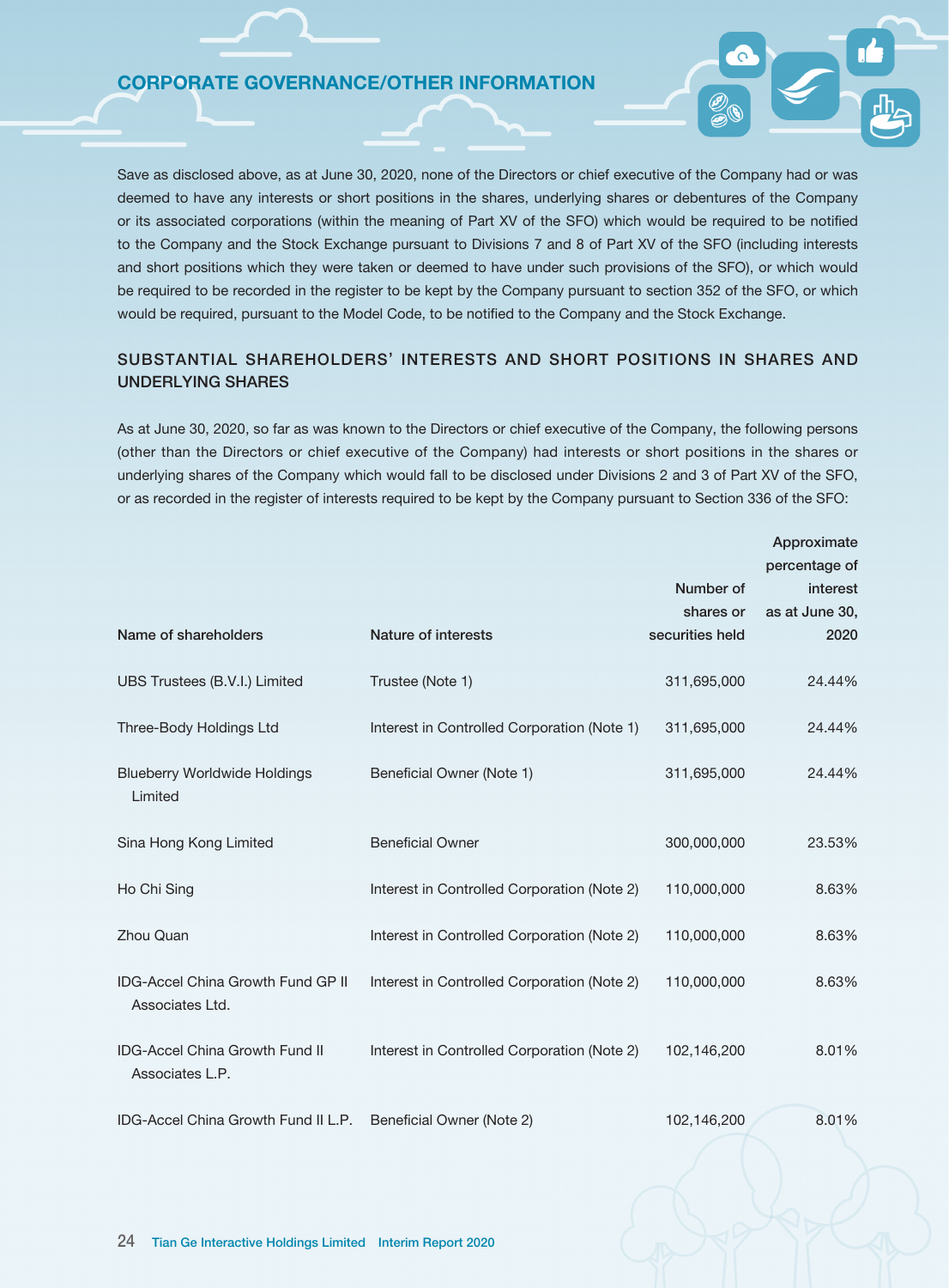Save as disclosed above, as at June 30, 2020, none of the Directors or chief executive of the Company had or was deemed to have any interests or short positions in the shares, underlying shares or debentures of the Company or its associated corporations (within the meaning of Part XV of the SFO) which would be required to be notified to the Company and the Stock Exchange pursuant to Divisions 7 and 8 of Part XV of the SFO (including interests and short positions which they were taken or deemed to have under such provisions of the SFO), or which would be required to be recorded in the register to be kept by the Company pursuant to section 352 of the SFO, or which would be required, pursuant to the Model Code, to be notified to the Company and the Stock Exchange.

## SUBSTANTIAL SHAREHOLDERS' INTERESTS AND SHORT POSITIONS IN SHARES AND UNDERLYING SHARES

As at June 30, 2020, so far as was known to the Directors or chief executive of the Company, the following persons (other than the Directors or chief executive of the Company) had interests or short positions in the shares or underlying shares of the Company which would fall to be disclosed under Divisions 2 and 3 of Part XV of the SFO, or as recorded in the register of interests required to be kept by the Company pursuant to Section 336 of the SFO:

| Name of shareholders | Nature of interests | Number of shares or securities held | Approximate percentage of interest as at June 30, 2020 |
|---|---|---|---|
| UBS Trustees (B.V.I.) Limited | Trustee (Note 1) | 311,695,000 | 24.44% |
| Three-Body Holdings Ltd | Interest in Controlled Corporation (Note 1) | 311,695,000 | 24.44% |
| Blueberry Worldwide Holdings Limited | Beneficial Owner (Note 1) | 311,695,000 | 24.44% |
| Sina Hong Kong Limited | Beneficial Owner | 300,000,000 | 23.53% |
| Ho Chi Sing | Interest in Controlled Corporation (Note 2) | 110,000,000 | 8.63% |
| Zhou Quan | Interest in Controlled Corporation (Note 2) | 110,000,000 | 8.63% |
| IDG-Accel China Growth Fund GP II Associates Ltd. | Interest in Controlled Corporation (Note 2) | 110,000,000 | 8.63% |
| IDG-Accel China Growth Fund II Associates L.P. | Interest in Controlled Corporation (Note 2) | 102,146,200 | 8.01% |
| IDG-Accel China Growth Fund II L.P. | Beneficial Owner (Note 2) | 102,146,200 | 8.01% |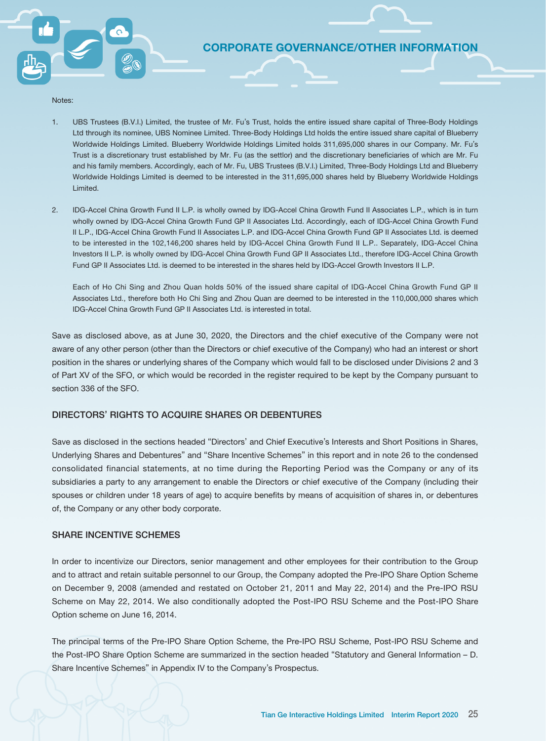Notes:

1. UBS Trustees (B.V.I.) Limited, the trustee of Mr. Fu's Trust, holds the entire issued share capital of Three-Body Holdings Ltd through its nominee, UBS Nominee Limited. Three-Body Holdings Ltd holds the entire issued share capital of Blueberry Worldwide Holdings Limited. Blueberry Worldwide Holdings Limited holds 311,695,000 shares in our Company. Mr. Fu's Trust is a discretionary trust established by Mr. Fu (as the settlor) and the discretionary beneficiaries of which are Mr. Fu and his family members. Accordingly, each of Mr. Fu, UBS Trustees (B.V.I.) Limited, Three-Body Holdings Ltd and Blueberry Worldwide Holdings Limited is deemed to be interested in the 311,695,000 shares held by Blueberry Worldwide Holdings Limited.

2. IDG-Accel China Growth Fund II L.P. is wholly owned by IDG-Accel China Growth Fund II Associates L.P., which is in turn wholly owned by IDG-Accel China Growth Fund GP II Associates Ltd. Accordingly, each of IDG-Accel China Growth Fund II L.P., IDG-Accel China Growth Fund II Associates L.P. and IDG-Accel China Growth Fund GP II Associates Ltd. is deemed to be interested in the 102,146,200 shares held by IDG-Accel China Growth Fund II L.P.. Separately, IDG-Accel China Investors II L.P. is wholly owned by IDG-Accel China Growth Fund GP II Associates Ltd., therefore IDG-Accel China Growth Fund GP II Associates Ltd. is deemed to be interested in the shares held by IDG-Accel Growth Investors II L.P.

   Each of Ho Chi Sing and Zhou Quan holds 50% of the issued share capital of IDG-Accel China Growth Fund GP II Associates Ltd., therefore both Ho Chi Sing and Zhou Quan are deemed to be interested in the 110,000,000 shares which IDG-Accel China Growth Fund GP II Associates Ltd. is interested in total.

Save as disclosed above, as at June 30, 2020, the Directors and the chief executive of the Company were not aware of any other person (other than the Directors or chief executive of the Company) who had an interest or short position in the shares or underlying shares of the Company which would fall to be disclosed under Divisions 2 and 3 of Part XV of the SFO, or which would be recorded in the register required to be kept by the Company pursuant to section 336 of the SFO.

## DIRECTORS' RIGHTS TO ACQUIRE SHARES OR DEBENTURES

Save as disclosed in the sections headed "Directors' and Chief Executive's Interests and Short Positions in Shares, Underlying Shares and Debentures" and "Share Incentive Schemes" in this report and in note 26 to the condensed consolidated financial statements, at no time during the Reporting Period was the Company or any of its subsidiaries a party to any arrangement to enable the Directors or chief executive of the Company (including their spouses or children under 18 years of age) to acquire benefits by means of acquisition of shares in, or debentures of, the Company or any other body corporate.

## SHARE INCENTIVE SCHEMES

In order to incentivize our Directors, senior management and other employees for their contribution to the Group and to attract and retain suitable personnel to our Group, the Company adopted the Pre-IPO Share Option Scheme on December 9, 2008 (amended and restated on October 21, 2011 and May 22, 2014) and the Pre-IPO RSU Scheme on May 22, 2014. We also conditionally adopted the Post-IPO RSU Scheme and the Post-IPO Share Option scheme on June 16, 2014.

The principal terms of the Pre-IPO Share Option Scheme, the Pre-IPO RSU Scheme, Post-IPO RSU Scheme and the Post-IPO Share Option Scheme are summarized in the section headed "Statutory and General Information – D. Share Incentive Schemes" in Appendix IV to the Company's Prospectus.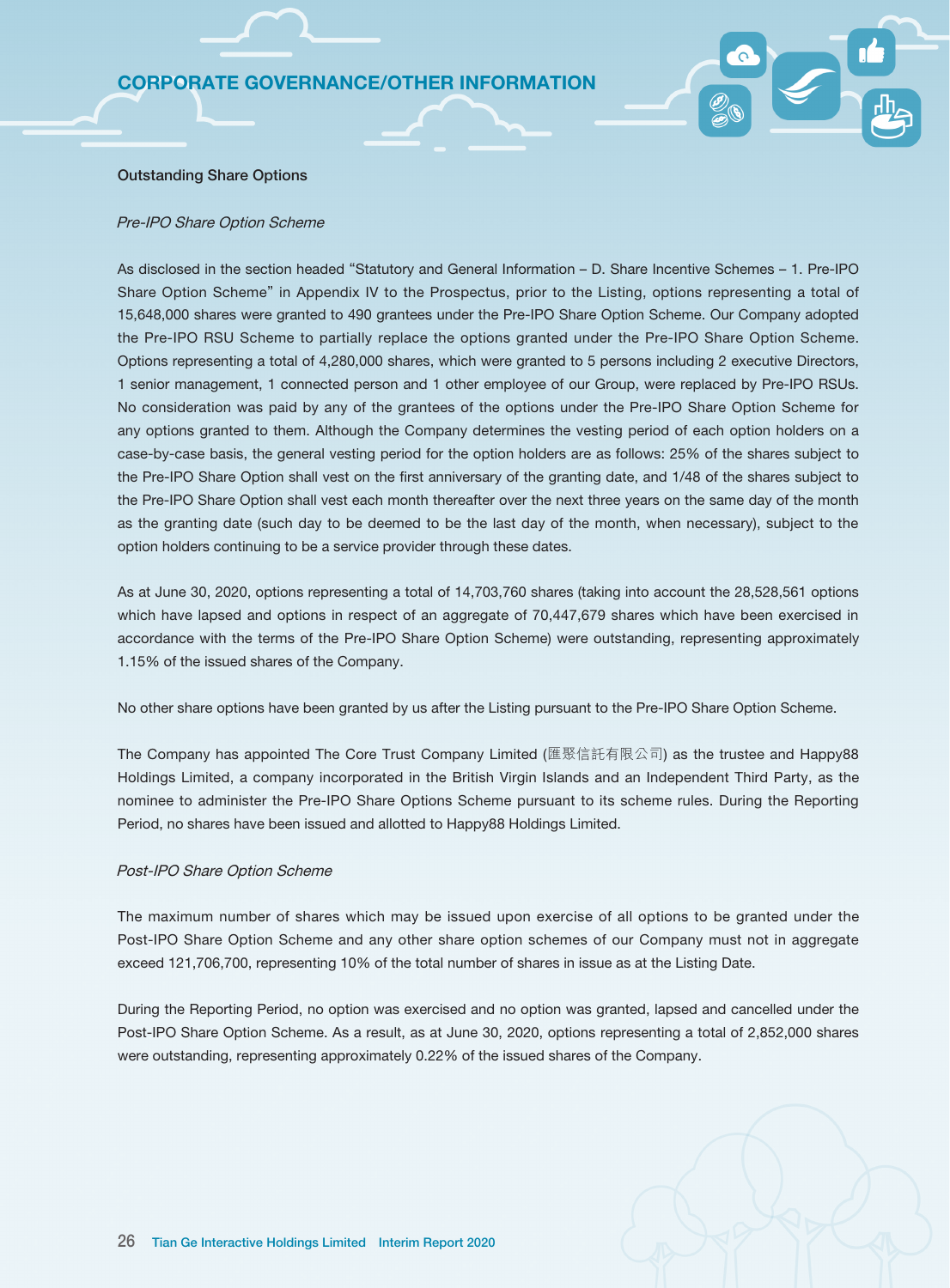### Outstanding Share Options

*Pre-IPO Share Option Scheme*

As disclosed in the section headed "Statutory and General Information – D. Share Incentive Schemes – 1. Pre-IPO Share Option Scheme" in Appendix IV to the Prospectus, prior to the Listing, options representing a total of 15,648,000 shares were granted to 490 grantees under the Pre-IPO Share Option Scheme. Our Company adopted the Pre-IPO RSU Scheme to partially replace the options granted under the Pre-IPO Share Option Scheme. Options representing a total of 4,280,000 shares, which were granted to 5 persons including 2 executive Directors, 1 senior management, 1 connected person and 1 other employee of our Group, were replaced by Pre-IPO RSUs. No consideration was paid by any of the grantees of the options under the Pre-IPO Share Option Scheme for any options granted to them. Although the Company determines the vesting period of each option holders on a case-by-case basis, the general vesting period for the option holders are as follows: 25% of the shares subject to the Pre-IPO Share Option shall vest on the first anniversary of the granting date, and 1/48 of the shares subject to the Pre-IPO Share Option shall vest each month thereafter over the next three years on the same day of the month as the granting date (such day to be deemed to be the last day of the month, when necessary), subject to the option holders continuing to be a service provider through these dates.

As at June 30, 2020, options representing a total of 14,703,760 shares (taking into account the 28,528,561 options which have lapsed and options in respect of an aggregate of 70,447,679 shares which have been exercised in accordance with the terms of the Pre-IPO Share Option Scheme) were outstanding, representing approximately 1.15% of the issued shares of the Company.

No other share options have been granted by us after the Listing pursuant to the Pre-IPO Share Option Scheme.

The Company has appointed The Core Trust Company Limited (匯聚信託有限公司) as the trustee and Happy88 Holdings Limited, a company incorporated in the British Virgin Islands and an Independent Third Party, as the nominee to administer the Pre-IPO Share Options Scheme pursuant to its scheme rules. During the Reporting Period, no shares have been issued and allotted to Happy88 Holdings Limited.

*Post-IPO Share Option Scheme*

The maximum number of shares which may be issued upon exercise of all options to be granted under the Post-IPO Share Option Scheme and any other share option schemes of our Company must not in aggregate exceed 121,706,700, representing 10% of the total number of shares in issue as at the Listing Date.

During the Reporting Period, no option was exercised and no option was granted, lapsed and cancelled under the Post-IPO Share Option Scheme. As a result, as at June 30, 2020, options representing a total of 2,852,000 shares were outstanding, representing approximately 0.22% of the issued shares of the Company.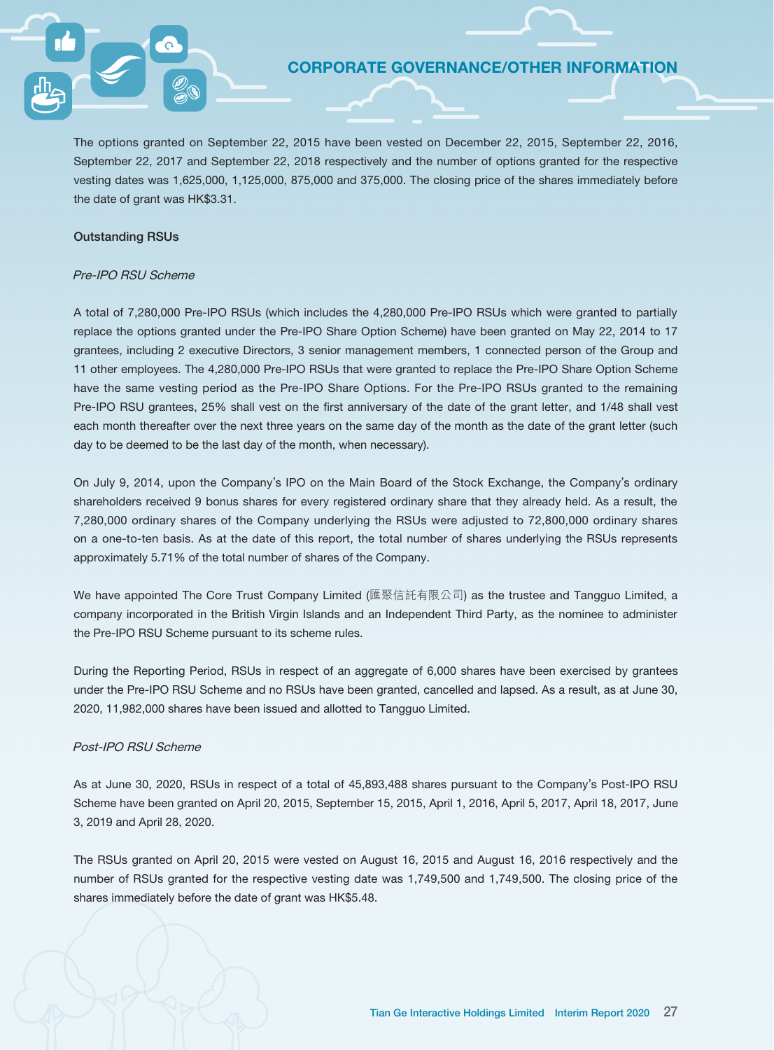The options granted on September 22, 2015 have been vested on December 22, 2015, September 22, 2016, September 22, 2017 and September 22, 2018 respectively and the number of options granted for the respective vesting dates was 1,625,000, 1,125,000, 875,000 and 375,000. The closing price of the shares immediately before the date of grant was HK$3.31.

### Outstanding RSUs

*Pre-IPO RSU Scheme*

A total of 7,280,000 Pre-IPO RSUs (which includes the 4,280,000 Pre-IPO RSUs which were granted to partially replace the options granted under the Pre-IPO Share Option Scheme) have been granted on May 22, 2014 to 17 grantees, including 2 executive Directors, 3 senior management members, 1 connected person of the Group and 11 other employees. The 4,280,000 Pre-IPO RSUs that were granted to replace the Pre-IPO Share Option Scheme have the same vesting period as the Pre-IPO Share Options. For the Pre-IPO RSUs granted to the remaining Pre-IPO RSU grantees, 25% shall vest on the first anniversary of the date of the grant letter, and 1/48 shall vest each month thereafter over the next three years on the same day of the month as the date of the grant letter (such day to be deemed to be the last day of the month, when necessary).

On July 9, 2014, upon the Company's IPO on the Main Board of the Stock Exchange, the Company's ordinary shareholders received 9 bonus shares for every registered ordinary share that they already held. As a result, the 7,280,000 ordinary shares of the Company underlying the RSUs were adjusted to 72,800,000 ordinary shares on a one-to-ten basis. As at the date of this report, the total number of shares underlying the RSUs represents approximately 5.71% of the total number of shares of the Company.

We have appointed The Core Trust Company Limited (匯聚信託有限公司) as the trustee and Tangguo Limited, a company incorporated in the British Virgin Islands and an Independent Third Party, as the nominee to administer the Pre-IPO RSU Scheme pursuant to its scheme rules.

During the Reporting Period, RSUs in respect of an aggregate of 6,000 shares have been exercised by grantees under the Pre-IPO RSU Scheme and no RSUs have been granted, cancelled and lapsed. As a result, as at June 30, 2020, 11,982,000 shares have been issued and allotted to Tangguo Limited.

*Post-IPO RSU Scheme*

As at June 30, 2020, RSUs in respect of a total of 45,893,488 shares pursuant to the Company's Post-IPO RSU Scheme have been granted on April 20, 2015, September 15, 2015, April 1, 2016, April 5, 2017, April 18, 2017, June 3, 2019 and April 28, 2020.

The RSUs granted on April 20, 2015 were vested on August 16, 2015 and August 16, 2016 respectively and the number of RSUs granted for the respective vesting date was 1,749,500 and 1,749,500. The closing price of the shares immediately before the date of grant was HK$5.48.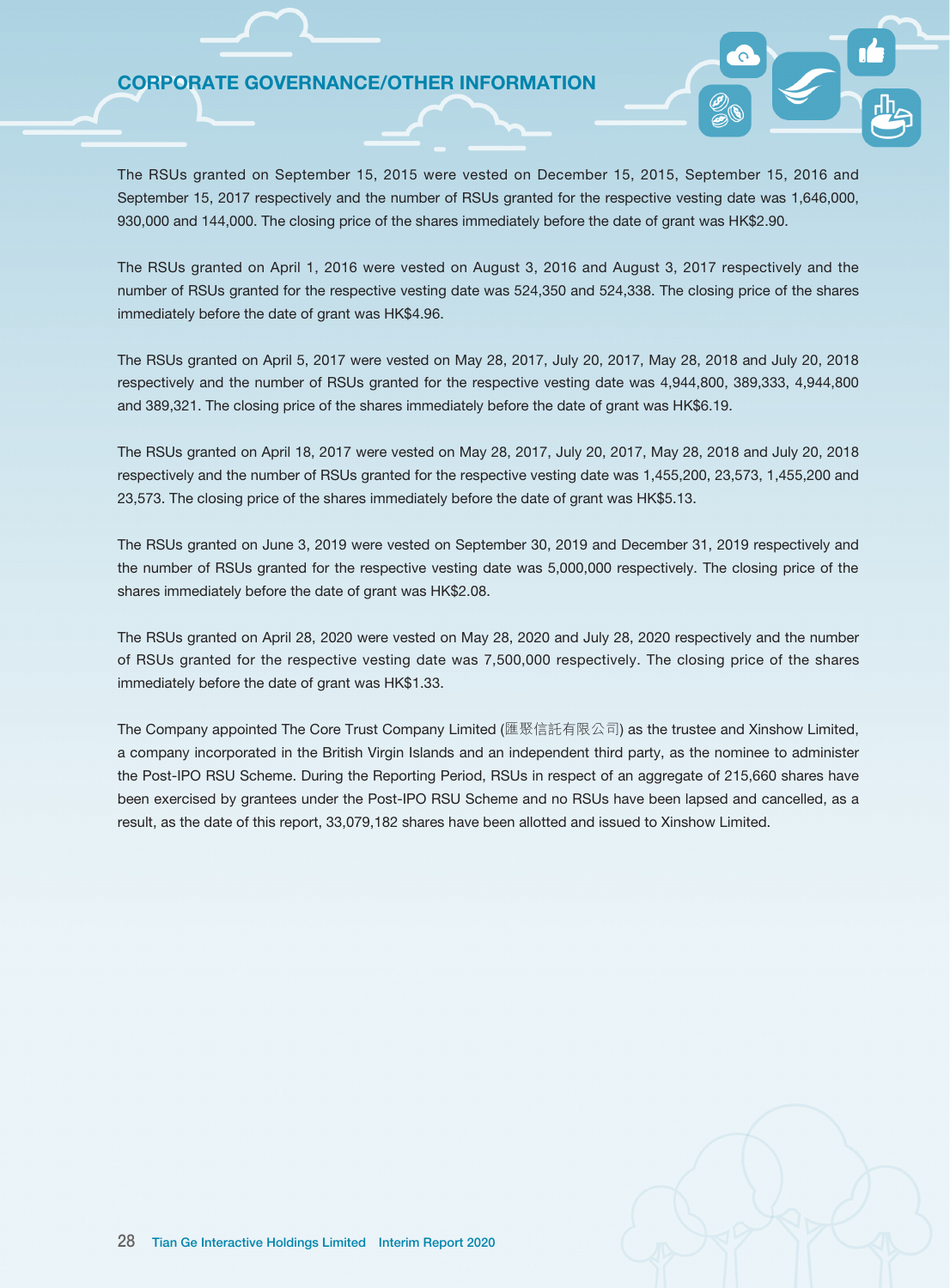The RSUs granted on September 15, 2015 were vested on December 15, 2015, September 15, 2016 and September 15, 2017 respectively and the number of RSUs granted for the respective vesting date was 1,646,000, 930,000 and 144,000. The closing price of the shares immediately before the date of grant was HK$2.90.

The RSUs granted on April 1, 2016 were vested on August 3, 2016 and August 3, 2017 respectively and the number of RSUs granted for the respective vesting date was 524,350 and 524,338. The closing price of the shares immediately before the date of grant was HK$4.96.

The RSUs granted on April 5, 2017 were vested on May 28, 2017, July 20, 2017, May 28, 2018 and July 20, 2018 respectively and the number of RSUs granted for the respective vesting date was 4,944,800, 389,333, 4,944,800 and 389,321. The closing price of the shares immediately before the date of grant was HK$6.19.

The RSUs granted on April 18, 2017 were vested on May 28, 2017, July 20, 2017, May 28, 2018 and July 20, 2018 respectively and the number of RSUs granted for the respective vesting date was 1,455,200, 23,573, 1,455,200 and 23,573. The closing price of the shares immediately before the date of grant was HK$5.13.

The RSUs granted on June 3, 2019 were vested on September 30, 2019 and December 31, 2019 respectively and the number of RSUs granted for the respective vesting date was 5,000,000 respectively. The closing price of the shares immediately before the date of grant was HK$2.08.

The RSUs granted on April 28, 2020 were vested on May 28, 2020 and July 28, 2020 respectively and the number of RSUs granted for the respective vesting date was 7,500,000 respectively. The closing price of the shares immediately before the date of grant was HK$1.33.

The Company appointed The Core Trust Company Limited (匯聚信託有限公司) as the trustee and Xinshow Limited, a company incorporated in the British Virgin Islands and an independent third party, as the nominee to administer the Post-IPO RSU Scheme. During the Reporting Period, RSUs in respect of an aggregate of 215,660 shares have been exercised by grantees under the Post-IPO RSU Scheme and no RSUs have been lapsed and cancelled, as a result, as the date of this report, 33,079,182 shares have been allotted and issued to Xinshow Limited.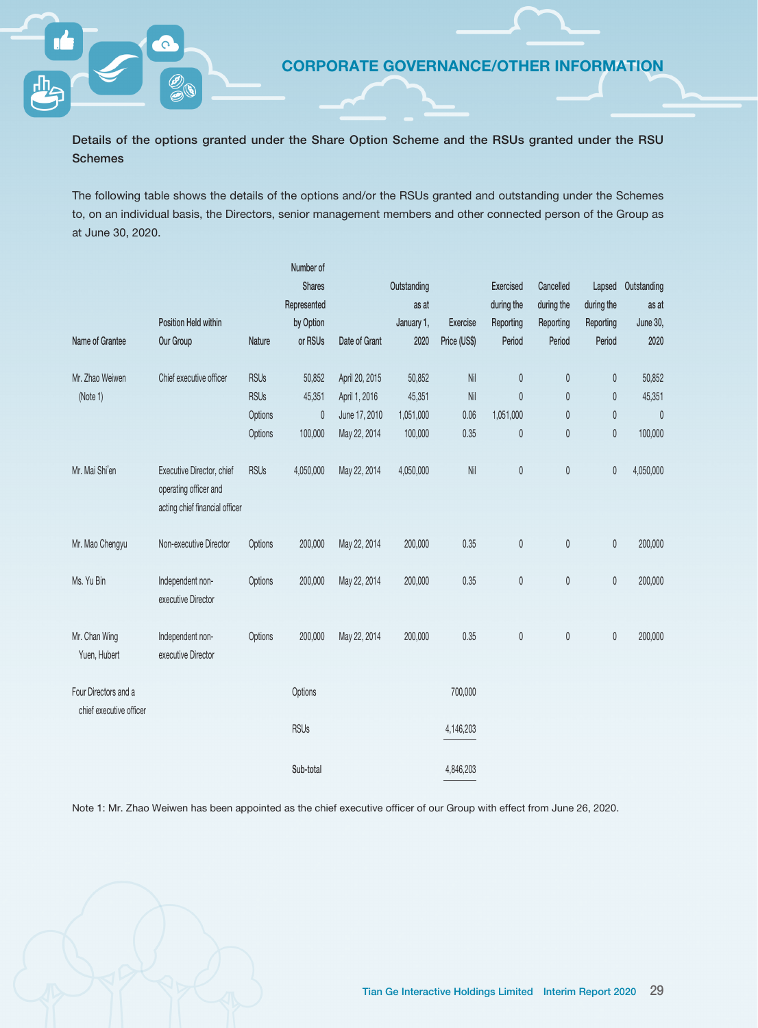## Details of the options granted under the Share Option Scheme and the RSUs granted under the RSU Schemes

The following table shows the details of the options and/or the RSUs granted and outstanding under the Schemes to, on an individual basis, the Directors, senior management members and other connected person of the Group as at June 30, 2020.

| Name of Grantee | Position Held within Our Group | Nature | Number of Shares Represented by Option or RSUs | Date of Grant | Outstanding as at January 1, 2020 | Exercise Price (US$) | Exercised during the Reporting Period | Cancelled during the Reporting Period | Lapsed during the Reporting Period | Outstanding as at June 30, 2020 |
|---|---|---|---|---|---|---|---|---|---|---|
| Mr. Zhao Weiwen (Note 1) | Chief executive officer | RSUs | 50,852 | April 20, 2015 | 50,852 | Nil | 0 | 0 | 0 | 50,852 |
| | | RSUs | 45,351 | April 1, 2016 | 45,351 | Nil | 0 | 0 | 0 | 45,351 |
| | | Options | 0 | June 17, 2010 | 1,051,000 | 0.06 | 1,051,000 | 0 | 0 | 0 |
| | | Options | 100,000 | May 22, 2014 | 100,000 | 0.35 | 0 | 0 | 0 | 100,000 |
| Mr. Mai Shi'en | Executive Director, chief operating officer and acting chief financial officer | RSUs | 4,050,000 | May 22, 2014 | 4,050,000 | Nil | 0 | 0 | 0 | 4,050,000 |
| Mr. Mao Chengyu | Non-executive Director | Options | 200,000 | May 22, 2014 | 200,000 | 0.35 | 0 | 0 | 0 | 200,000 |
| Ms. Yu Bin | Independent non-executive Director | Options | 200,000 | May 22, 2014 | 200,000 | 0.35 | 0 | 0 | 0 | 200,000 |
| Mr. Chan Wing Yuen, Hubert | Independent non-executive Director | Options | 200,000 | May 22, 2014 | 200,000 | 0.35 | 0 | 0 | 0 | 200,000 |
| Four Directors and a chief executive officer | | | Options | | | 700,000 | | | | |
| | | | RSUs | | | 4,146,203 | | | | |
| | | | Sub-total | | | 4,846,203 | | | | |

Note 1: Mr. Zhao Weiwen has been appointed as the chief executive officer of our Group with effect from June 26, 2020.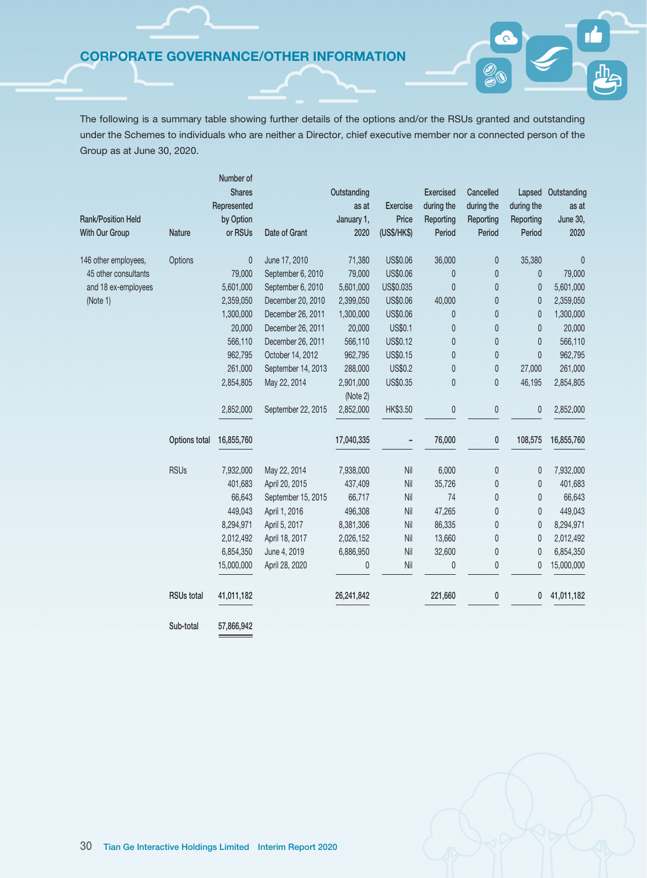## CORPORATE GOVERNANCE/OTHER INFORMATION

The following is a summary table showing further details of the options and/or the RSUs granted and outstanding under the Schemes to individuals who are neither a Director, chief executive member nor a connected person of the Group as at June 30, 2020.

| Rank/Position Held With Our Group | Nature | Number of Shares Represented by Option or RSUs | Date of Grant | Outstanding as at January 1, 2020 | Exercise Price (US$/HK$) | Exercised during the Reporting Period | Cancelled during the Reporting Period | Lapsed during the Reporting Period | Outstanding as at June 30, 2020 |
|---|---|---|---|---|---|---|---|---|---|
| 146 other employees, 45 other consultants and 18 ex-employees (Note 1) | Options | 0 | June 17, 2010 | 71,380 | US$0.06 | 36,000 | 0 | 35,380 | 0 |
| | | 79,000 | September 6, 2010 | 79,000 | US$0.06 | 0 | 0 | 0 | 79,000 |
| | | 5,601,000 | September 6, 2010 | 5,601,000 | US$0.035 | 0 | 0 | 0 | 5,601,000 |
| | | 2,359,050 | December 20, 2010 | 2,399,050 | US$0.06 | 40,000 | 0 | 0 | 2,359,050 |
| | | 1,300,000 | December 26, 2011 | 1,300,000 | US$0.06 | 0 | 0 | 0 | 1,300,000 |
| | | 20,000 | December 26, 2011 | 20,000 | US$0.1 | 0 | 0 | 0 | 20,000 |
| | | 566,110 | December 26, 2011 | 566,110 | US$0.12 | 0 | 0 | 0 | 566,110 |
| | | 962,795 | October 14, 2012 | 962,795 | US$0.15 | 0 | 0 | 0 | 962,795 |
| | | 261,000 | September 14, 2013 | 288,000 | US$0.2 | 0 | 0 | 27,000 | 261,000 |
| | | 2,854,805 | May 22, 2014 | 2,901,000 (Note 2) | US$0.35 | 0 | 0 | 46,195 | 2,854,805 |
| | | 2,852,000 | September 22, 2015 | 2,852,000 | HK$3.50 | 0 | 0 | 0 | 2,852,000 |
| | Options total | 16,855,760 | | 17,040,335 | – | 76,000 | 0 | 108,575 | 16,855,760 |
| | RSUs | 7,932,000 | May 22, 2014 | 7,938,000 | Nil | 6,000 | 0 | 0 | 7,932,000 |
| | | 401,683 | April 20, 2015 | 437,409 | Nil | 35,726 | 0 | 0 | 401,683 |
| | | 66,643 | September 15, 2015 | 66,717 | Nil | 74 | 0 | 0 | 66,643 |
| | | 449,043 | April 1, 2016 | 496,308 | Nil | 47,265 | 0 | 0 | 449,043 |
| | | 8,294,971 | April 5, 2017 | 8,381,306 | Nil | 86,335 | 0 | 0 | 8,294,971 |
| | | 2,012,492 | April 18, 2017 | 2,026,152 | Nil | 13,660 | 0 | 0 | 2,012,492 |
| | | 6,854,350 | June 4, 2019 | 6,886,950 | Nil | 32,600 | 0 | 0 | 6,854,350 |
| | | 15,000,000 | April 28, 2020 | 0 | Nil | 0 | 0 | 0 | 15,000,000 |
| | RSUs total | 41,011,182 | | 26,241,842 | | 221,660 | 0 | 0 | 41,011,182 |
| | Sub-total | 57,866,942 | | | | | | | |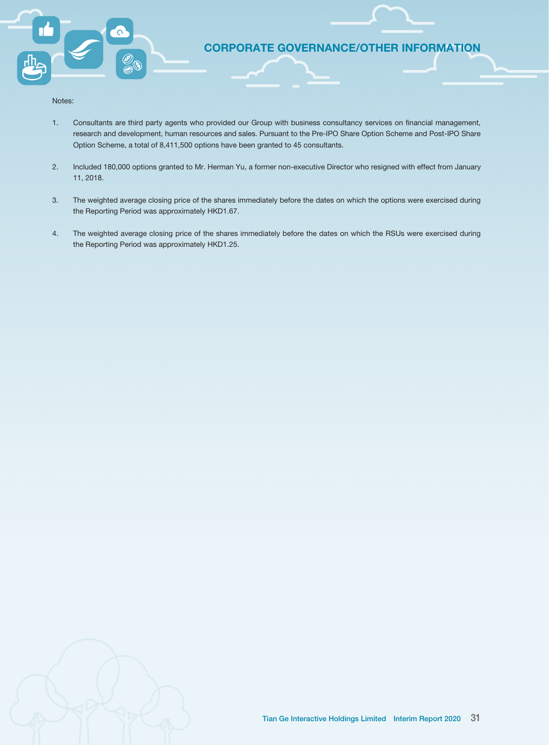Notes:

1. Consultants are third party agents who provided our Group with business consultancy services on financial management, research and development, human resources and sales. Pursuant to the Pre-IPO Share Option Scheme and Post-IPO Share Option Scheme, a total of 8,411,500 options have been granted to 45 consultants.

2. Included 180,000 options granted to Mr. Herman Yu, a former non-executive Director who resigned with effect from January 11, 2018.

3. The weighted average closing price of the shares immediately before the dates on which the options were exercised during the Reporting Period was approximately HKD1.67.

4. The weighted average closing price of the shares immediately before the dates on which the RSUs were exercised during the Reporting Period was approximately HKD1.25.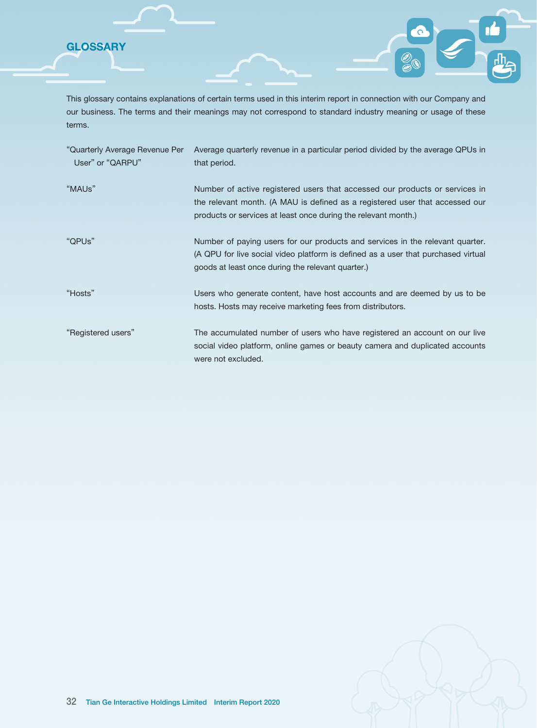# GLOSSARY

This glossary contains explanations of certain terms used in this interim report in connection with our Company and our business. The terms and their meanings may not correspond to standard industry meaning or usage of these terms.

| Term | Definition |
|---|---|
| "Quarterly Average Revenue Per User" or "QARPU" | Average quarterly revenue in a particular period divided by the average QPUs in that period. |
| "MAUs" | Number of active registered users that accessed our products or services in the relevant month. (A MAU is defined as a registered user that accessed our products or services at least once during the relevant month.) |
| "QPUs" | Number of paying users for our products and services in the relevant quarter. (A QPU for live social video platform is defined as a user that purchased virtual goods at least once during the relevant quarter.) |
| "Hosts" | Users who generate content, have host accounts and are deemed by us to be hosts. Hosts may receive marketing fees from distributors. |
| "Registered users" | The accumulated number of users who have registered an account on our live social video platform, online games or beauty camera and duplicated accounts were not excluded. |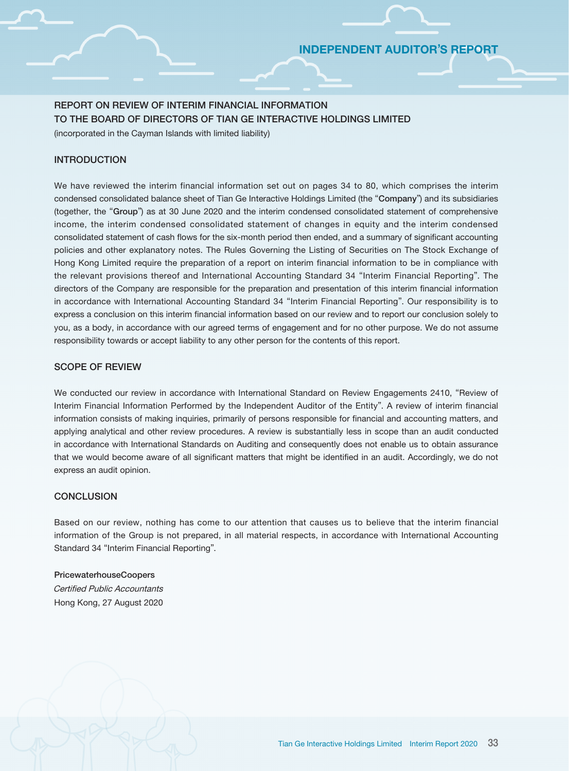# INDEPENDENT AUDITOR'S REPORT

## REPORT ON REVIEW OF INTERIM FINANCIAL INFORMATION
## TO THE BOARD OF DIRECTORS OF TIAN GE INTERACTIVE HOLDINGS LIMITED

(incorporated in the Cayman Islands with limited liability)

### INTRODUCTION

We have reviewed the interim financial information set out on pages 34 to 80, which comprises the interim condensed consolidated balance sheet of Tian Ge Interactive Holdings Limited (the "**Company**") and its subsidiaries (together, the "**Group**") as at 30 June 2020 and the interim condensed consolidated statement of comprehensive income, the interim condensed consolidated statement of changes in equity and the interim condensed consolidated statement of cash flows for the six-month period then ended, and a summary of significant accounting policies and other explanatory notes. The Rules Governing the Listing of Securities on The Stock Exchange of Hong Kong Limited require the preparation of a report on interim financial information to be in compliance with the relevant provisions thereof and International Accounting Standard 34 "Interim Financial Reporting". The directors of the Company are responsible for the preparation and presentation of this interim financial information in accordance with International Accounting Standard 34 "Interim Financial Reporting". Our responsibility is to express a conclusion on this interim financial information based on our review and to report our conclusion solely to you, as a body, in accordance with our agreed terms of engagement and for no other purpose. We do not assume responsibility towards or accept liability to any other person for the contents of this report.

### SCOPE OF REVIEW

We conducted our review in accordance with International Standard on Review Engagements 2410, "Review of Interim Financial Information Performed by the Independent Auditor of the Entity". A review of interim financial information consists of making inquiries, primarily of persons responsible for financial and accounting matters, and applying analytical and other review procedures. A review is substantially less in scope than an audit conducted in accordance with International Standards on Auditing and consequently does not enable us to obtain assurance that we would become aware of all significant matters that might be identified in an audit. Accordingly, we do not express an audit opinion.

### CONCLUSION

Based on our review, nothing has come to our attention that causes us to believe that the interim financial information of the Group is not prepared, in all material respects, in accordance with International Accounting Standard 34 "Interim Financial Reporting".

**PricewaterhouseCoopers**
*Certified Public Accountants*
Hong Kong, 27 August 2020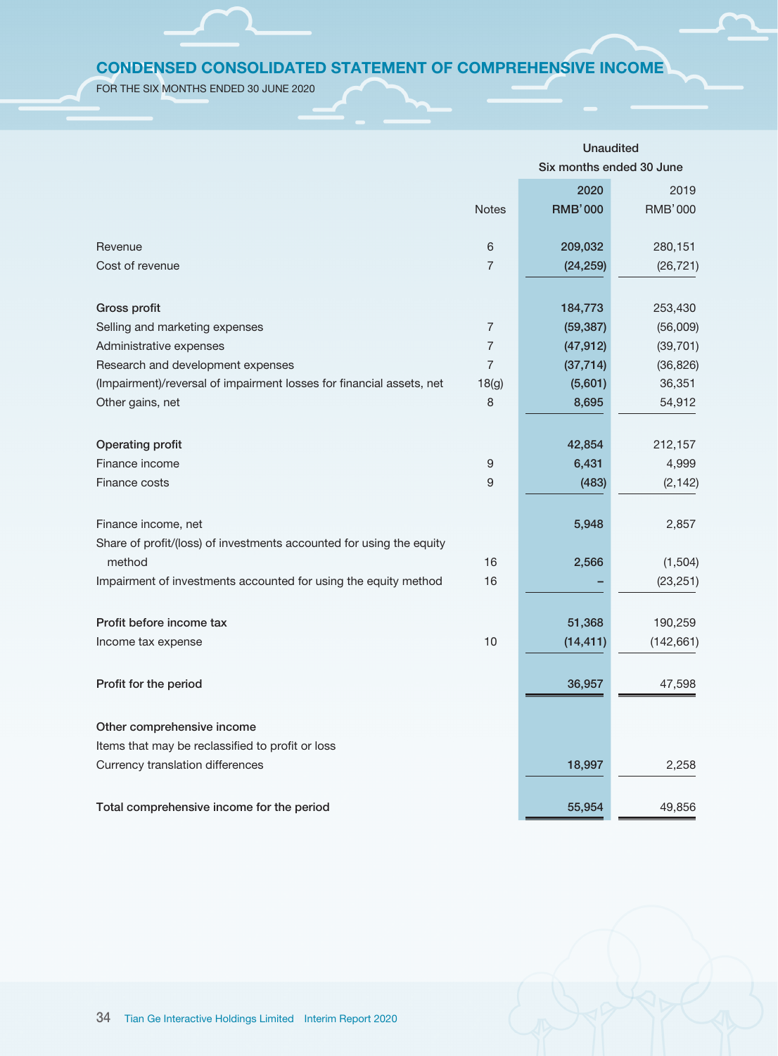## CONDENSED CONSOLIDATED STATEMENT OF COMPREHENSIVE INCOME

FOR THE SIX MONTHS ENDED 30 JUNE 2020

| | | Unaudited | |
|---|---|---|---|
| | | Six months ended 30 June | |
| | | 2020 | 2019 |
| | Notes | RMB'000 | RMB'000 |
| Revenue | 6 | 209,032 | 280,151 |
| Cost of revenue | 7 | (24,259) | (26,721) |
| **Gross profit** | | 184,773 | 253,430 |
| Selling and marketing expenses | 7 | (59,387) | (56,009) |
| Administrative expenses | 7 | (47,912) | (39,701) |
| Research and development expenses | 7 | (37,714) | (36,826) |
| (Impairment)/reversal of impairment losses for financial assets, net | 18(g) | (5,601) | 36,351 |
| Other gains, net | 8 | 8,695 | 54,912 |
| **Operating profit** | | 42,854 | 212,157 |
| Finance income | 9 | 6,431 | 4,999 |
| Finance costs | 9 | (483) | (2,142) |
| Finance income, net | | 5,948 | 2,857 |
| Share of profit/(loss) of investments accounted for using the equity method | 16 | 2,566 | (1,504) |
| Impairment of investments accounted for using the equity method | 16 | – | (23,251) |
| **Profit before income tax** | | 51,368 | 190,259 |
| Income tax expense | 10 | (14,411) | (142,661) |
| **Profit for the period** | | 36,957 | 47,598 |
| **Other comprehensive income** | | | |
| Items that may be reclassified to profit or loss | | | |
| Currency translation differences | | 18,997 | 2,258 |
| **Total comprehensive income for the period** | | 55,954 | 49,856 |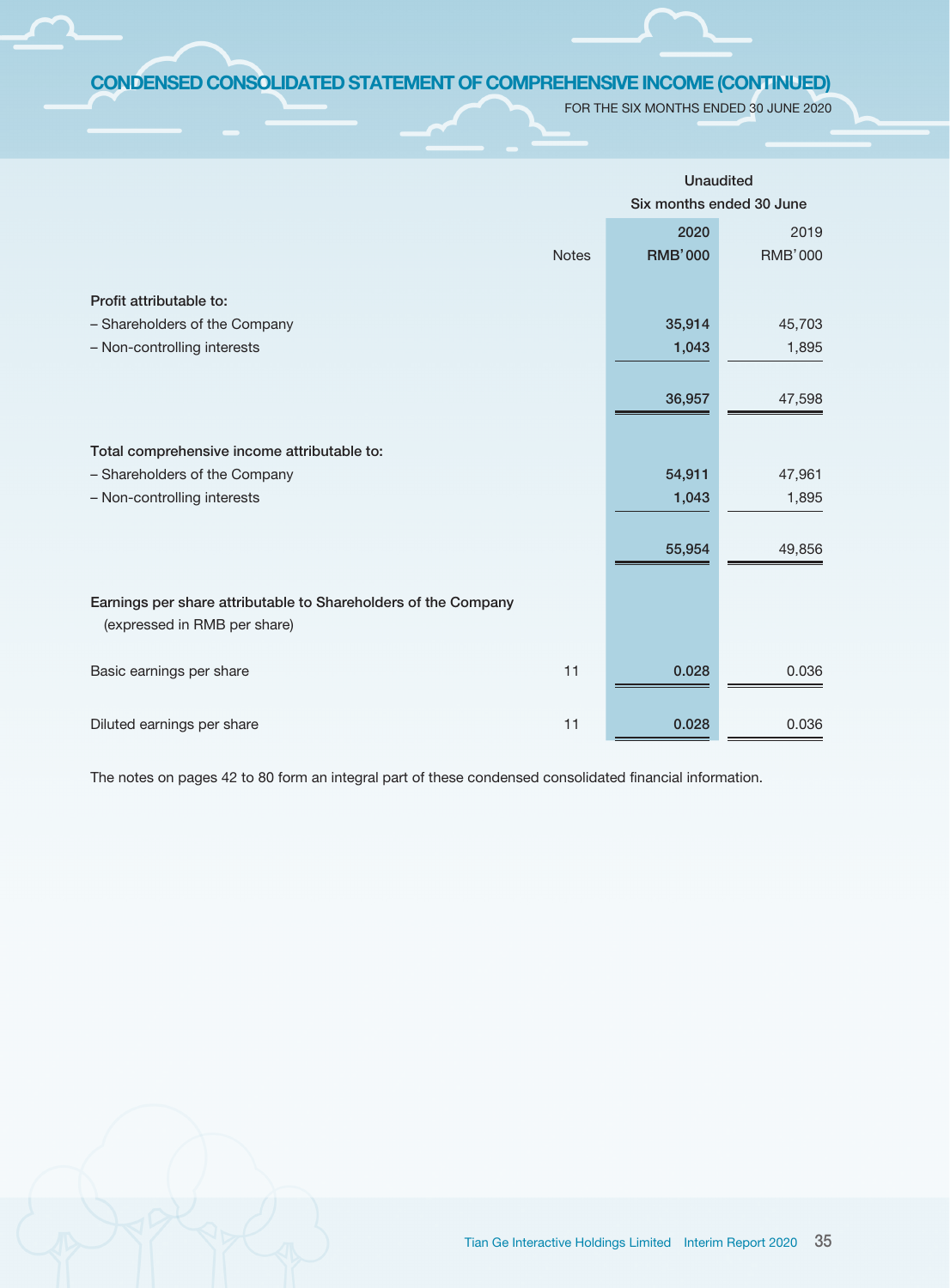## CONDENSED CONSOLIDATED STATEMENT OF COMPREHENSIVE INCOME (CONTINUED)

FOR THE SIX MONTHS ENDED 30 JUNE 2020

| | Notes | Unaudited | |
|---|---|---|---|
| | | Six months ended 30 June | |
| | | **2020** | 2019 |
| | | **RMB'000** | RMB'000 |
| **Profit attributable to:** | | | |
| – Shareholders of the Company | | **35,914** | 45,703 |
| – Non-controlling interests | | **1,043** | 1,895 |
| | | **36,957** | 47,598 |
| **Total comprehensive income attributable to:** | | | |
| – Shareholders of the Company | | **54,911** | 47,961 |
| – Non-controlling interests | | **1,043** | 1,895 |
| | | **55,954** | 49,856 |
| **Earnings per share attributable to Shareholders of the Company** (expressed in RMB per share) | | | |
| Basic earnings per share | 11 | **0.028** | 0.036 |
| Diluted earnings per share | 11 | **0.028** | 0.036 |

The notes on pages 42 to 80 form an integral part of these condensed consolidated financial information.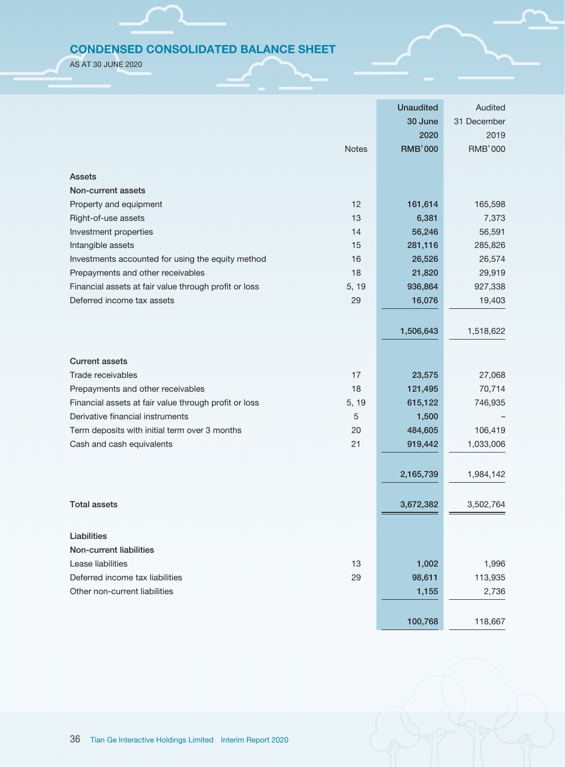## CONDENSED CONSOLIDATED BALANCE SHEET

AS AT 30 JUNE 2020

| | Notes | Unaudited 30 June 2020 RMB'000 | Audited 31 December 2019 RMB'000 |
|---|---|---|---|
| **Assets** | | | |
| **Non-current assets** | | | |
| Property and equipment | 12 | **161,614** | 165,598 |
| Right-of-use assets | 13 | **6,381** | 7,373 |
| Investment properties | 14 | **56,246** | 56,591 |
| Intangible assets | 15 | **281,116** | 285,826 |
| Investments accounted for using the equity method | 16 | **26,526** | 26,574 |
| Prepayments and other receivables | 18 | **21,820** | 29,919 |
| Financial assets at fair value through profit or loss | 5, 19 | **936,864** | 927,338 |
| Deferred income tax assets | 29 | **16,076** | 19,403 |
| | | **1,506,643** | 1,518,622 |
| **Current assets** | | | |
| Trade receivables | 17 | **23,575** | 27,068 |
| Prepayments and other receivables | 18 | **121,495** | 70,714 |
| Financial assets at fair value through profit or loss | 5, 19 | **615,122** | 746,935 |
| Derivative financial instruments | 5 | **1,500** | – |
| Term deposits with initial term over 3 months | 20 | **484,605** | 106,419 |
| Cash and cash equivalents | 21 | **919,442** | 1,033,006 |
| | | **2,165,739** | 1,984,142 |
| **Total assets** | | **3,672,382** | 3,502,764 |
| **Liabilities** | | | |
| **Non-current liabilities** | | | |
| Lease liabilities | 13 | **1,002** | 1,996 |
| Deferred income tax liabilities | 29 | **98,611** | 113,935 |
| Other non-current liabilities | | **1,155** | 2,736 |
| | | **100,768** | 118,667 |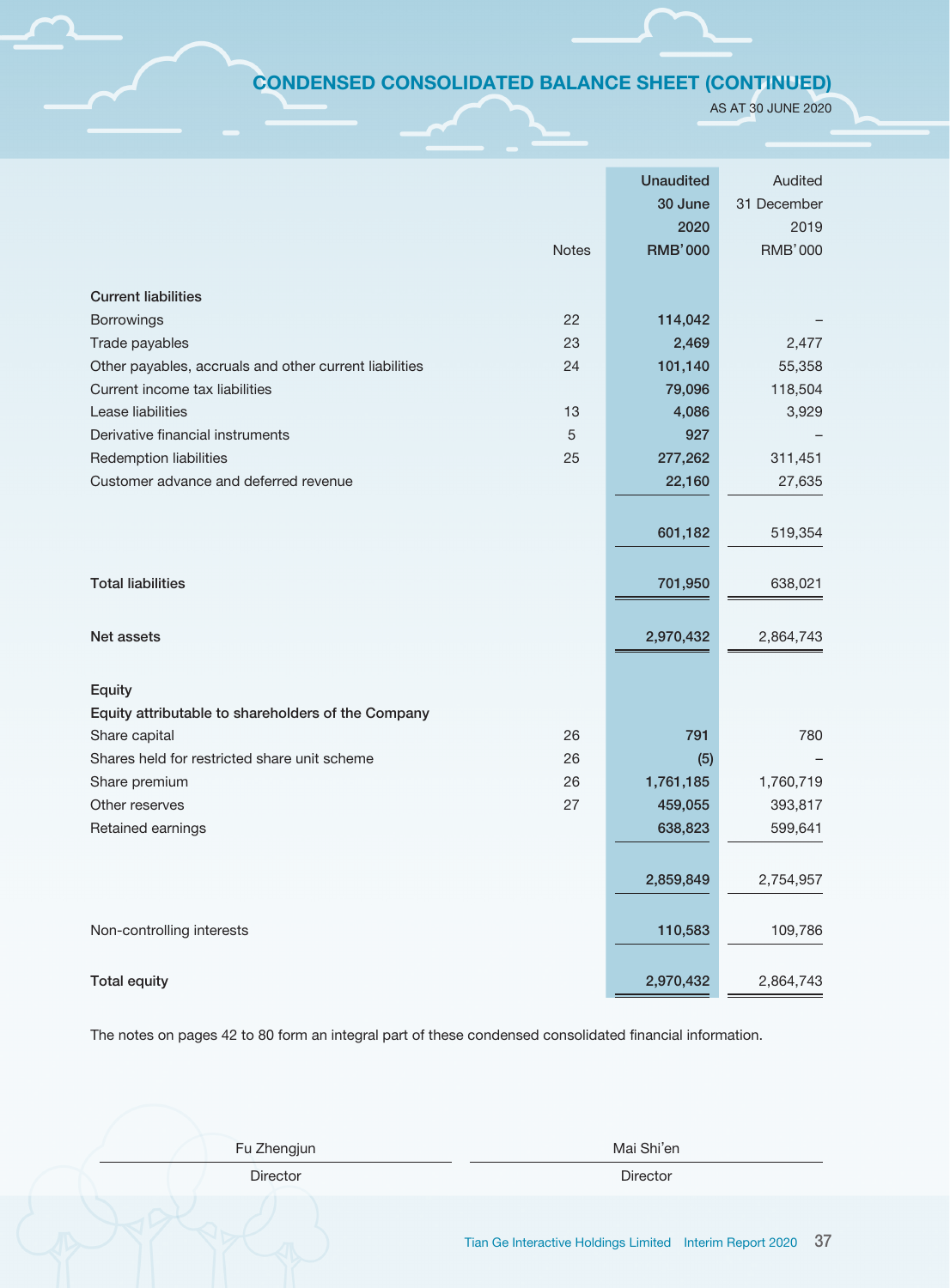# CONDENSED CONSOLIDATED BALANCE SHEET (CONTINUED)

AS AT 30 JUNE 2020

| | Notes | Unaudited 30 June 2020 RMB'000 | Audited 31 December 2019 RMB'000 |
|---|---|---|---|
| **Current liabilities** | | | |
| Borrowings | 22 | 114,042 | – |
| Trade payables | 23 | 2,469 | 2,477 |
| Other payables, accruals and other current liabilities | 24 | 101,140 | 55,358 |
| Current income tax liabilities | | 79,096 | 118,504 |
| Lease liabilities | 13 | 4,086 | 3,929 |
| Derivative financial instruments | 5 | 927 | – |
| Redemption liabilities | 25 | 277,262 | 311,451 |
| Customer advance and deferred revenue | | 22,160 | 27,635 |
| | | 601,182 | 519,354 |
| **Total liabilities** | | 701,950 | 638,021 |
| **Net assets** | | 2,970,432 | 2,864,743 |
| **Equity** | | | |
| **Equity attributable to shareholders of the Company** | | | |
| Share capital | 26 | 791 | 780 |
| Shares held for restricted share unit scheme | 26 | (5) | – |
| Share premium | 26 | 1,761,185 | 1,760,719 |
| Other reserves | 27 | 459,055 | 393,817 |
| Retained earnings | | 638,823 | 599,641 |
| | | 2,859,849 | 2,754,957 |
| Non-controlling interests | | 110,583 | 109,786 |
| **Total equity** | | 2,970,432 | 2,864,743 |

The notes on pages 42 to 80 form an integral part of these condensed consolidated financial information.

| Fu Zhengjun | Mai Shi'en |
|---|---|
| Director | Director |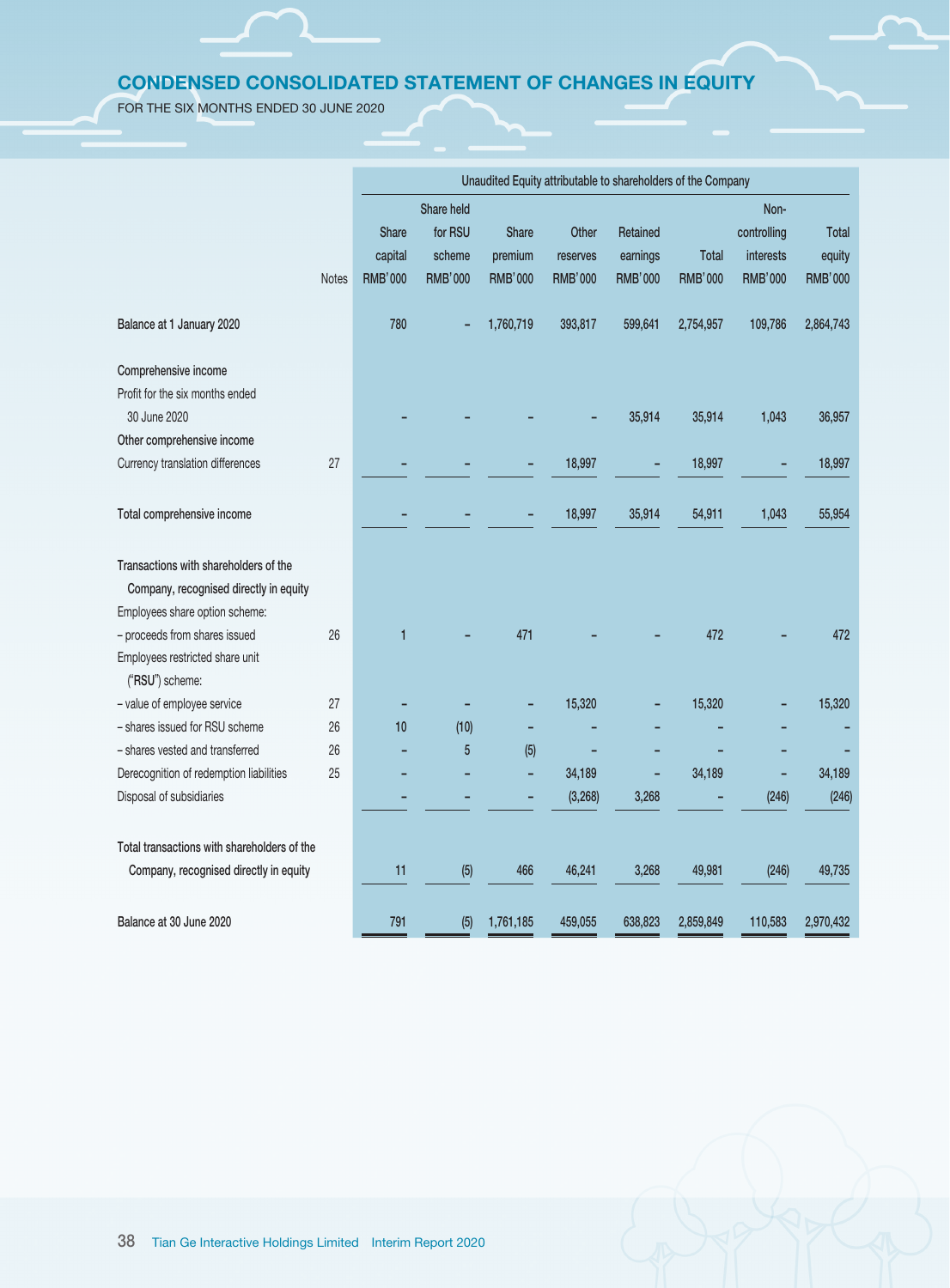# CONDENSED CONSOLIDATED STATEMENT OF CHANGES IN EQUITY

FOR THE SIX MONTHS ENDED 30 JUNE 2020

| | | Unaudited Equity attributable to shareholders of the Company | | | | | | | |
|---|---|---|---|---|---|---|---|---|---|
| | Notes | Share capital RMB'000 | Share held for RSU scheme RMB'000 | Share premium RMB'000 | Other reserves RMB'000 | Retained earnings RMB'000 | Total RMB'000 | Non-controlling interests RMB'000 | Total equity RMB'000 |
| Balance at 1 January 2020 | | 780 | – | 1,760,719 | 393,817 | 599,641 | 2,754,957 | 109,786 | 2,864,743 |
| Comprehensive income | | | | | | | | | |
| Profit for the six months ended 30 June 2020 | | – | – | – | – | 35,914 | 35,914 | 1,043 | 36,957 |
| Other comprehensive income | | | | | | | | | |
| Currency translation differences | 27 | – | – | – | 18,997 | – | 18,997 | – | 18,997 |
| Total comprehensive income | | – | – | – | 18,997 | 35,914 | 54,911 | 1,043 | 55,954 |
| Transactions with shareholders of the Company, recognised directly in equity | | | | | | | | | |
| Employees share option scheme: | | | | | | | | | |
| – proceeds from shares issued | 26 | 1 | – | 471 | – | – | 472 | – | 472 |
| Employees restricted share unit ("RSU") scheme: | | | | | | | | | |
| – value of employee service | 27 | – | – | – | 15,320 | – | 15,320 | – | 15,320 |
| – shares issued for RSU scheme | 26 | 10 | (10) | – | – | – | – | – | – |
| – shares vested and transferred | 26 | – | 5 | (5) | – | – | – | – | – |
| Derecognition of redemption liabilities | 25 | – | – | – | 34,189 | – | 34,189 | – | 34,189 |
| Disposal of subsidiaries | | – | – | – | (3,268) | 3,268 | – | (246) | (246) |
| Total transactions with shareholders of the Company, recognised directly in equity | | 11 | (5) | 466 | 46,241 | 3,268 | 49,981 | (246) | 49,735 |
| Balance at 30 June 2020 | | 791 | (5) | 1,761,185 | 459,055 | 638,823 | 2,859,849 | 110,583 | 2,970,432 |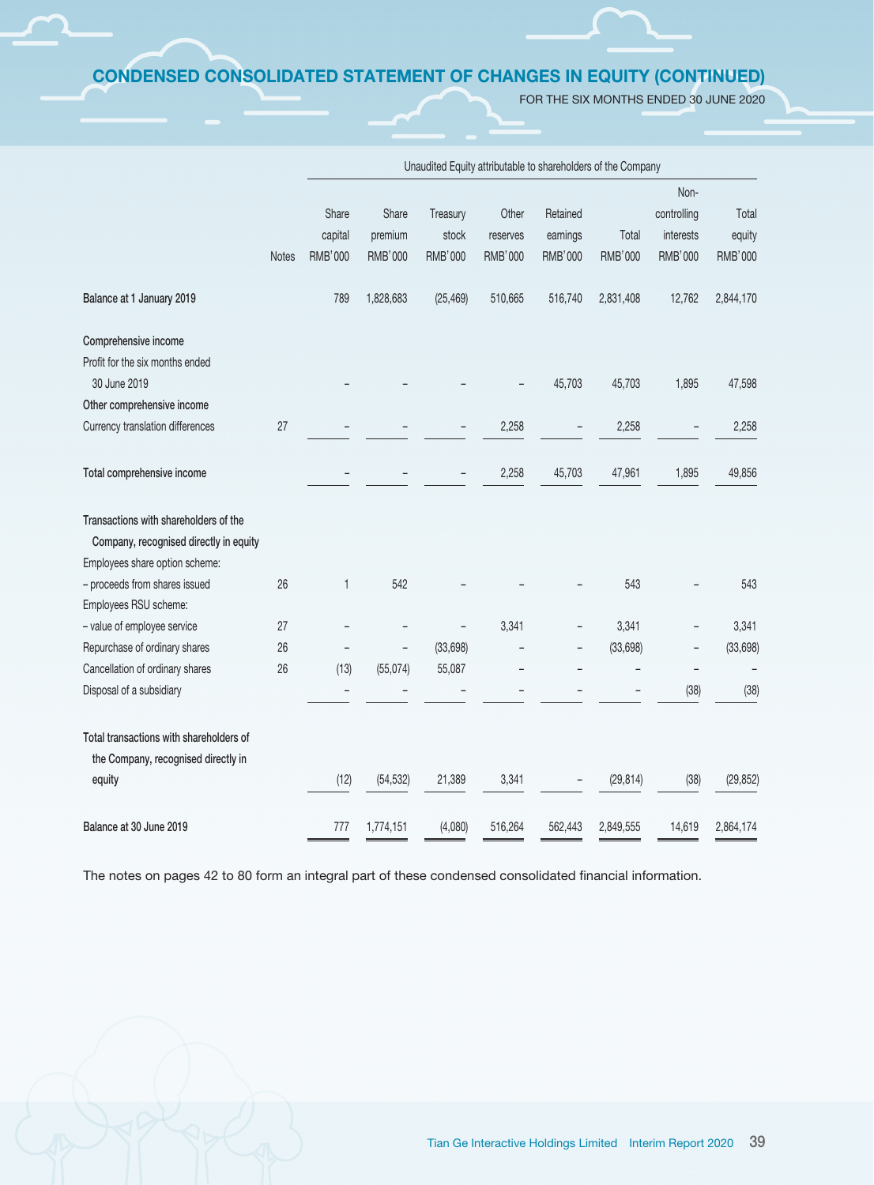# CONDENSED CONSOLIDATED STATEMENT OF CHANGES IN EQUITY (CONTINUED)

FOR THE SIX MONTHS ENDED 30 JUNE 2020

| | | Unaudited Equity attributable to shareholders of the Company | | | | | | | |
|---|---|---|---|---|---|---|---|---|---|
| | Notes | Share capital RMB'000 | Share premium RMB'000 | Treasury stock RMB'000 | Other reserves RMB'000 | Retained earnings RMB'000 | Total RMB'000 | Non-controlling interests RMB'000 | Total equity RMB'000 |
| **Balance at 1 January 2019** | | 789 | 1,828,683 | (25,469) | 510,665 | 516,740 | 2,831,408 | 12,762 | 2,844,170 |
| **Comprehensive income** | | | | | | | | | |
| Profit for the six months ended 30 June 2019 | | – | – | – | – | 45,703 | 45,703 | 1,895 | 47,598 |
| **Other comprehensive income** | | | | | | | | | |
| Currency translation differences | 27 | – | – | – | 2,258 | – | 2,258 | – | 2,258 |
| **Total comprehensive income** | | – | – | – | 2,258 | 45,703 | 47,961 | 1,895 | 49,856 |
| **Transactions with shareholders of the Company, recognised directly in equity** | | | | | | | | | |
| Employees share option scheme: | | | | | | | | | |
| – proceeds from shares issued | 26 | 1 | 542 | – | – | – | 543 | – | 543 |
| Employees RSU scheme: | | | | | | | | | |
| – value of employee service | 27 | – | – | – | 3,341 | – | 3,341 | – | 3,341 |
| Repurchase of ordinary shares | 26 | – | – | (33,698) | – | – | (33,698) | – | (33,698) |
| Cancellation of ordinary shares | 26 | (13) | (55,074) | 55,087 | – | – | – | – | – |
| Disposal of a subsidiary | | – | – | – | – | – | – | (38) | (38) |
| **Total transactions with shareholders of the Company, recognised directly in equity** | | (12) | (54,532) | 21,389 | 3,341 | – | (29,814) | (38) | (29,852) |
| **Balance at 30 June 2019** | | 777 | 1,774,151 | (4,080) | 516,264 | 562,443 | 2,849,555 | 14,619 | 2,864,174 |

The notes on pages 42 to 80 form an integral part of these condensed consolidated financial information.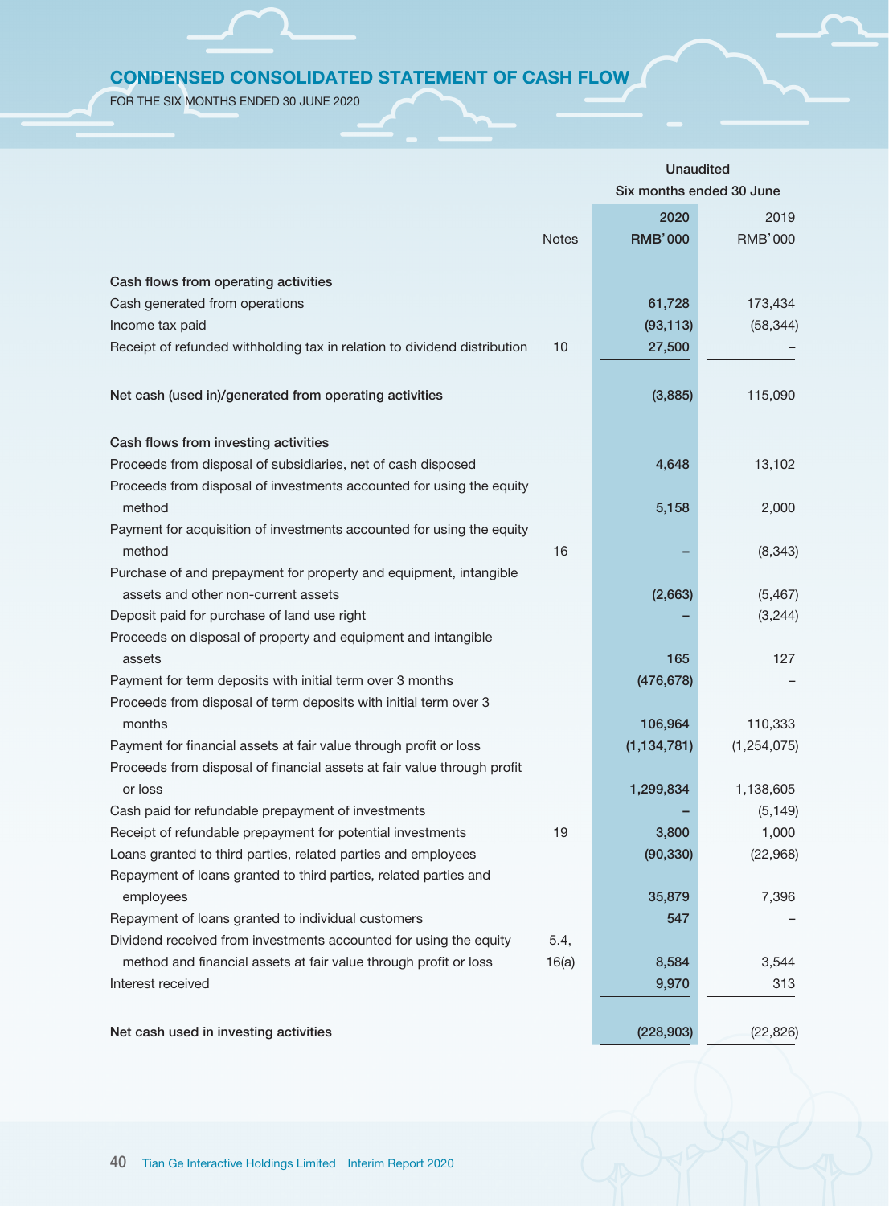## CONDENSED CONSOLIDATED STATEMENT OF CASH FLOW

FOR THE SIX MONTHS ENDED 30 JUNE 2020

| | Notes | Unaudited Six months ended 30 June 2020 RMB'000 | 2019 RMB'000 |
|---|---|---|---|
| **Cash flows from operating activities** | | | |
| Cash generated from operations | | 61,728 | 173,434 |
| Income tax paid | | (93,113) | (58,344) |
| Receipt of refunded withholding tax in relation to dividend distribution | 10 | 27,500 | – |
| **Net cash (used in)/generated from operating activities** | | (3,885) | 115,090 |
| **Cash flows from investing activities** | | | |
| Proceeds from disposal of subsidiaries, net of cash disposed | | 4,648 | 13,102 |
| Proceeds from disposal of investments accounted for using the equity method | | 5,158 | 2,000 |
| Payment for acquisition of investments accounted for using the equity method | 16 | – | (8,343) |
| Purchase of and prepayment for property and equipment, intangible assets and other non-current assets | | (2,663) | (5,467) |
| Deposit paid for purchase of land use right | | – | (3,244) |
| Proceeds on disposal of property and equipment and intangible assets | | 165 | 127 |
| Payment for term deposits with initial term over 3 months | | (476,678) | – |
| Proceeds from disposal of term deposits with initial term over 3 months | | 106,964 | 110,333 |
| Payment for financial assets at fair value through profit or loss | | (1,134,781) | (1,254,075) |
| Proceeds from disposal of financial assets at fair value through profit or loss | | 1,299,834 | 1,138,605 |
| Cash paid for refundable prepayment of investments | | – | (5,149) |
| Receipt of refundable prepayment for potential investments | 19 | 3,800 | 1,000 |
| Loans granted to third parties, related parties and employees | | (90,330) | (22,968) |
| Repayment of loans granted to third parties, related parties and employees | | 35,879 | 7,396 |
| Repayment of loans granted to individual customers | | 547 | – |
| Dividend received from investments accounted for using the equity method and financial assets at fair value through profit or loss | 5.4, 16(a) | 8,584 | 3,544 |
| Interest received | | 9,970 | 313 |
| **Net cash used in investing activities** | | (228,903) | (22,826) |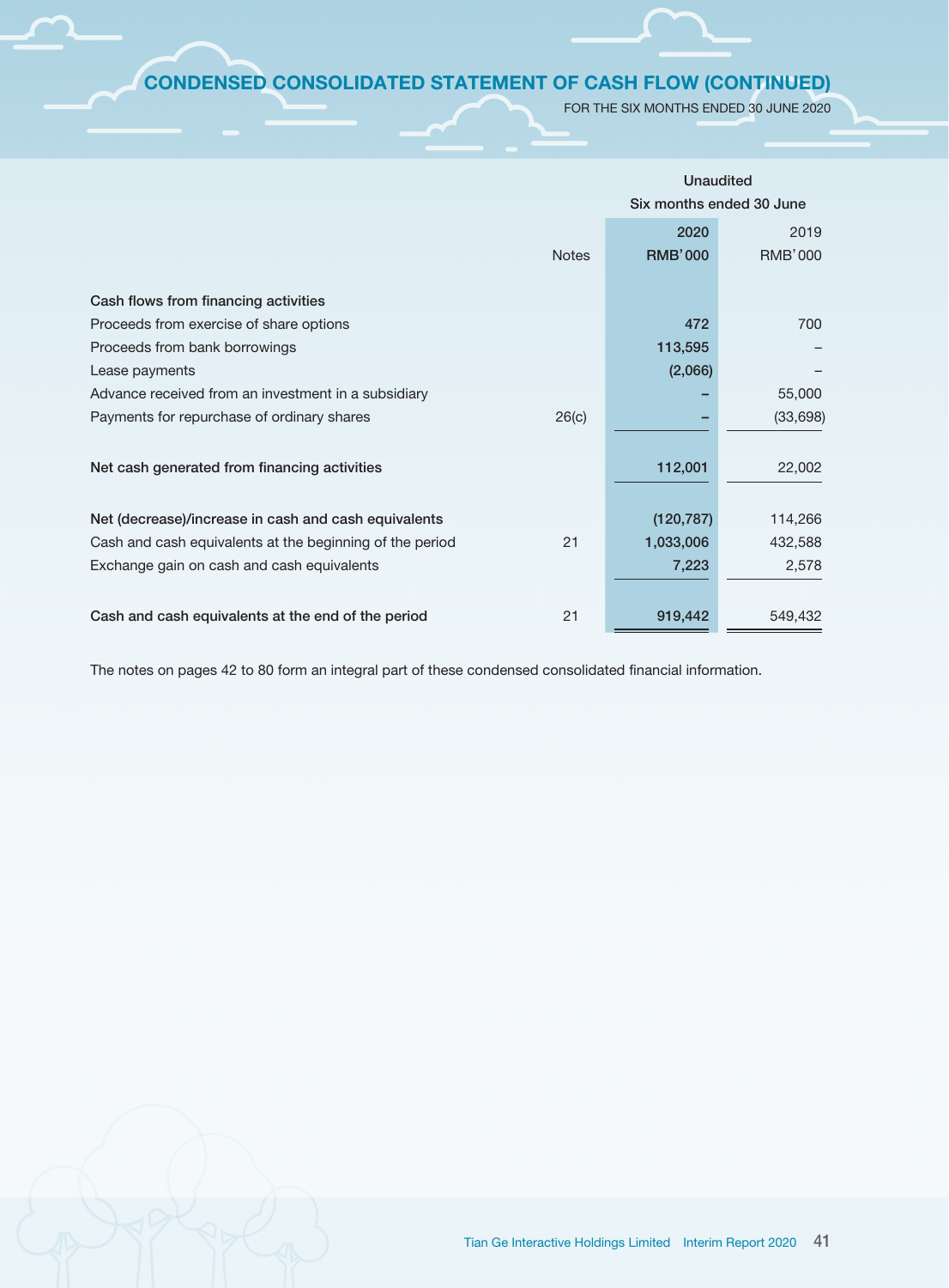# CONDENSED CONSOLIDATED STATEMENT OF CASH FLOW (CONTINUED)

FOR THE SIX MONTHS ENDED 30 JUNE 2020

| | Notes | Unaudited Six months ended 30 June 2020 RMB'000 | 2019 RMB'000 |
|---|---|---|---|
| **Cash flows from financing activities** | | | |
| Proceeds from exercise of share options | | 472 | 700 |
| Proceeds from bank borrowings | | 113,595 | – |
| Lease payments | | (2,066) | – |
| Advance received from an investment in a subsidiary | | – | 55,000 |
| Payments for repurchase of ordinary shares | 26(c) | – | (33,698) |
| **Net cash generated from financing activities** | | 112,001 | 22,002 |
| **Net (decrease)/increase in cash and cash equivalents** | | (120,787) | 114,266 |
| Cash and cash equivalents at the beginning of the period | 21 | 1,033,006 | 432,588 |
| Exchange gain on cash and cash equivalents | | 7,223 | 2,578 |
| **Cash and cash equivalents at the end of the period** | 21 | 919,442 | 549,432 |

The notes on pages 42 to 80 form an integral part of these condensed consolidated financial information.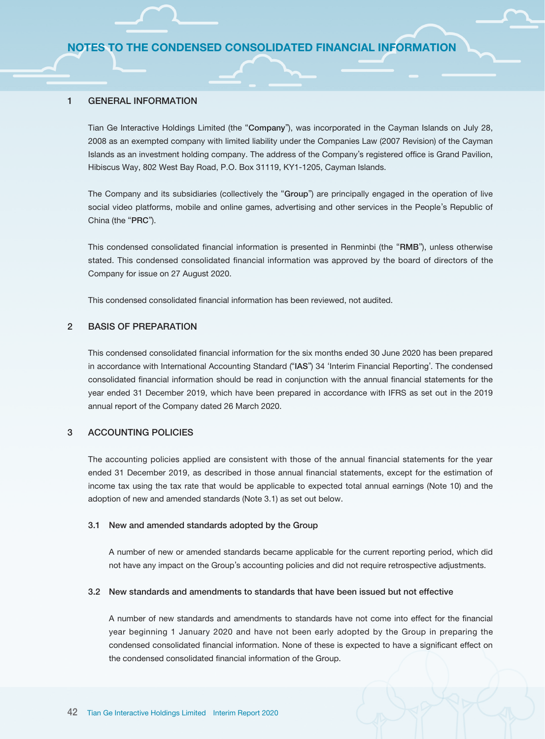# NOTES TO THE CONDENSED CONSOLIDATED FINANCIAL INFORMATION

## 1 GENERAL INFORMATION

Tian Ge Interactive Holdings Limited (the "**Company**"), was incorporated in the Cayman Islands on July 28, 2008 as an exempted company with limited liability under the Companies Law (2007 Revision) of the Cayman Islands as an investment holding company. The address of the Company's registered office is Grand Pavilion, Hibiscus Way, 802 West Bay Road, P.O. Box 31119, KY1-1205, Cayman Islands.

The Company and its subsidiaries (collectively the "**Group**") are principally engaged in the operation of live social video platforms, mobile and online games, advertising and other services in the People's Republic of China (the "**PRC**").

This condensed consolidated financial information is presented in Renminbi (the "**RMB**"), unless otherwise stated. This condensed consolidated financial information was approved by the board of directors of the Company for issue on 27 August 2020.

This condensed consolidated financial information has been reviewed, not audited.

## 2 BASIS OF PREPARATION

This condensed consolidated financial information for the six months ended 30 June 2020 has been prepared in accordance with International Accounting Standard ("**IAS**") 34 'Interim Financial Reporting'. The condensed consolidated financial information should be read in conjunction with the annual financial statements for the year ended 31 December 2019, which have been prepared in accordance with IFRS as set out in the 2019 annual report of the Company dated 26 March 2020.

## 3 ACCOUNTING POLICIES

The accounting policies applied are consistent with those of the annual financial statements for the year ended 31 December 2019, as described in those annual financial statements, except for the estimation of income tax using the tax rate that would be applicable to expected total annual earnings (Note 10) and the adoption of new and amended standards (Note 3.1) as set out below.

### 3.1 New and amended standards adopted by the Group

A number of new or amended standards became applicable for the current reporting period, which did not have any impact on the Group's accounting policies and did not require retrospective adjustments.

### 3.2 New standards and amendments to standards that have been issued but not effective

A number of new standards and amendments to standards have not come into effect for the financial year beginning 1 January 2020 and have not been early adopted by the Group in preparing the condensed consolidated financial information. None of these is expected to have a significant effect on the condensed consolidated financial information of the Group.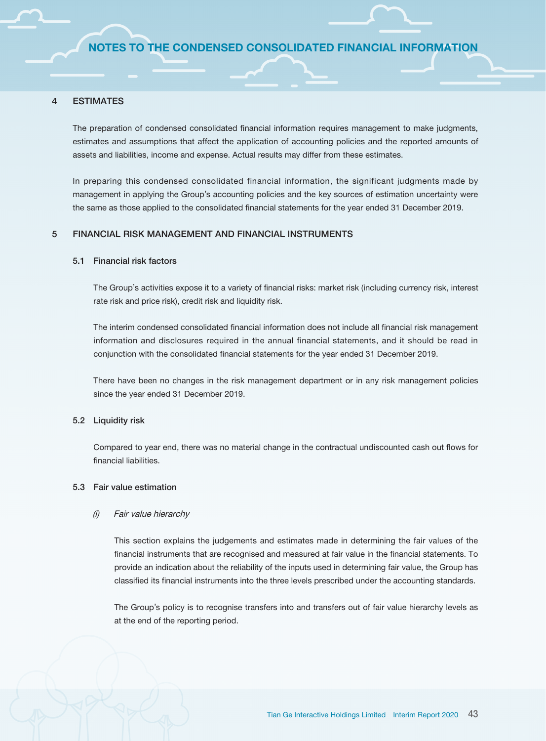## 4 ESTIMATES

The preparation of condensed consolidated financial information requires management to make judgments, estimates and assumptions that affect the application of accounting policies and the reported amounts of assets and liabilities, income and expense. Actual results may differ from these estimates.

In preparing this condensed consolidated financial information, the significant judgments made by management in applying the Group's accounting policies and the key sources of estimation uncertainty were the same as those applied to the consolidated financial statements for the year ended 31 December 2019.

## 5 FINANCIAL RISK MANAGEMENT AND FINANCIAL INSTRUMENTS

### 5.1 Financial risk factors

The Group's activities expose it to a variety of financial risks: market risk (including currency risk, interest rate risk and price risk), credit risk and liquidity risk.

The interim condensed consolidated financial information does not include all financial risk management information and disclosures required in the annual financial statements, and it should be read in conjunction with the consolidated financial statements for the year ended 31 December 2019.

There have been no changes in the risk management department or in any risk management policies since the year ended 31 December 2019.

### 5.2 Liquidity risk

Compared to year end, there was no material change in the contractual undiscounted cash out flows for financial liabilities.

### 5.3 Fair value estimation

*(i) Fair value hierarchy*

This section explains the judgements and estimates made in determining the fair values of the financial instruments that are recognised and measured at fair value in the financial statements. To provide an indication about the reliability of the inputs used in determining fair value, the Group has classified its financial instruments into the three levels prescribed under the accounting standards.

The Group's policy is to recognise transfers into and transfers out of fair value hierarchy levels as at the end of the reporting period.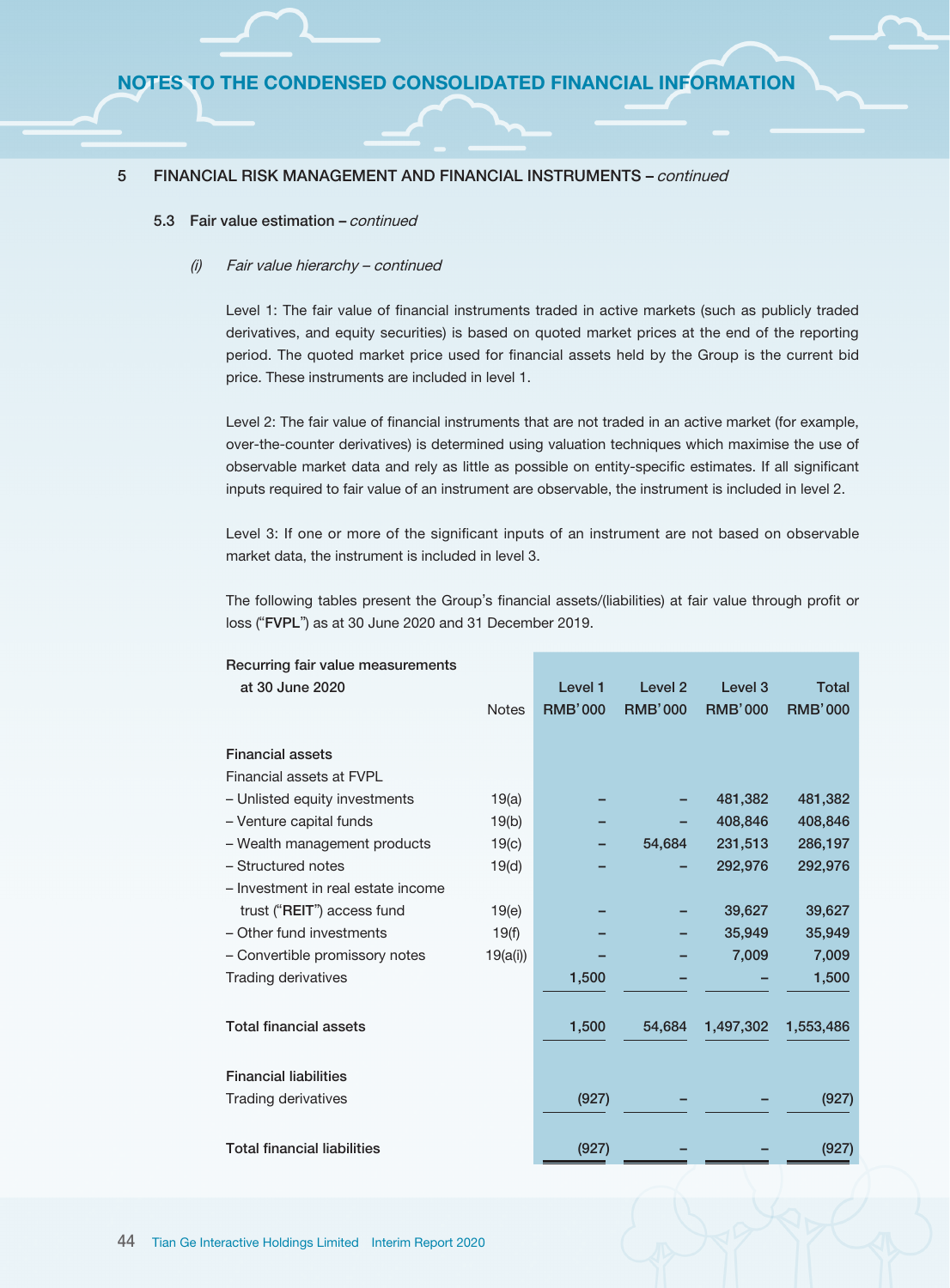## 5 FINANCIAL RISK MANAGEMENT AND FINANCIAL INSTRUMENTS – *continued*

### 5.3 Fair value estimation – *continued*

#### *(i) Fair value hierarchy – continued*

Level 1: The fair value of financial instruments traded in active markets (such as publicly traded derivatives, and equity securities) is based on quoted market prices at the end of the reporting period. The quoted market price used for financial assets held by the Group is the current bid price. These instruments are included in level 1.

Level 2: The fair value of financial instruments that are not traded in an active market (for example, over-the-counter derivatives) is determined using valuation techniques which maximise the use of observable market data and rely as little as possible on entity-specific estimates. If all significant inputs required to fair value of an instrument are observable, the instrument is included in level 2.

Level 3: If one or more of the significant inputs of an instrument are not based on observable market data, the instrument is included in level 3.

The following tables present the Group's financial assets/(liabilities) at fair value through profit or loss ("**FVPL**") as at 30 June 2020 and 31 December 2019.

| Recurring fair value measurements at 30 June 2020 | Notes | Level 1 RMB'000 | Level 2 RMB'000 | Level 3 RMB'000 | Total RMB'000 |
|---|---|---|---|---|---|
| **Financial assets** | | | | | |
| Financial assets at FVPL | | | | | |
| – Unlisted equity investments | 19(a) | – | – | 481,382 | 481,382 |
| – Venture capital funds | 19(b) | – | – | 408,846 | 408,846 |
| – Wealth management products | 19(c) | – | 54,684 | 231,513 | 286,197 |
| – Structured notes | 19(d) | – | – | 292,976 | 292,976 |
| – Investment in real estate income trust ("**REIT**") access fund | 19(e) | – | – | 39,627 | 39,627 |
| – Other fund investments | 19(f) | – | – | 35,949 | 35,949 |
| – Convertible promissory notes | 19(a(i)) | – | – | 7,009 | 7,009 |
| Trading derivatives | | 1,500 | – | – | 1,500 |
| **Total financial assets** | | 1,500 | 54,684 | 1,497,302 | 1,553,486 |
| **Financial liabilities** | | | | | |
| Trading derivatives | | (927) | – | – | (927) |
| **Total financial liabilities** | | (927) | – | – | (927) |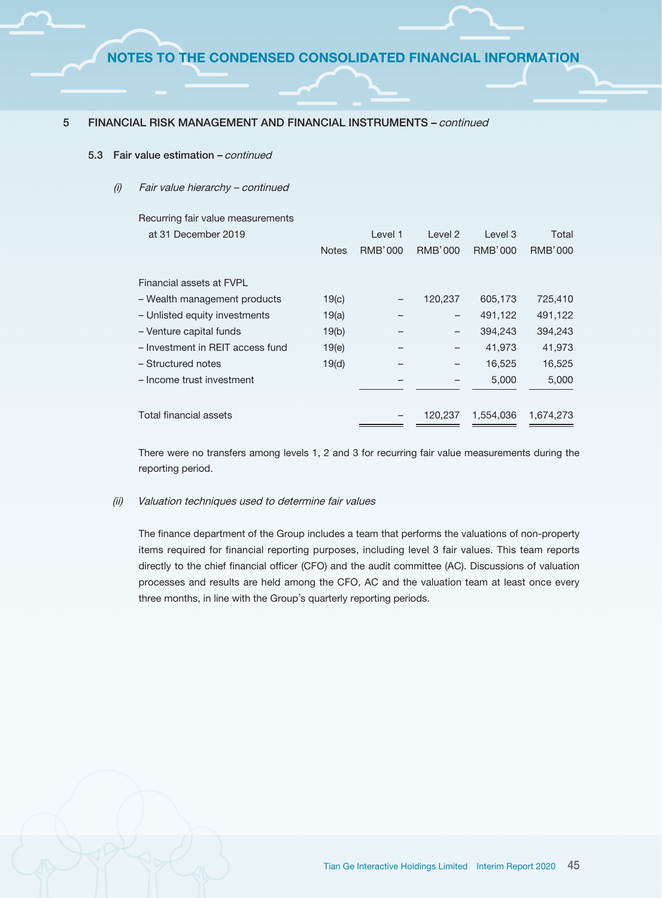## 5 FINANCIAL RISK MANAGEMENT AND FINANCIAL INSTRUMENTS – *continued*

### 5.3 Fair value estimation – *continued*

#### *(i) Fair value hierarchy – continued*

| Recurring fair value measurements at 31 December 2019 | Notes | Level 1 RMB'000 | Level 2 RMB'000 | Level 3 RMB'000 | Total RMB'000 |
|---|---|---|---|---|---|
| Financial assets at FVPL | | | | | |
| – Wealth management products | 19(c) | – | 120,237 | 605,173 | 725,410 |
| – Unlisted equity investments | 19(a) | – | – | 491,122 | 491,122 |
| – Venture capital funds | 19(b) | – | – | 394,243 | 394,243 |
| – Investment in REIT access fund | 19(e) | – | – | 41,973 | 41,973 |
| – Structured notes | 19(d) | – | – | 16,525 | 16,525 |
| – Income trust investment | | – | – | 5,000 | 5,000 |
| Total financial assets | | – | 120,237 | 1,554,036 | 1,674,273 |

There were no transfers among levels 1, 2 and 3 for recurring fair value measurements during the reporting period.

#### *(ii) Valuation techniques used to determine fair values*

The finance department of the Group includes a team that performs the valuations of non-property items required for financial reporting purposes, including level 3 fair values. This team reports directly to the chief financial officer (CFO) and the audit committee (AC). Discussions of valuation processes and results are held among the CFO, AC and the valuation team at least once every three months, in line with the Group's quarterly reporting periods.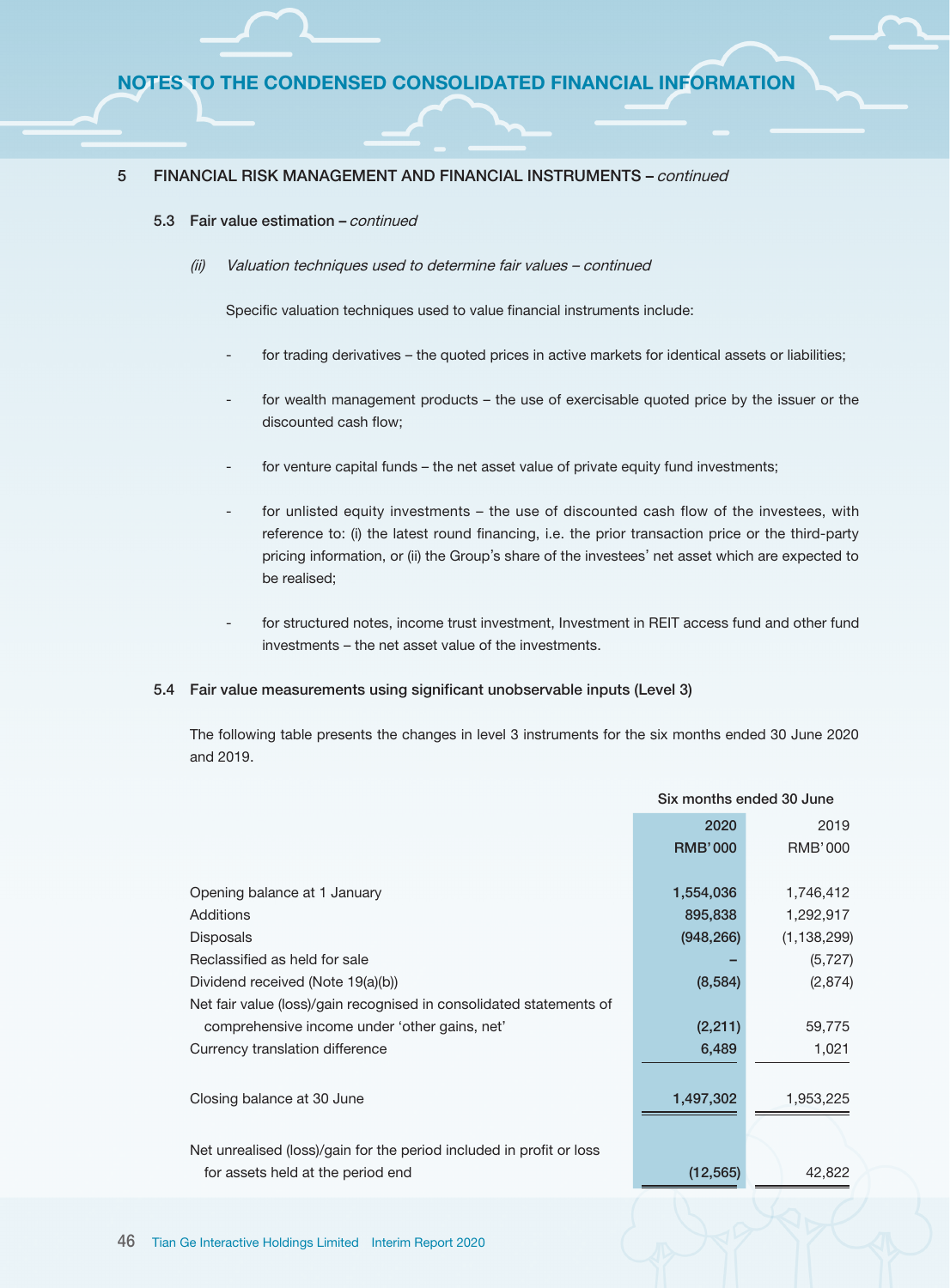## 5 FINANCIAL RISK MANAGEMENT AND FINANCIAL INSTRUMENTS – *continued*

### 5.3 Fair value estimation – *continued*

#### *(ii) Valuation techniques used to determine fair values – continued*

Specific valuation techniques used to value financial instruments include:

- for trading derivatives – the quoted prices in active markets for identical assets or liabilities;
- for wealth management products – the use of exercisable quoted price by the issuer or the discounted cash flow;
- for venture capital funds – the net asset value of private equity fund investments;
- for unlisted equity investments – the use of discounted cash flow of the investees, with reference to: (i) the latest round financing, i.e. the prior transaction price or the third-party pricing information, or (ii) the Group's share of the investees' net asset which are expected to be realised;
- for structured notes, income trust investment, Investment in REIT access fund and other fund investments – the net asset value of the investments.

### 5.4 Fair value measurements using significant unobservable inputs (Level 3)

The following table presents the changes in level 3 instruments for the six months ended 30 June 2020 and 2019.

| | Six months ended 30 June | |
|---|---|---|
| | **2020** | 2019 |
| | **RMB'000** | RMB'000 |
| Opening balance at 1 January | **1,554,036** | 1,746,412 |
| Additions | **895,838** | 1,292,917 |
| Disposals | **(948,266)** | (1,138,299) |
| Reclassified as held for sale | **–** | (5,727) |
| Dividend received (Note 19(a)(b)) | **(8,584)** | (2,874) |
| Net fair value (loss)/gain recognised in consolidated statements of comprehensive income under 'other gains, net' | **(2,211)** | 59,775 |
| Currency translation difference | **6,489** | 1,021 |
| Closing balance at 30 June | **1,497,302** | 1,953,225 |
| Net unrealised (loss)/gain for the period included in profit or loss for assets held at the period end | **(12,565)** | 42,822 |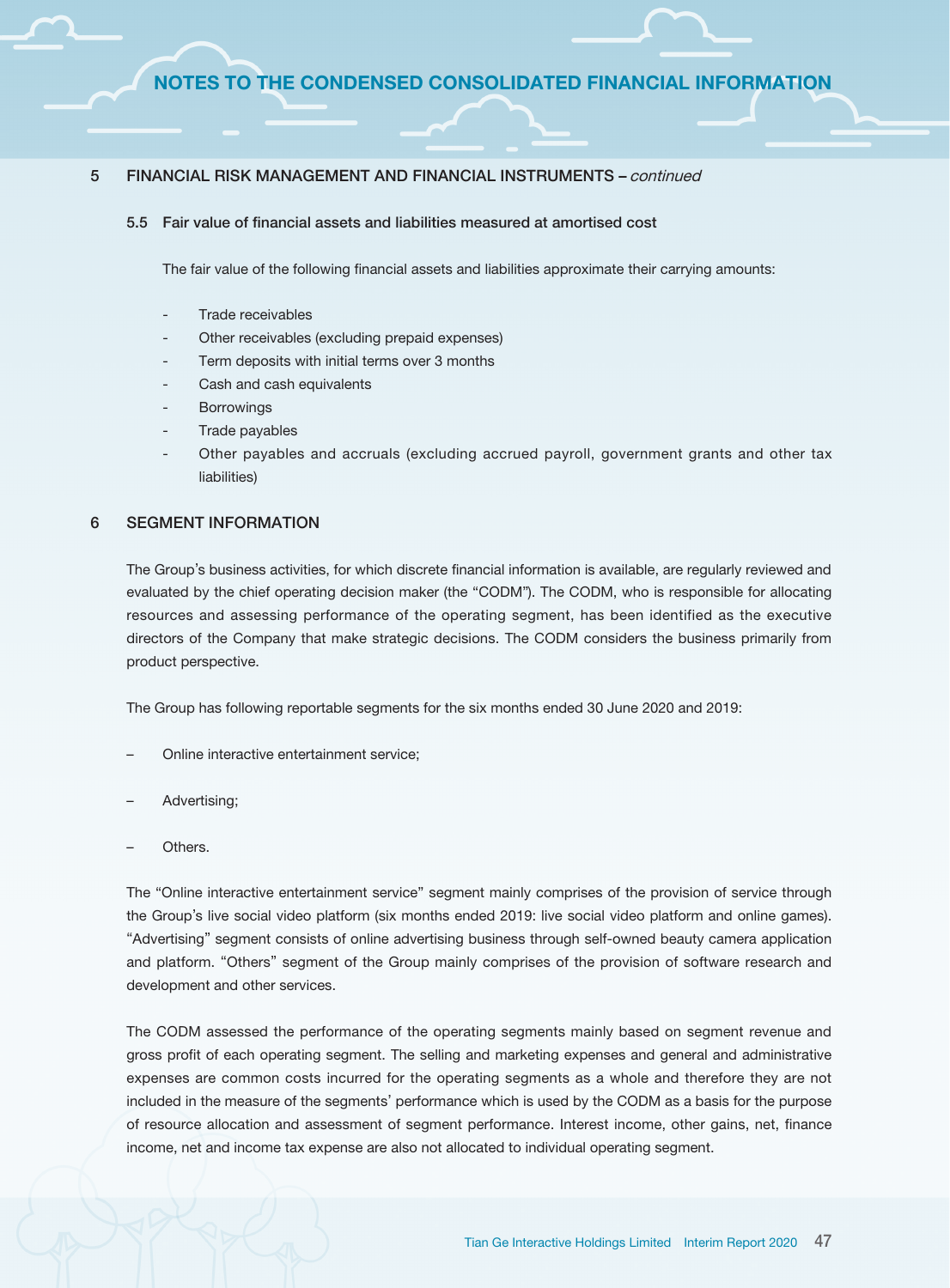## 5 FINANCIAL RISK MANAGEMENT AND FINANCIAL INSTRUMENTS – *continued*

### 5.5 Fair value of financial assets and liabilities measured at amortised cost

The fair value of the following financial assets and liabilities approximate their carrying amounts:

- Trade receivables
- Other receivables (excluding prepaid expenses)
- Term deposits with initial terms over 3 months
- Cash and cash equivalents
- Borrowings
- Trade payables
- Other payables and accruals (excluding accrued payroll, government grants and other tax liabilities)

## 6 SEGMENT INFORMATION

The Group's business activities, for which discrete financial information is available, are regularly reviewed and evaluated by the chief operating decision maker (the "CODM"). The CODM, who is responsible for allocating resources and assessing performance of the operating segment, has been identified as the executive directors of the Company that make strategic decisions. The CODM considers the business primarily from product perspective.

The Group has following reportable segments for the six months ended 30 June 2020 and 2019:

- Online interactive entertainment service;
- Advertising;
- Others.

The "Online interactive entertainment service" segment mainly comprises of the provision of service through the Group's live social video platform (six months ended 2019: live social video platform and online games). "Advertising" segment consists of online advertising business through self-owned beauty camera application and platform. "Others" segment of the Group mainly comprises of the provision of software research and development and other services.

The CODM assessed the performance of the operating segments mainly based on segment revenue and gross profit of each operating segment. The selling and marketing expenses and general and administrative expenses are common costs incurred for the operating segments as a whole and therefore they are not included in the measure of the segments' performance which is used by the CODM as a basis for the purpose of resource allocation and assessment of segment performance. Interest income, other gains, net, finance income, net and income tax expense are also not allocated to individual operating segment.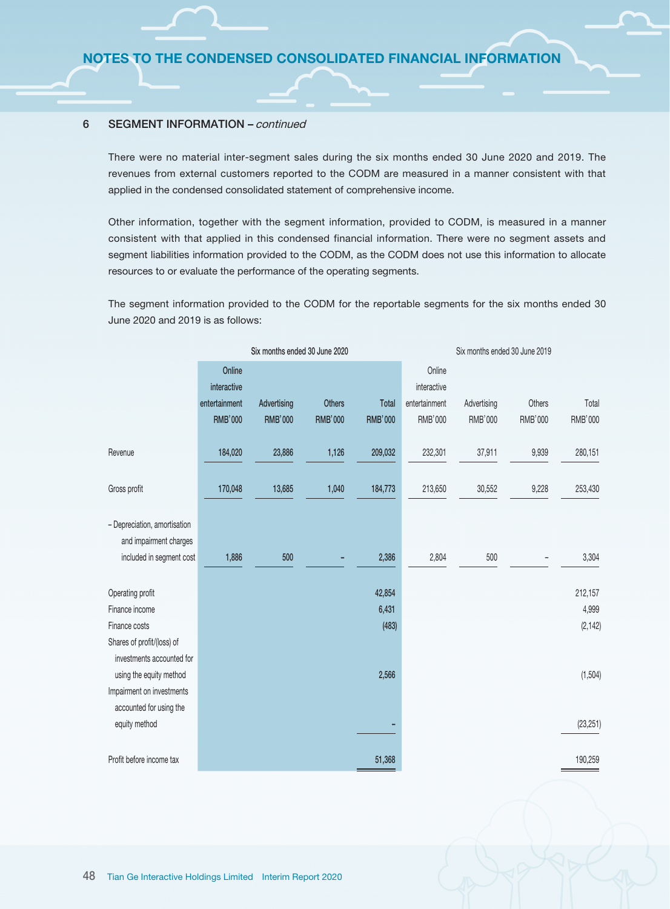## 6 SEGMENT INFORMATION – *continued*

There were no material inter-segment sales during the six months ended 30 June 2020 and 2019. The revenues from external customers reported to the CODM are measured in a manner consistent with that applied in the condensed consolidated statement of comprehensive income.

Other information, together with the segment information, provided to CODM, is measured in a manner consistent with that applied in this condensed financial information. There were no segment assets and segment liabilities information provided to the CODM, as the CODM does not use this information to allocate resources to or evaluate the performance of the operating segments.

The segment information provided to the CODM for the reportable segments for the six months ended 30 June 2020 and 2019 is as follows:

| | Six months ended 30 June 2020 | | | | Six months ended 30 June 2019 | | | |
|---|---|---|---|---|---|---|---|---|
| | Online interactive entertainment RMB'000 | Advertising RMB'000 | Others RMB'000 | Total RMB'000 | Online interactive entertainment RMB'000 | Advertising RMB'000 | Others RMB'000 | Total RMB'000 |
| Revenue | 184,020 | 23,886 | 1,126 | 209,032 | 232,301 | 37,911 | 9,939 | 280,151 |
| Gross profit | 170,048 | 13,685 | 1,040 | 184,773 | 213,650 | 30,552 | 9,228 | 253,430 |
| – Depreciation, amortisation and impairment charges included in segment cost | 1,886 | 500 | – | 2,386 | 2,804 | 500 | – | 3,304 |
| Operating profit | | | | 42,854 | | | | 212,157 |
| Finance income | | | | 6,431 | | | | 4,999 |
| Finance costs | | | | (483) | | | | (2,142) |
| Shares of profit/(loss) of investments accounted for using the equity method | | | | 2,566 | | | | (1,504) |
| Impairment on investments accounted for using the equity method | | | | – | | | | (23,251) |
| Profit before income tax | | | | 51,368 | | | | 190,259 |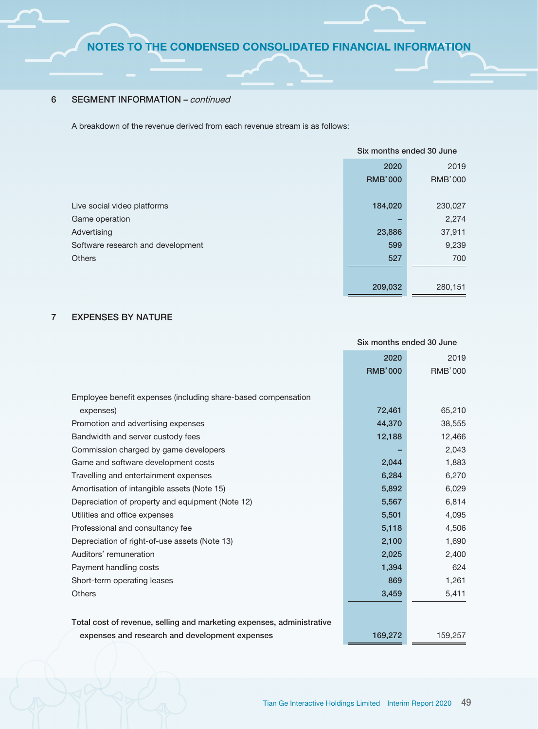## NOTES TO THE CONDENSED CONSOLIDATED FINANCIAL INFORMATION

### 6 SEGMENT INFORMATION – *continued*

A breakdown of the revenue derived from each revenue stream is as follows:

| | Six months ended 30 June | |
|---|---|---|
| | **2020** | 2019 |
| | **RMB'000** | RMB'000 |
| Live social video platforms | **184,020** | 230,027 |
| Game operation | **–** | 2,274 |
| Advertising | **23,886** | 37,911 |
| Software research and development | **599** | 9,239 |
| Others | **527** | 700 |
| | **209,032** | 280,151 |

### 7 EXPENSES BY NATURE

| | Six months ended 30 June | |
|---|---|---|
| | **2020** | 2019 |
| | **RMB'000** | RMB'000 |
| Employee benefit expenses (including share-based compensation expenses) | **72,461** | 65,210 |
| Promotion and advertising expenses | **44,370** | 38,555 |
| Bandwidth and server custody fees | **12,188** | 12,466 |
| Commission charged by game developers | **–** | 2,043 |
| Game and software development costs | **2,044** | 1,883 |
| Travelling and entertainment expenses | **6,284** | 6,270 |
| Amortisation of intangible assets (Note 15) | **5,892** | 6,029 |
| Depreciation of property and equipment (Note 12) | **5,567** | 6,814 |
| Utilities and office expenses | **5,501** | 4,095 |
| Professional and consultancy fee | **5,118** | 4,506 |
| Depreciation of right-of-use assets (Note 13) | **2,100** | 1,690 |
| Auditors' remuneration | **2,025** | 2,400 |
| Payment handling costs | **1,394** | 624 |
| Short-term operating leases | **869** | 1,261 |
| Others | **3,459** | 5,411 |
| Total cost of revenue, selling and marketing expenses, administrative expenses and research and development expenses | **169,272** | 159,257 |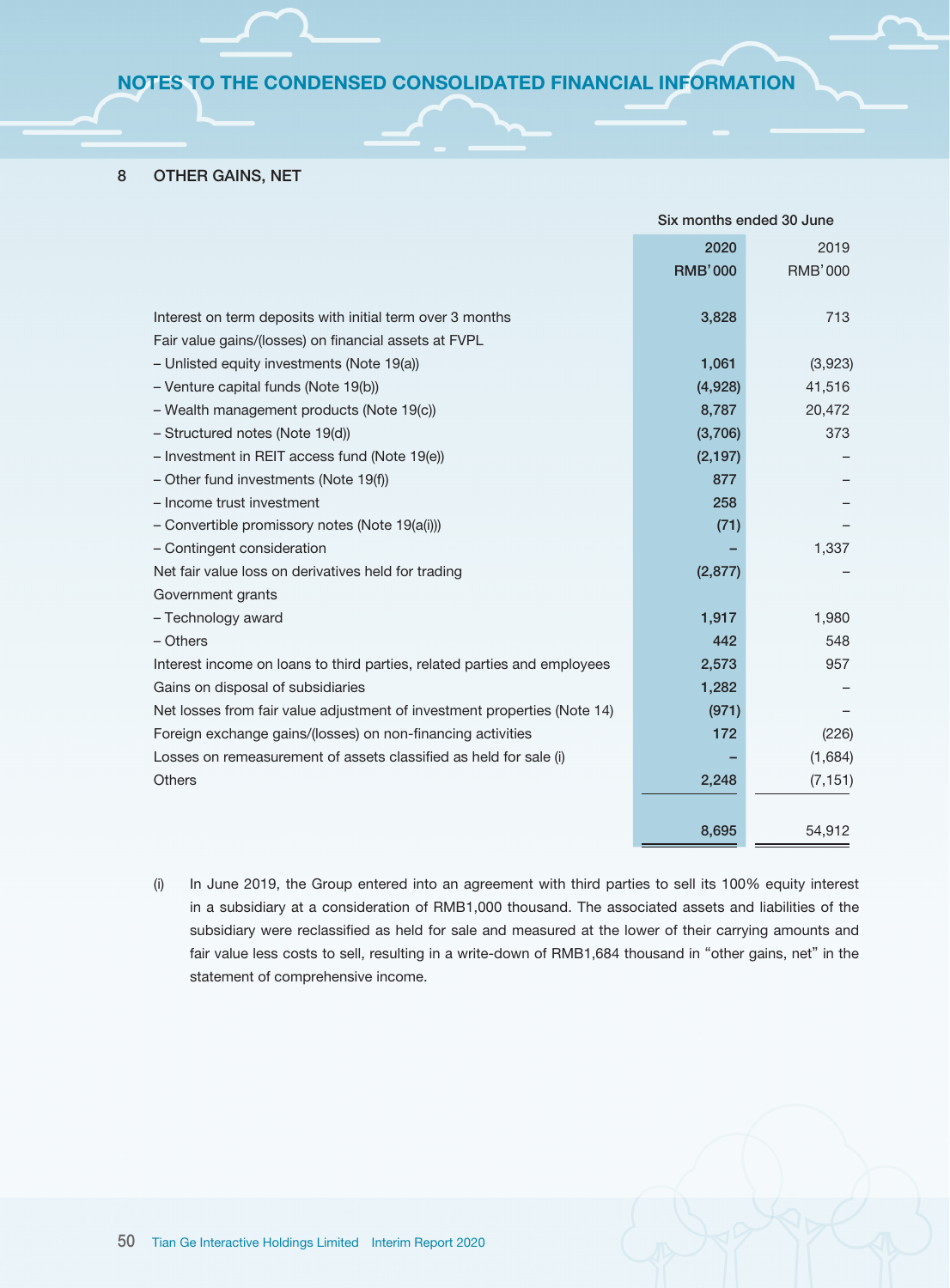## 8 OTHER GAINS, NET

| | Six months ended 30 June | |
|---|---|---|
| | 2020 | 2019 |
| | RMB'000 | RMB'000 |
| Interest on term deposits with initial term over 3 months | 3,828 | 713 |
| Fair value gains/(losses) on financial assets at FVPL | | |
| – Unlisted equity investments (Note 19(a)) | 1,061 | (3,923) |
| – Venture capital funds (Note 19(b)) | (4,928) | 41,516 |
| – Wealth management products (Note 19(c)) | 8,787 | 20,472 |
| – Structured notes (Note 19(d)) | (3,706) | 373 |
| – Investment in REIT access fund (Note 19(e)) | (2,197) | – |
| – Other fund investments (Note 19(f)) | 877 | – |
| – Income trust investment | 258 | – |
| – Convertible promissory notes (Note 19(a(i))) | (71) | – |
| – Contingent consideration | – | 1,337 |
| Net fair value loss on derivatives held for trading | (2,877) | – |
| Government grants | | |
| – Technology award | 1,917 | 1,980 |
| – Others | 442 | 548 |
| Interest income on loans to third parties, related parties and employees | 2,573 | 957 |
| Gains on disposal of subsidiaries | 1,282 | – |
| Net losses from fair value adjustment of investment properties (Note 14) | (971) | – |
| Foreign exchange gains/(losses) on non-financing activities | 172 | (226) |
| Losses on remeasurement of assets classified as held for sale (i) | – | (1,684) |
| Others | 2,248 | (7,151) |
| | 8,695 | 54,912 |

(i) In June 2019, the Group entered into an agreement with third parties to sell its 100% equity interest in a subsidiary at a consideration of RMB1,000 thousand. The associated assets and liabilities of the subsidiary were reclassified as held for sale and measured at the lower of their carrying amounts and fair value less costs to sell, resulting in a write-down of RMB1,684 thousand in "other gains, net" in the statement of comprehensive income.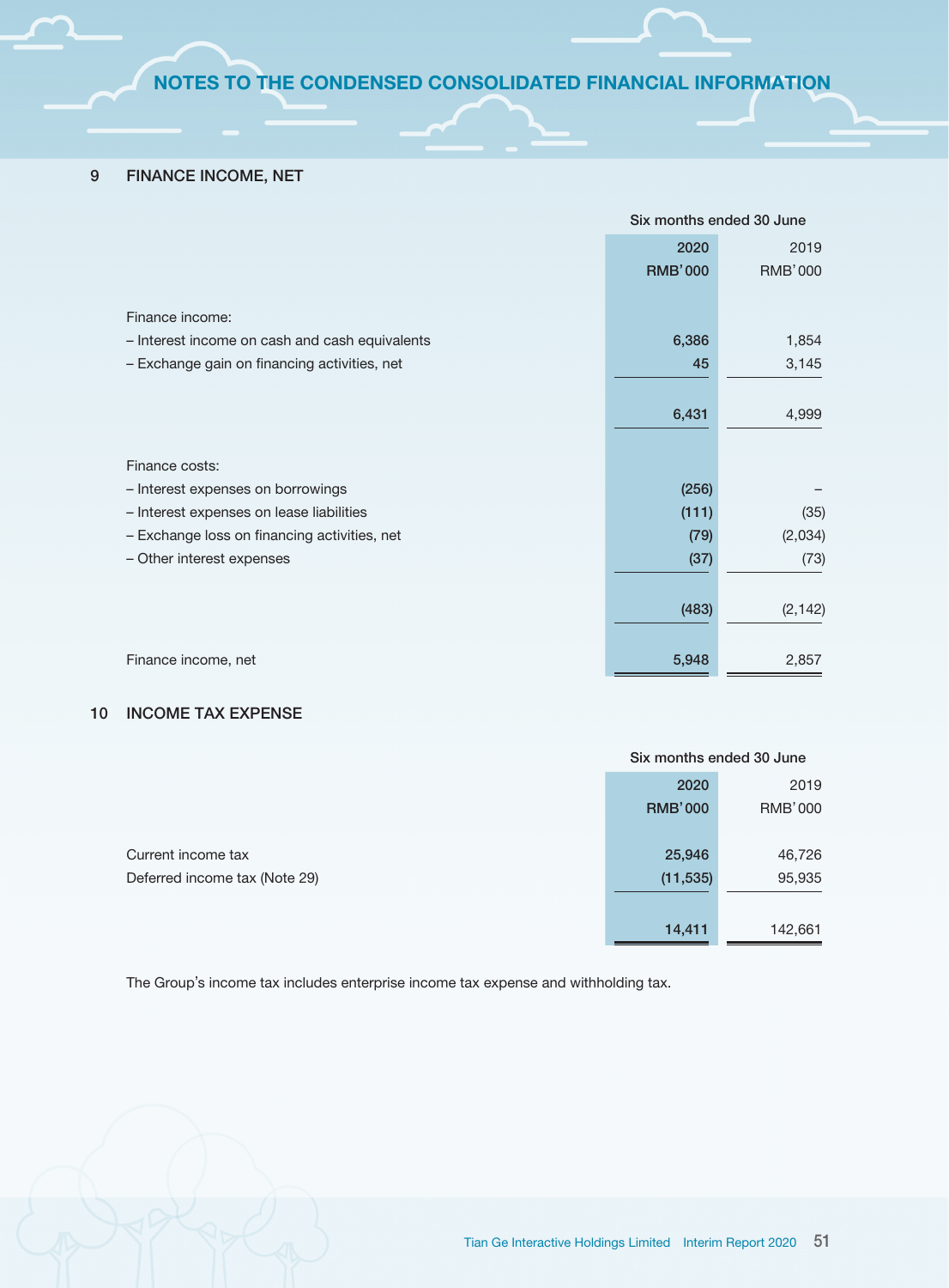## 9 FINANCE INCOME, NET

| | Six months ended 30 June | |
|---|---|---|
| | **2020** | 2019 |
| | **RMB'000** | RMB'000 |
| Finance income: | | |
| – Interest income on cash and cash equivalents | **6,386** | 1,854 |
| – Exchange gain on financing activities, net | **45** | 3,145 |
| | **6,431** | 4,999 |
| Finance costs: | | |
| – Interest expenses on borrowings | **(256)** | – |
| – Interest expenses on lease liabilities | **(111)** | (35) |
| – Exchange loss on financing activities, net | **(79)** | (2,034) |
| – Other interest expenses | **(37)** | (73) |
| | **(483)** | (2,142) |
| Finance income, net | **5,948** | 2,857 |

## 10 INCOME TAX EXPENSE

| | Six months ended 30 June | |
|---|---|---|
| | **2020** | 2019 |
| | **RMB'000** | RMB'000 |
| Current income tax | **25,946** | 46,726 |
| Deferred income tax (Note 29) | **(11,535)** | 95,935 |
| | **14,411** | 142,661 |

The Group's income tax includes enterprise income tax expense and withholding tax.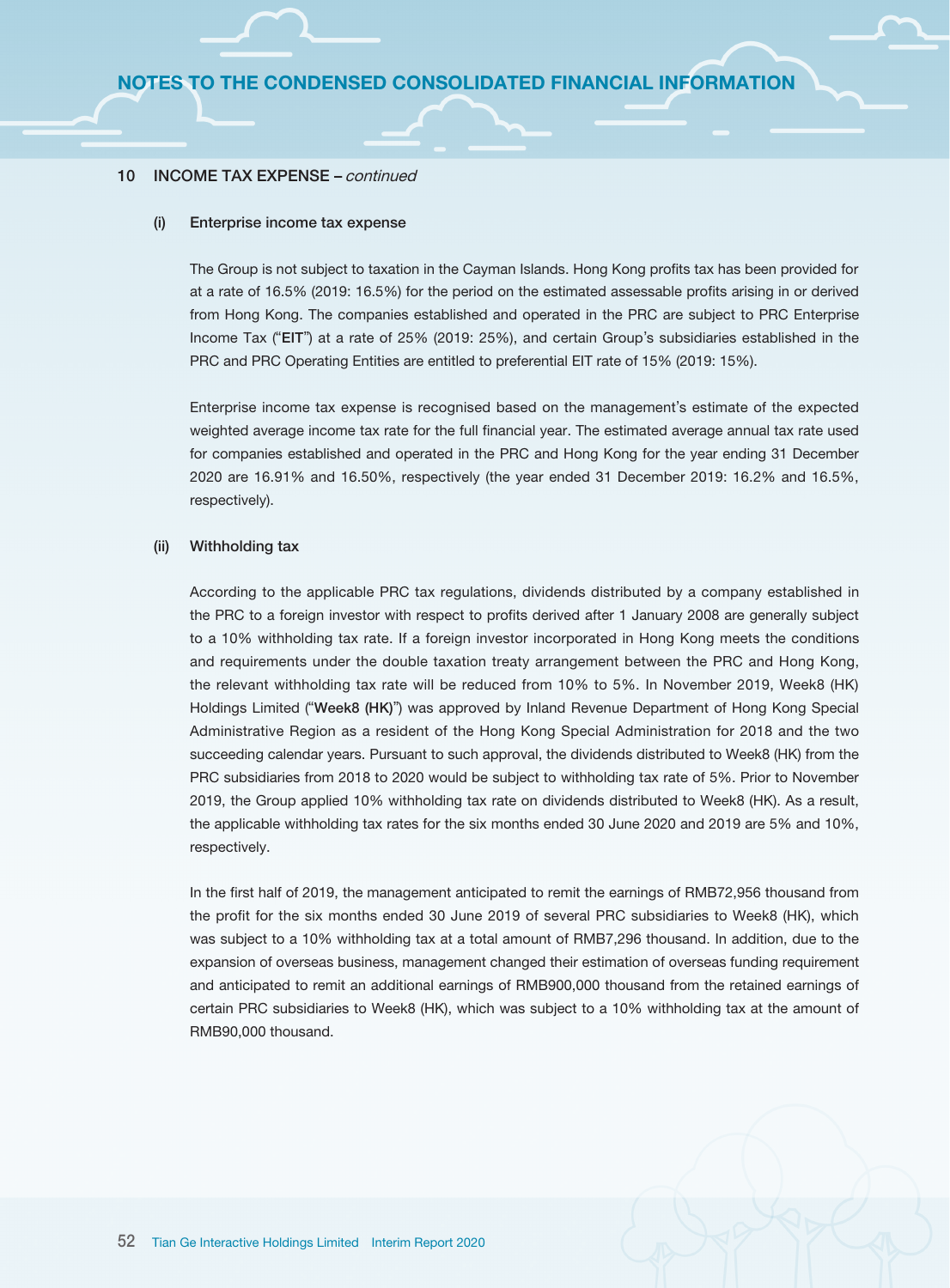## 10 INCOME TAX EXPENSE – *continued*

### (i) Enterprise income tax expense

The Group is not subject to taxation in the Cayman Islands. Hong Kong profits tax has been provided for at a rate of 16.5% (2019: 16.5%) for the period on the estimated assessable profits arising in or derived from Hong Kong. The companies established and operated in the PRC are subject to PRC Enterprise Income Tax ("**EIT**") at a rate of 25% (2019: 25%), and certain Group's subsidiaries established in the PRC and PRC Operating Entities are entitled to preferential EIT rate of 15% (2019: 15%).

Enterprise income tax expense is recognised based on the management's estimate of the expected weighted average income tax rate for the full financial year. The estimated average annual tax rate used for companies established and operated in the PRC and Hong Kong for the year ending 31 December 2020 are 16.91% and 16.50%, respectively (the year ended 31 December 2019: 16.2% and 16.5%, respectively).

### (ii) Withholding tax

According to the applicable PRC tax regulations, dividends distributed by a company established in the PRC to a foreign investor with respect to profits derived after 1 January 2008 are generally subject to a 10% withholding tax rate. If a foreign investor incorporated in Hong Kong meets the conditions and requirements under the double taxation treaty arrangement between the PRC and Hong Kong, the relevant withholding tax rate will be reduced from 10% to 5%. In November 2019, Week8 (HK) Holdings Limited ("**Week8 (HK)**") was approved by Inland Revenue Department of Hong Kong Special Administrative Region as a resident of the Hong Kong Special Administration for 2018 and the two succeeding calendar years. Pursuant to such approval, the dividends distributed to Week8 (HK) from the PRC subsidiaries from 2018 to 2020 would be subject to withholding tax rate of 5%. Prior to November 2019, the Group applied 10% withholding tax rate on dividends distributed to Week8 (HK). As a result, the applicable withholding tax rates for the six months ended 30 June 2020 and 2019 are 5% and 10%, respectively.

In the first half of 2019, the management anticipated to remit the earnings of RMB72,956 thousand from the profit for the six months ended 30 June 2019 of several PRC subsidiaries to Week8 (HK), which was subject to a 10% withholding tax at a total amount of RMB7,296 thousand. In addition, due to the expansion of overseas business, management changed their estimation of overseas funding requirement and anticipated to remit an additional earnings of RMB900,000 thousand from the retained earnings of certain PRC subsidiaries to Week8 (HK), which was subject to a 10% withholding tax at the amount of RMB90,000 thousand.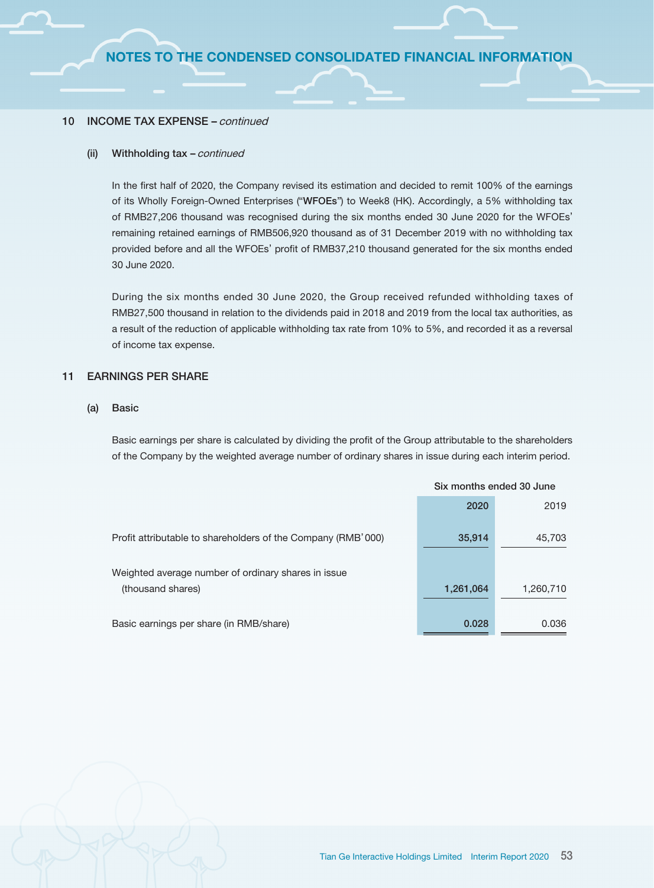## 10 INCOME TAX EXPENSE – *continued*

### (ii) Withholding tax – *continued*

In the first half of 2020, the Company revised its estimation and decided to remit 100% of the earnings of its Wholly Foreign-Owned Enterprises ("**WFOEs**") to Week8 (HK). Accordingly, a 5% withholding tax of RMB27,206 thousand was recognised during the six months ended 30 June 2020 for the WFOEs' remaining retained earnings of RMB506,920 thousand as of 31 December 2019 with no withholding tax provided before and all the WFOEs' profit of RMB37,210 thousand generated for the six months ended 30 June 2020.

During the six months ended 30 June 2020, the Group received refunded withholding taxes of RMB27,500 thousand in relation to the dividends paid in 2018 and 2019 from the local tax authorities, as a result of the reduction of applicable withholding tax rate from 10% to 5%, and recorded it as a reversal of income tax expense.

## 11 EARNINGS PER SHARE

### (a) Basic

Basic earnings per share is calculated by dividing the profit of the Group attributable to the shareholders of the Company by the weighted average number of ordinary shares in issue during each interim period.

| | Six months ended 30 June | |
|---|---|---|
| | **2020** | 2019 |
| Profit attributable to shareholders of the Company (RMB'000) | **35,914** | 45,703 |
| Weighted average number of ordinary shares in issue (thousand shares) | **1,261,064** | 1,260,710 |
| Basic earnings per share (in RMB/share) | **0.028** | 0.036 |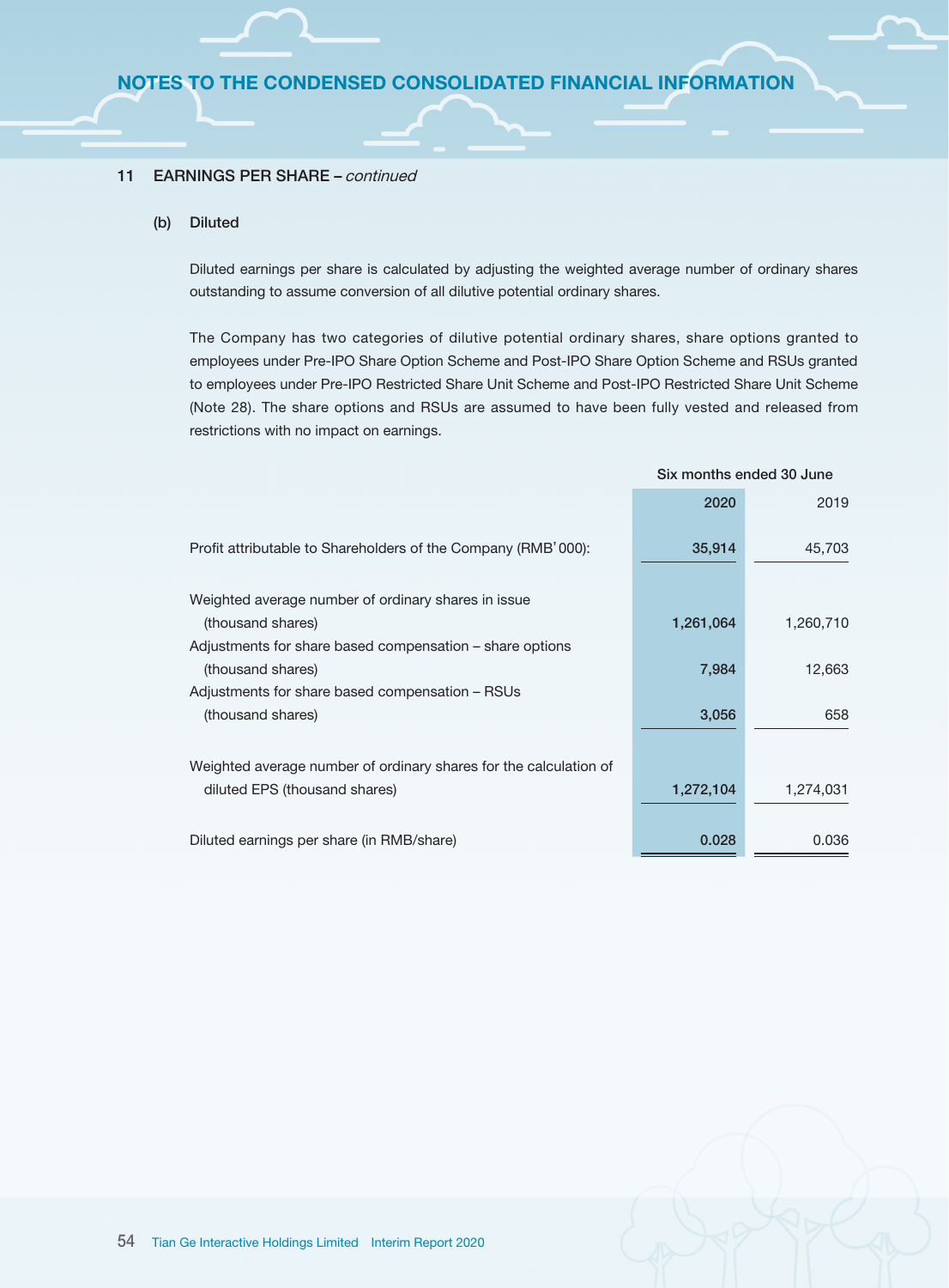## 11 EARNINGS PER SHARE – *continued*

### (b) Diluted

Diluted earnings per share is calculated by adjusting the weighted average number of ordinary shares outstanding to assume conversion of all dilutive potential ordinary shares.

The Company has two categories of dilutive potential ordinary shares, share options granted to employees under Pre-IPO Share Option Scheme and Post-IPO Share Option Scheme and RSUs granted to employees under Pre-IPO Restricted Share Unit Scheme and Post-IPO Restricted Share Unit Scheme (Note 28). The share options and RSUs are assumed to have been fully vested and released from restrictions with no impact on earnings.

| | Six months ended 30 June | |
|---|---|---|
| | **2020** | 2019 |
| Profit attributable to Shareholders of the Company (RMB'000): | **35,914** | 45,703 |
| Weighted average number of ordinary shares in issue (thousand shares) | **1,261,064** | 1,260,710 |
| Adjustments for share based compensation – share options (thousand shares) | **7,984** | 12,663 |
| Adjustments for share based compensation – RSUs (thousand shares) | **3,056** | 658 |
| Weighted average number of ordinary shares for the calculation of diluted EPS (thousand shares) | **1,272,104** | 1,274,031 |
| Diluted earnings per share (in RMB/share) | **0.028** | 0.036 |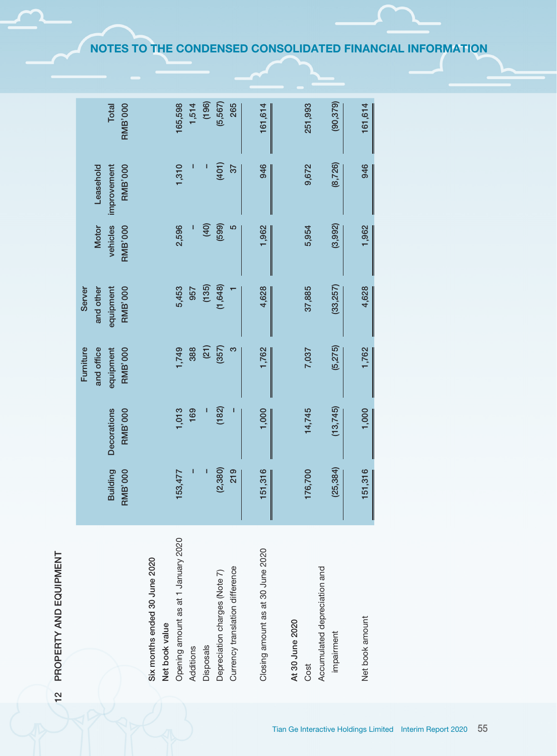## 12 PROPERTY AND EQUIPMENT

| | Building RMB'000 | Decorations RMB'000 | Furniture and office equipment RMB'000 | Server and other equipment RMB'000 | Motor vehicles RMB'000 | Leasehold improvement RMB'000 | Total RMB'000 |
|---|---|---|---|---|---|---|---|
| **Six months ended 30 June 2020** | | | | | | | |
| **Net book value** | | | | | | | |
| Opening amount as at 1 January 2020 | 153,477 | 1,013 | 1,749 | 5,453 | 2,596 | 1,310 | 165,598 |
| Additions | – | 169 | 388 | 957 | – | – | 1,514 |
| Disposals | – | – | (21) | (135) | (40) | – | (196) |
| Depreciation charges (Note 7) | (2,380) | (182) | (357) | (1,648) | (599) | (401) | (5,567) |
| Currency translation difference | 219 | – | 3 | 1 | 5 | 37 | 265 |
| Closing amount as at 30 June 2020 | 151,316 | 1,000 | 1,762 | 4,628 | 1,962 | 946 | 161,614 |
| **At 30 June 2020** | | | | | | | |
| Cost | 176,700 | 14,745 | 7,037 | 37,885 | 5,954 | 9,672 | 251,993 |
| Accumulated depreciation and impairment | (25,384) | (13,745) | (5,275) | (33,257) | (3,992) | (8,726) | (90,379) |
| Net book amount | 151,316 | 1,000 | 1,762 | 4,628 | 1,962 | 946 | 161,614 |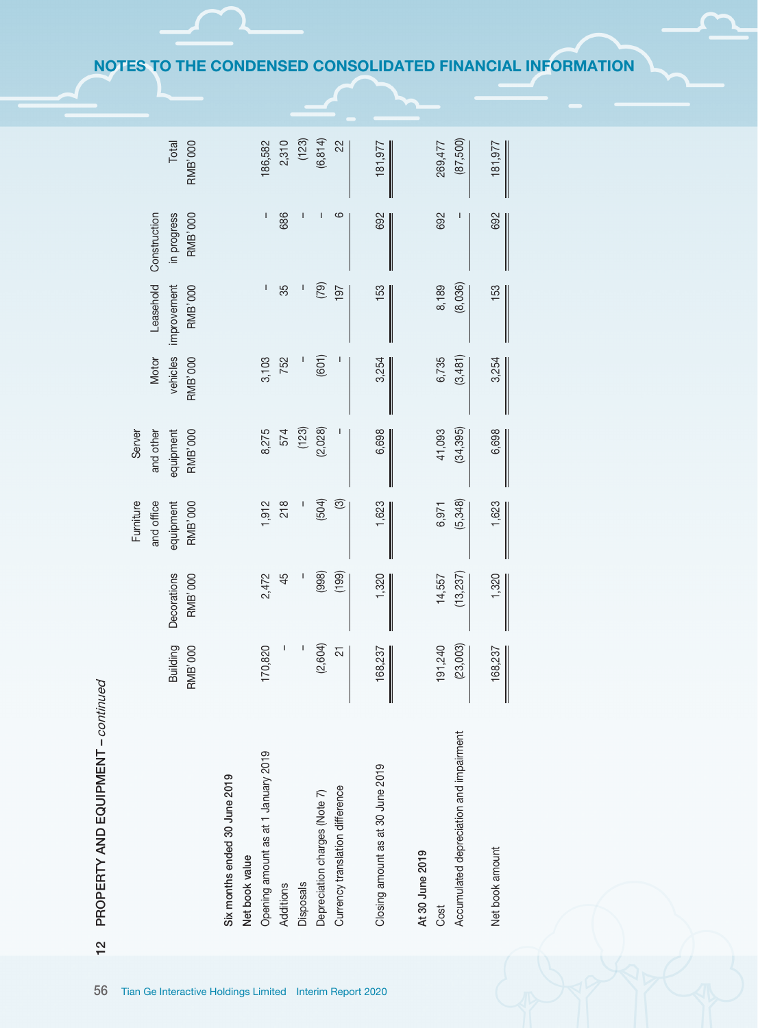## 12 PROPERTY AND EQUIPMENT – *continued*

| | Building RMB'000 | Decorations RMB'000 | Furniture and office equipment RMB'000 | Server and other equipment RMB'000 | Motor vehicles RMB'000 | Leasehold improvement RMB'000 | Construction in progress RMB'000 | Total RMB'000 |
|---|---|---|---|---|---|---|---|---|
| **Six months ended 30 June 2019** | | | | | | | | |
| **Net book value** | | | | | | | | |
| Opening amount as at 1 January 2019 | 170,820 | 2,472 | 1,912 | 8,275 | 3,103 | – | – | 186,582 |
| Additions | – | 45 | 218 | 574 | 752 | 35 | 686 | 2,310 |
| Disposals | – | – | – | (123) | – | – | – | (123) |
| Depreciation charges (Note 7) | (2,604) | (998) | (504) | (2,028) | (601) | (79) | – | (6,814) |
| Currency translation difference | 21 | (199) | (3) | – | – | 197 | 6 | 22 |
| Closing amount as at 30 June 2019 | 168,237 | 1,320 | 1,623 | 6,698 | 3,254 | 153 | 692 | 181,977 |
| **At 30 June 2019** | | | | | | | | |
| Cost | 191,240 | 14,557 | 6,971 | 41,093 | 6,735 | 8,189 | 692 | 269,477 |
| Accumulated depreciation and impairment | (23,003) | (13,237) | (5,348) | (34,395) | (3,481) | (8,036) | – | (87,500) |
| Net book amount | 168,237 | 1,320 | 1,623 | 6,698 | 3,254 | 153 | 692 | 181,977 |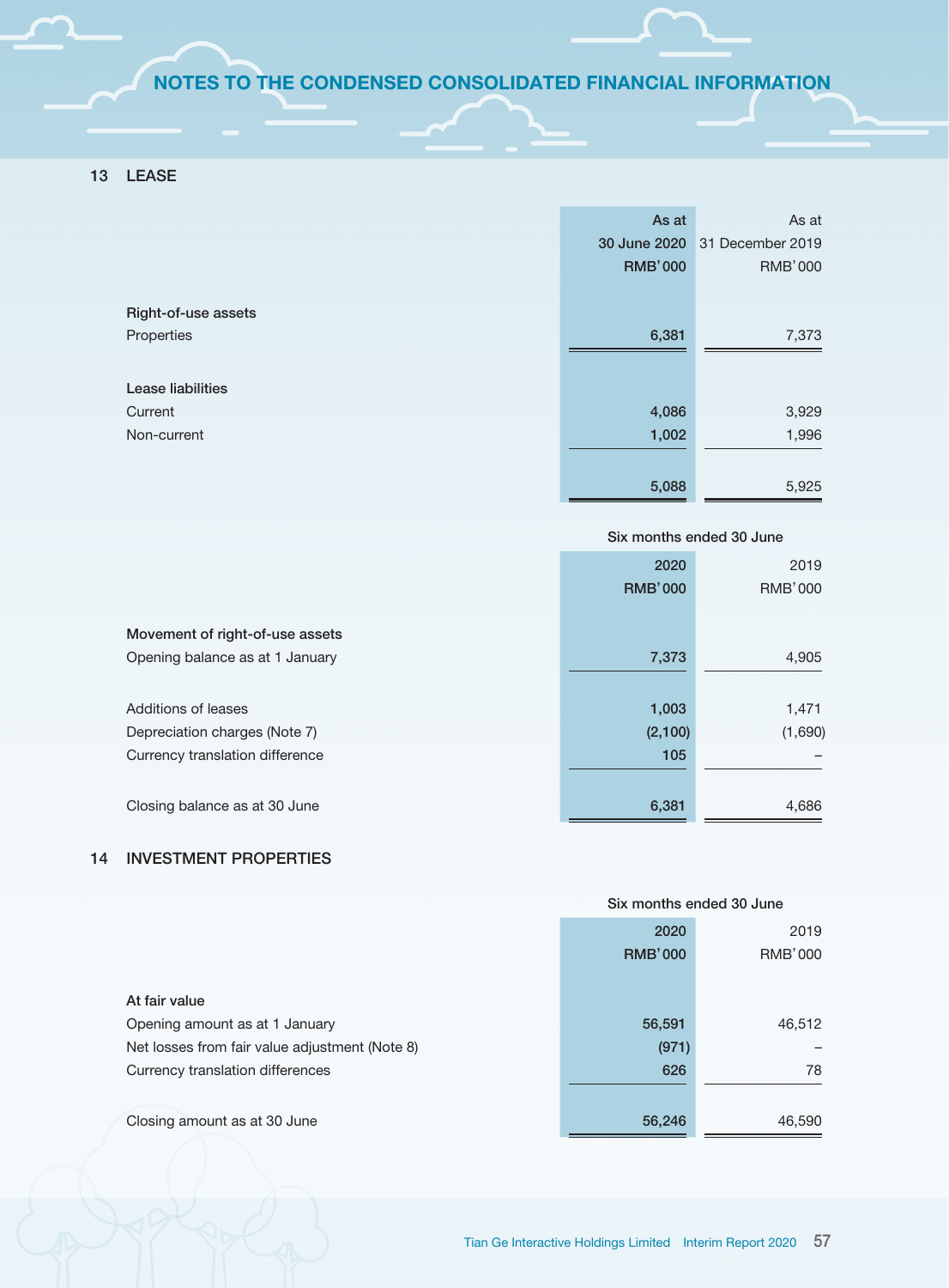## 13 LEASE

| | As at 30 June 2020 RMB'000 | As at 31 December 2019 RMB'000 |
|---|---|---|
| **Right-of-use assets** | | |
| Properties | 6,381 | 7,373 |
| **Lease liabilities** | | |
| Current | 4,086 | 3,929 |
| Non-current | 1,002 | 1,996 |
| | 5,088 | 5,925 |

| | Six months ended 30 June | |
|---|---|---|
| | 2020 RMB'000 | 2019 RMB'000 |
| **Movement of right-of-use assets** | | |
| Opening balance as at 1 January | 7,373 | 4,905 |
| Additions of leases | 1,003 | 1,471 |
| Depreciation charges (Note 7) | (2,100) | (1,690) |
| Currency translation difference | 105 | – |
| Closing balance as at 30 June | 6,381 | 4,686 |

## 14 INVESTMENT PROPERTIES

| | Six months ended 30 June | |
|---|---|---|
| | 2020 RMB'000 | 2019 RMB'000 |
| **At fair value** | | |
| Opening amount as at 1 January | 56,591 | 46,512 |
| Net losses from fair value adjustment (Note 8) | (971) | – |
| Currency translation differences | 626 | 78 |
| Closing amount as at 30 June | 56,246 | 46,590 |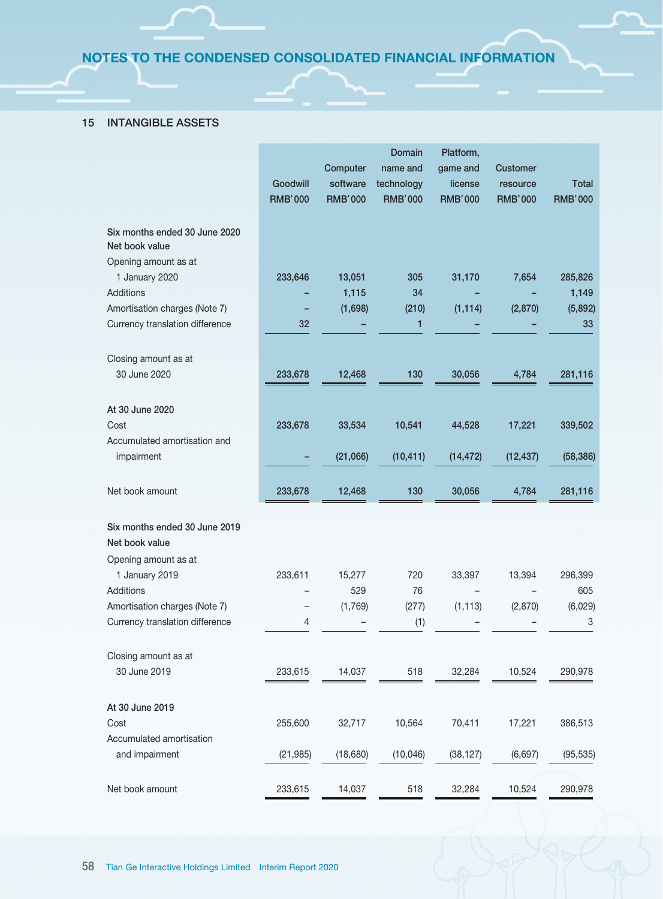## NOTES TO THE CONDENSED CONSOLIDATED FINANCIAL INFORMATION

### 15 INTANGIBLE ASSETS

| | Goodwill RMB'000 | Computer software RMB'000 | Domain name and technology RMB'000 | Platform, game and license RMB'000 | Customer resource RMB'000 | Total RMB'000 |
|---|---|---|---|---|---|---|
| **Six months ended 30 June 2020** | | | | | | |
| **Net book value** | | | | | | |
| Opening amount as at 1 January 2020 | 233,646 | 13,051 | 305 | 31,170 | 7,654 | 285,826 |
| Additions | – | 1,115 | 34 | – | – | 1,149 |
| Amortisation charges (Note 7) | – | (1,698) | (210) | (1,114) | (2,870) | (5,892) |
| Currency translation difference | 32 | – | 1 | – | – | 33 |
| Closing amount as at 30 June 2020 | 233,678 | 12,468 | 130 | 30,056 | 4,784 | 281,116 |
| **At 30 June 2020** | | | | | | |
| Cost | 233,678 | 33,534 | 10,541 | 44,528 | 17,221 | 339,502 |
| Accumulated amortisation and impairment | – | (21,066) | (10,411) | (14,472) | (12,437) | (58,386) |
| Net book amount | 233,678 | 12,468 | 130 | 30,056 | 4,784 | 281,116 |
| **Six months ended 30 June 2019** | | | | | | |
| **Net book value** | | | | | | |
| Opening amount as at 1 January 2019 | 233,611 | 15,277 | 720 | 33,397 | 13,394 | 296,399 |
| Additions | – | 529 | 76 | – | – | 605 |
| Amortisation charges (Note 7) | – | (1,769) | (277) | (1,113) | (2,870) | (6,029) |
| Currency translation difference | 4 | – | (1) | – | – | 3 |
| Closing amount as at 30 June 2019 | 233,615 | 14,037 | 518 | 32,284 | 10,524 | 290,978 |
| **At 30 June 2019** | | | | | | |
| Cost | 255,600 | 32,717 | 10,564 | 70,411 | 17,221 | 386,513 |
| Accumulated amortisation and impairment | (21,985) | (18,680) | (10,046) | (38,127) | (6,697) | (95,535) |
| Net book amount | 233,615 | 14,037 | 518 | 32,284 | 10,524 | 290,978 |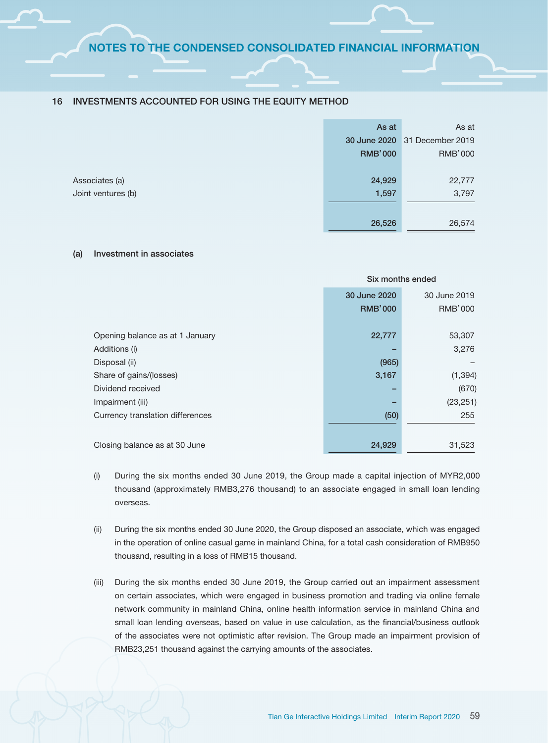## 16 INVESTMENTS ACCOUNTED FOR USING THE EQUITY METHOD

| | As at 30 June 2020 RMB'000 | As at 31 December 2019 RMB'000 |
|---|---|---|
| Associates (a) | 24,929 | 22,777 |
| Joint ventures (b) | 1,597 | 3,797 |
| | 26,526 | 26,574 |

### (a) Investment in associates

| | Six months ended | |
|---|---|---|
| | 30 June 2020 RMB'000 | 30 June 2019 RMB'000 |
| Opening balance as at 1 January | 22,777 | 53,307 |
| Additions (i) | – | 3,276 |
| Disposal (ii) | (965) | – |
| Share of gains/(losses) | 3,167 | (1,394) |
| Dividend received | – | (670) |
| Impairment (iii) | – | (23,251) |
| Currency translation differences | (50) | 255 |
| Closing balance as at 30 June | 24,929 | 31,523 |

(i) During the six months ended 30 June 2019, the Group made a capital injection of MYR2,000 thousand (approximately RMB3,276 thousand) to an associate engaged in small loan lending overseas.

(ii) During the six months ended 30 June 2020, the Group disposed an associate, which was engaged in the operation of online casual game in mainland China, for a total cash consideration of RMB950 thousand, resulting in a loss of RMB15 thousand.

(iii) During the six months ended 30 June 2019, the Group carried out an impairment assessment on certain associates, which were engaged in business promotion and trading via online female network community in mainland China, online health information service in mainland China and small loan lending overseas, based on value in use calculation, as the financial/business outlook of the associates were not optimistic after revision. The Group made an impairment provision of RMB23,251 thousand against the carrying amounts of the associates.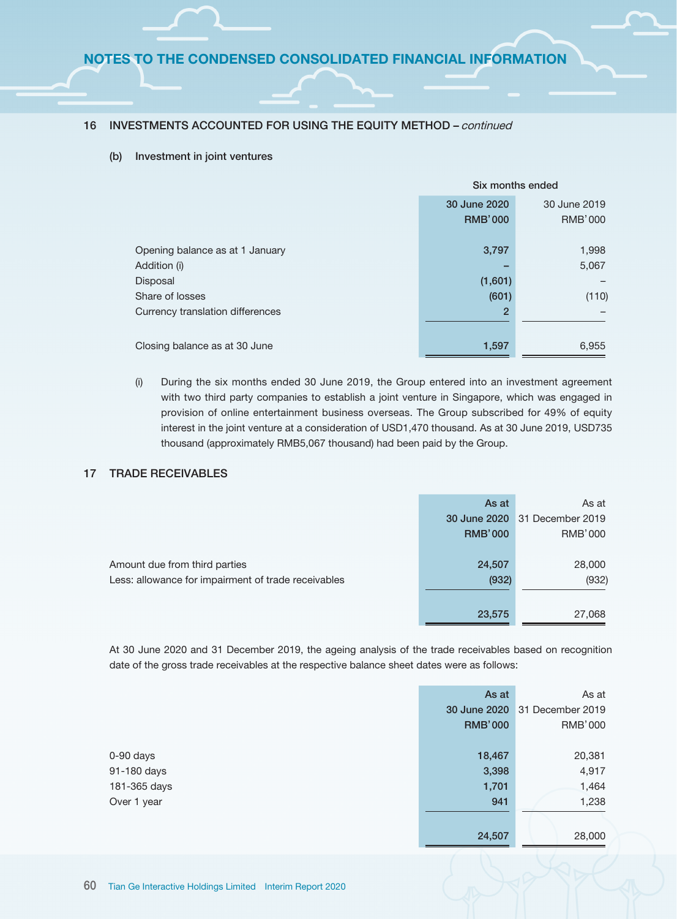## 16 INVESTMENTS ACCOUNTED FOR USING THE EQUITY METHOD – *continued*

### (b) Investment in joint ventures

| | Six months ended | |
|---|---|---|
| | **30 June 2020** | 30 June 2019 |
| | **RMB'000** | RMB'000 |
| Opening balance as at 1 January | **3,797** | 1,998 |
| Addition (i) | **–** | 5,067 |
| Disposal | **(1,601)** | – |
| Share of losses | **(601)** | (110) |
| Currency translation differences | **2** | – |
| Closing balance as at 30 June | **1,597** | 6,955 |

(i) During the six months ended 30 June 2019, the Group entered into an investment agreement with two third party companies to establish a joint venture in Singapore, which was engaged in provision of online entertainment business overseas. The Group subscribed for 49% of equity interest in the joint venture at a consideration of USD1,470 thousand. As at 30 June 2019, USD735 thousand (approximately RMB5,067 thousand) had been paid by the Group.

## 17 TRADE RECEIVABLES

| | **As at 30 June 2020** | As at 31 December 2019 |
|---|---|---|
| | **RMB'000** | RMB'000 |
| Amount due from third parties | **24,507** | 28,000 |
| Less: allowance for impairment of trade receivables | **(932)** | (932) |
| | **23,575** | 27,068 |

At 30 June 2020 and 31 December 2019, the ageing analysis of the trade receivables based on recognition date of the gross trade receivables at the respective balance sheet dates were as follows:

| | **As at 30 June 2020** | As at 31 December 2019 |
|---|---|---|
| | **RMB'000** | RMB'000 |
| 0-90 days | **18,467** | 20,381 |
| 91-180 days | **3,398** | 4,917 |
| 181-365 days | **1,701** | 1,464 |
| Over 1 year | **941** | 1,238 |
| | **24,507** | 28,000 |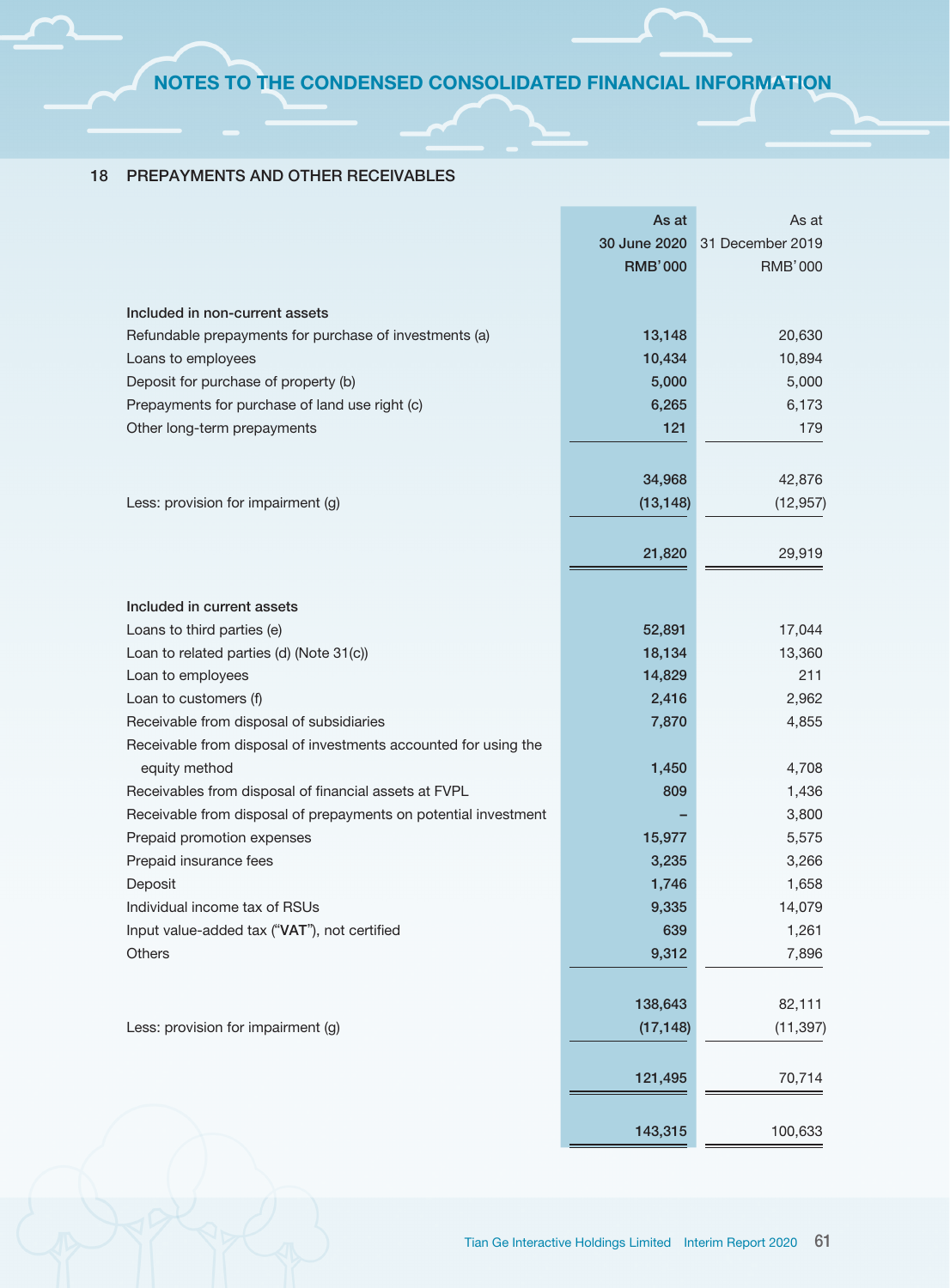## 18 PREPAYMENTS AND OTHER RECEIVABLES

| | As at 30 June 2020 RMB'000 | As at 31 December 2019 RMB'000 |
|---|---|---|
| **Included in non-current assets** | | |
| Refundable prepayments for purchase of investments (a) | 13,148 | 20,630 |
| Loans to employees | 10,434 | 10,894 |
| Deposit for purchase of property (b) | 5,000 | 5,000 |
| Prepayments for purchase of land use right (c) | 6,265 | 6,173 |
| Other long-term prepayments | 121 | 179 |
| | 34,968 | 42,876 |
| Less: provision for impairment (g) | (13,148) | (12,957) |
| | 21,820 | 29,919 |
| **Included in current assets** | | |
| Loans to third parties (e) | 52,891 | 17,044 |
| Loan to related parties (d) (Note 31(c)) | 18,134 | 13,360 |
| Loan to employees | 14,829 | 211 |
| Loan to customers (f) | 2,416 | 2,962 |
| Receivable from disposal of subsidiaries | 7,870 | 4,855 |
| Receivable from disposal of investments accounted for using the equity method | 1,450 | 4,708 |
| Receivables from disposal of financial assets at FVPL | 809 | 1,436 |
| Receivable from disposal of prepayments on potential investment | – | 3,800 |
| Prepaid promotion expenses | 15,977 | 5,575 |
| Prepaid insurance fees | 3,235 | 3,266 |
| Deposit | 1,746 | 1,658 |
| Individual income tax of RSUs | 9,335 | 14,079 |
| Input value-added tax ("**VAT**"), not certified | 639 | 1,261 |
| Others | 9,312 | 7,896 |
| | 138,643 | 82,111 |
| Less: provision for impairment (g) | (17,148) | (11,397) |
| | 121,495 | 70,714 |
| | 143,315 | 100,633 |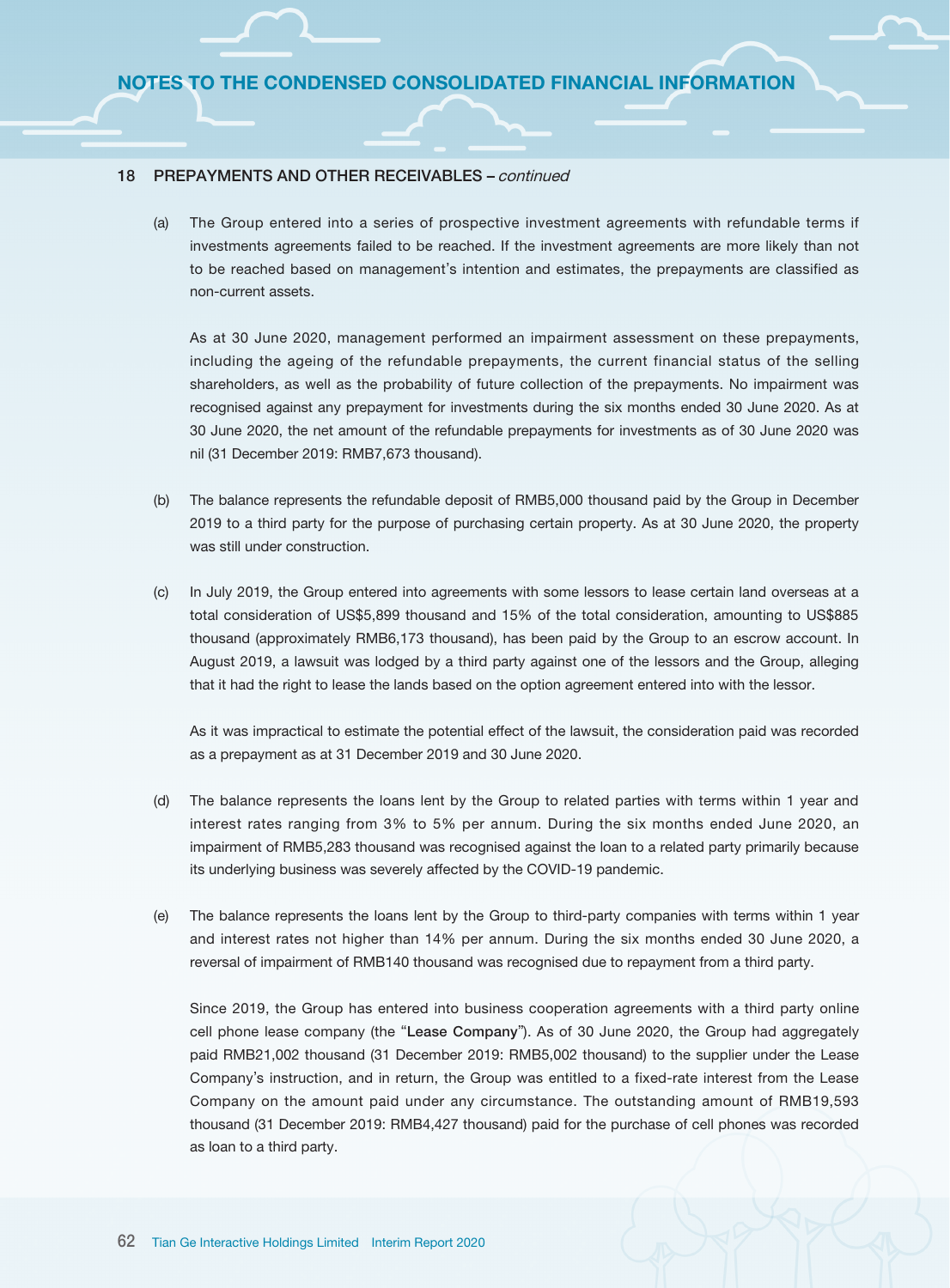## 18 PREPAYMENTS AND OTHER RECEIVABLES – *continued*

(a) The Group entered into a series of prospective investment agreements with refundable terms if investments agreements failed to be reached. If the investment agreements are more likely than not to be reached based on management's intention and estimates, the prepayments are classified as non-current assets.

As at 30 June 2020, management performed an impairment assessment on these prepayments, including the ageing of the refundable prepayments, the current financial status of the selling shareholders, as well as the probability of future collection of the prepayments. No impairment was recognised against any prepayment for investments during the six months ended 30 June 2020. As at 30 June 2020, the net amount of the refundable prepayments for investments as of 30 June 2020 was nil (31 December 2019: RMB7,673 thousand).

(b) The balance represents the refundable deposit of RMB5,000 thousand paid by the Group in December 2019 to a third party for the purpose of purchasing certain property. As at 30 June 2020, the property was still under construction.

(c) In July 2019, the Group entered into agreements with some lessors to lease certain land overseas at a total consideration of US$5,899 thousand and 15% of the total consideration, amounting to US$885 thousand (approximately RMB6,173 thousand), has been paid by the Group to an escrow account. In August 2019, a lawsuit was lodged by a third party against one of the lessors and the Group, alleging that it had the right to lease the lands based on the option agreement entered into with the lessor.

As it was impractical to estimate the potential effect of the lawsuit, the consideration paid was recorded as a prepayment as at 31 December 2019 and 30 June 2020.

(d) The balance represents the loans lent by the Group to related parties with terms within 1 year and interest rates ranging from 3% to 5% per annum. During the six months ended June 2020, an impairment of RMB5,283 thousand was recognised against the loan to a related party primarily because its underlying business was severely affected by the COVID-19 pandemic.

(e) The balance represents the loans lent by the Group to third-party companies with terms within 1 year and interest rates not higher than 14% per annum. During the six months ended 30 June 2020, a reversal of impairment of RMB140 thousand was recognised due to repayment from a third party.

Since 2019, the Group has entered into business cooperation agreements with a third party online cell phone lease company (the "**Lease Company**"). As of 30 June 2020, the Group had aggregately paid RMB21,002 thousand (31 December 2019: RMB5,002 thousand) to the supplier under the Lease Company's instruction, and in return, the Group was entitled to a fixed-rate interest from the Lease Company on the amount paid under any circumstance. The outstanding amount of RMB19,593 thousand (31 December 2019: RMB4,427 thousand) paid for the purchase of cell phones was recorded as loan to a third party.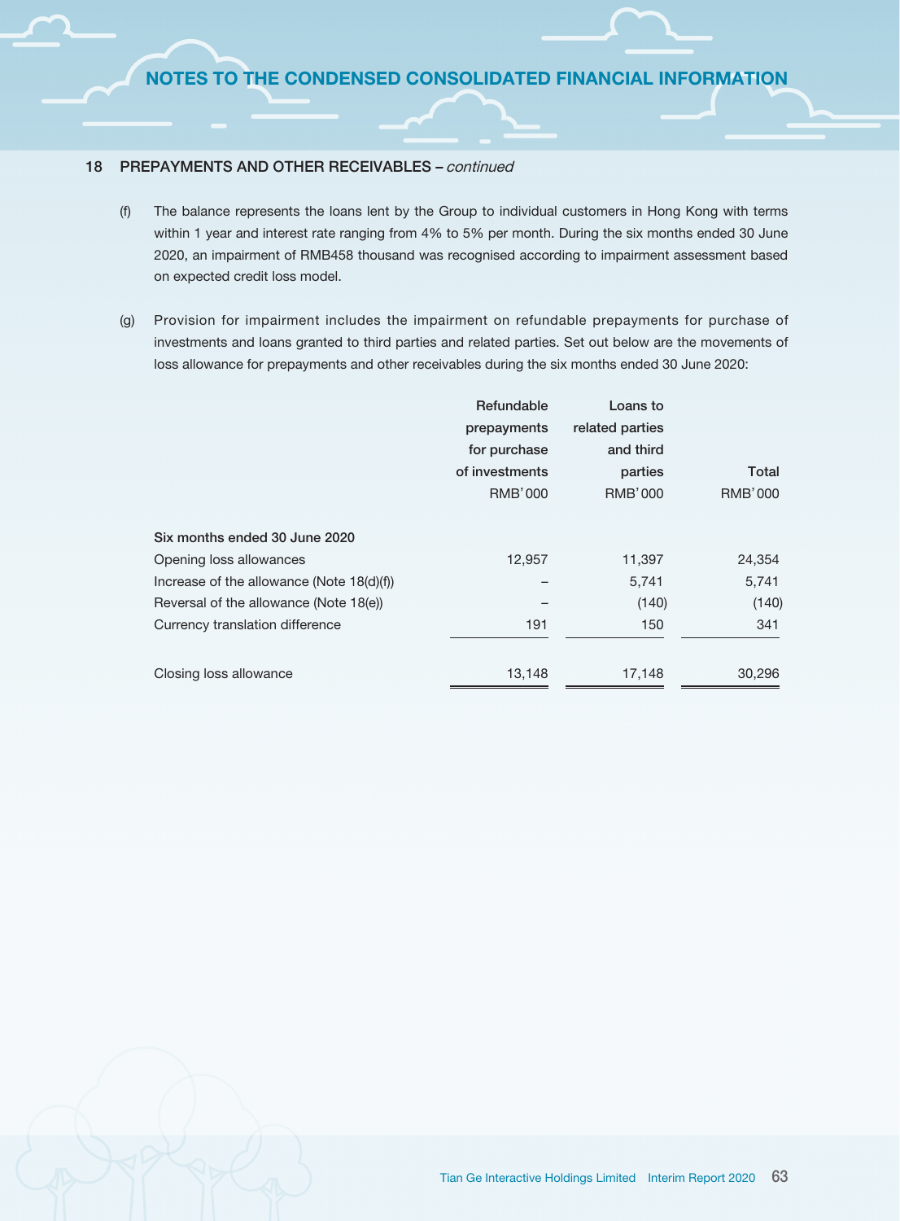## 18 PREPAYMENTS AND OTHER RECEIVABLES – *continued*

(f) The balance represents the loans lent by the Group to individual customers in Hong Kong with terms within 1 year and interest rate ranging from 4% to 5% per month. During the six months ended 30 June 2020, an impairment of RMB458 thousand was recognised according to impairment assessment based on expected credit loss model.

(g) Provision for impairment includes the impairment on refundable prepayments for purchase of investments and loans granted to third parties and related parties. Set out below are the movements of loss allowance for prepayments and other receivables during the six months ended 30 June 2020:

| | Refundable prepayments for purchase of investments RMB'000 | Loans to related parties and third parties RMB'000 | Total RMB'000 |
|---|---|---|---|
| **Six months ended 30 June 2020** | | | |
| Opening loss allowances | 12,957 | 11,397 | 24,354 |
| Increase of the allowance (Note 18(d)(f)) | – | 5,741 | 5,741 |
| Reversal of the allowance (Note 18(e)) | – | (140) | (140) |
| Currency translation difference | 191 | 150 | 341 |
| Closing loss allowance | 13,148 | 17,148 | 30,296 |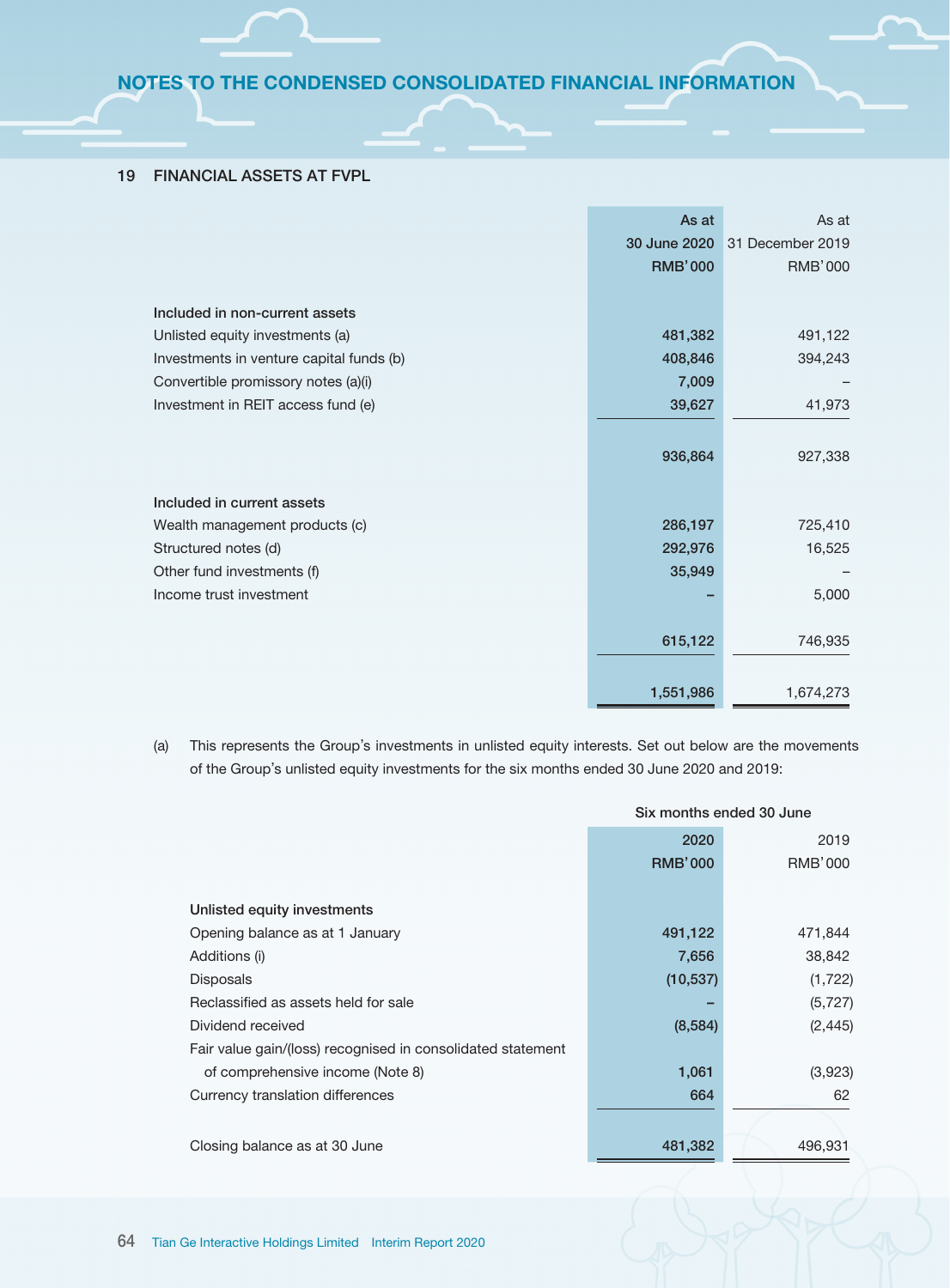## 19 FINANCIAL ASSETS AT FVPL

| | As at 30 June 2020 RMB'000 | As at 31 December 2019 RMB'000 |
|---|---|---|
| **Included in non-current assets** | | |
| Unlisted equity investments (a) | 481,382 | 491,122 |
| Investments in venture capital funds (b) | 408,846 | 394,243 |
| Convertible promissory notes (a)(i) | 7,009 | – |
| Investment in REIT access fund (e) | 39,627 | 41,973 |
| | 936,864 | 927,338 |
| **Included in current assets** | | |
| Wealth management products (c) | 286,197 | 725,410 |
| Structured notes (d) | 292,976 | 16,525 |
| Other fund investments (f) | 35,949 | – |
| Income trust investment | – | 5,000 |
| | 615,122 | 746,935 |
| | 1,551,986 | 1,674,273 |

(a) This represents the Group's investments in unlisted equity interests. Set out below are the movements of the Group's unlisted equity investments for the six months ended 30 June 2020 and 2019:

| | Six months ended 30 June | |
|---|---|---|
| | 2020 RMB'000 | 2019 RMB'000 |
| **Unlisted equity investments** | | |
| Opening balance as at 1 January | 491,122 | 471,844 |
| Additions (i) | 7,656 | 38,842 |
| Disposals | (10,537) | (1,722) |
| Reclassified as assets held for sale | – | (5,727) |
| Dividend received | (8,584) | (2,445) |
| Fair value gain/(loss) recognised in consolidated statement of comprehensive income (Note 8) | 1,061 | (3,923) |
| Currency translation differences | 664 | 62 |
| Closing balance as at 30 June | 481,382 | 496,931 |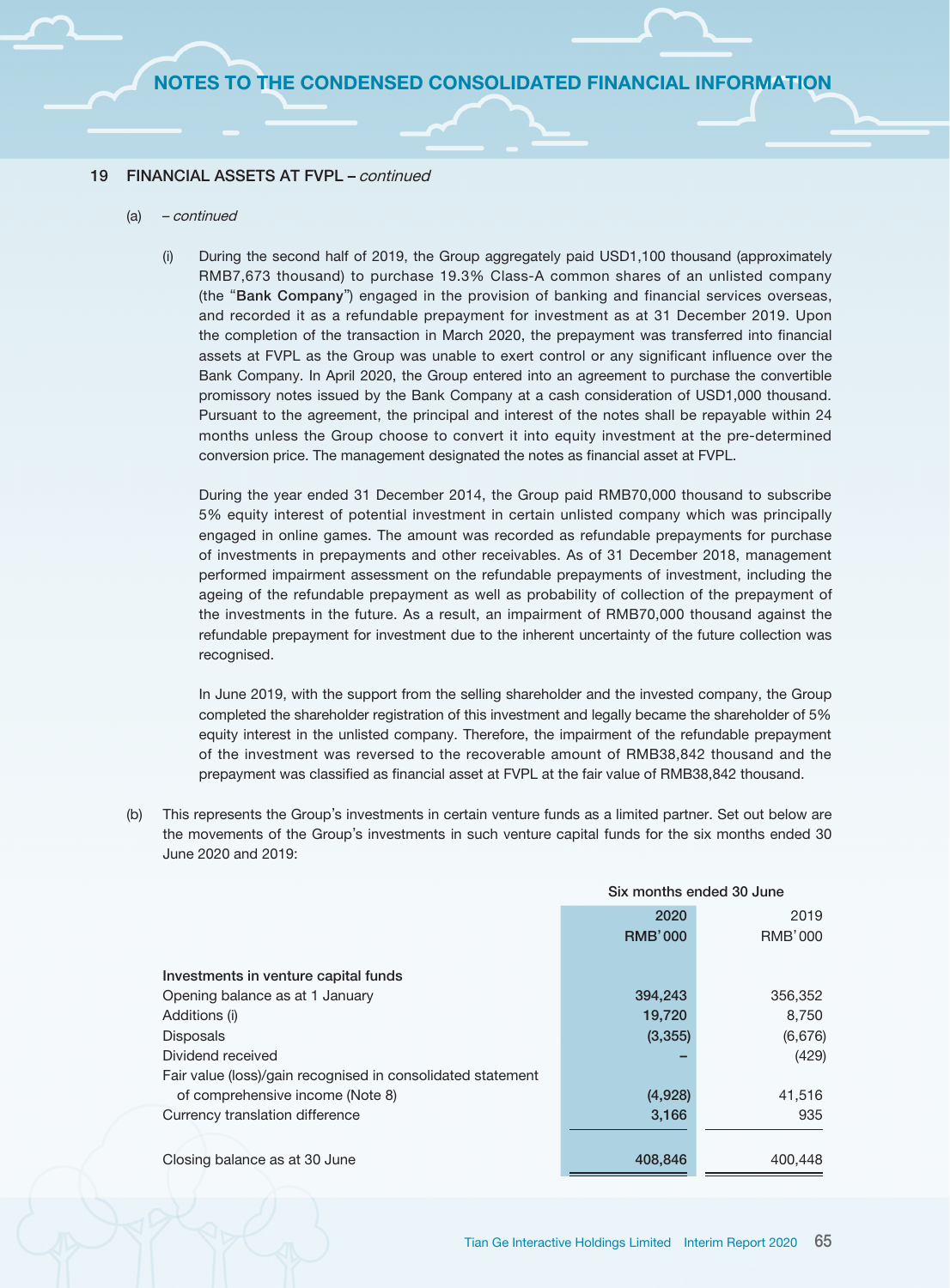## 19 FINANCIAL ASSETS AT FVPL – *continued*

(a) – *continued*

(i) During the second half of 2019, the Group aggregately paid USD1,100 thousand (approximately RMB7,673 thousand) to purchase 19.3% Class-A common shares of an unlisted company (the "**Bank Company**") engaged in the provision of banking and financial services overseas, and recorded it as a refundable prepayment for investment as at 31 December 2019. Upon the completion of the transaction in March 2020, the prepayment was transferred into financial assets at FVPL as the Group was unable to exert control or any significant influence over the Bank Company. In April 2020, the Group entered into an agreement to purchase the convertible promissory notes issued by the Bank Company at a cash consideration of USD1,000 thousand. Pursuant to the agreement, the principal and interest of the notes shall be repayable within 24 months unless the Group choose to convert it into equity investment at the pre-determined conversion price. The management designated the notes as financial asset at FVPL.

During the year ended 31 December 2014, the Group paid RMB70,000 thousand to subscribe 5% equity interest of potential investment in certain unlisted company which was principally engaged in online games. The amount was recorded as refundable prepayments for purchase of investments in prepayments and other receivables. As of 31 December 2018, management performed impairment assessment on the refundable prepayments of investment, including the ageing of the refundable prepayment as well as probability of collection of the prepayment of the investments in the future. As a result, an impairment of RMB70,000 thousand against the refundable prepayment for investment due to the inherent uncertainty of the future collection was recognised.

In June 2019, with the support from the selling shareholder and the invested company, the Group completed the shareholder registration of this investment and legally became the shareholder of 5% equity interest in the unlisted company. Therefore, the impairment of the refundable prepayment of the investment was reversed to the recoverable amount of RMB38,842 thousand and the prepayment was classified as financial asset at FVPL at the fair value of RMB38,842 thousand.

(b) This represents the Group's investments in certain venture funds as a limited partner. Set out below are the movements of the Group's investments in such venture capital funds for the six months ended 30 June 2020 and 2019:

| | Six months ended 30 June | |
|---|---|---|
| | 2020 RMB'000 | 2019 RMB'000 |
| **Investments in venture capital funds** | | |
| Opening balance as at 1 January | 394,243 | 356,352 |
| Additions (i) | 19,720 | 8,750 |
| Disposals | (3,355) | (6,676) |
| Dividend received | – | (429) |
| Fair value (loss)/gain recognised in consolidated statement of comprehensive income (Note 8) | (4,928) | 41,516 |
| Currency translation difference | 3,166 | 935 |
| Closing balance as at 30 June | 408,846 | 400,448 |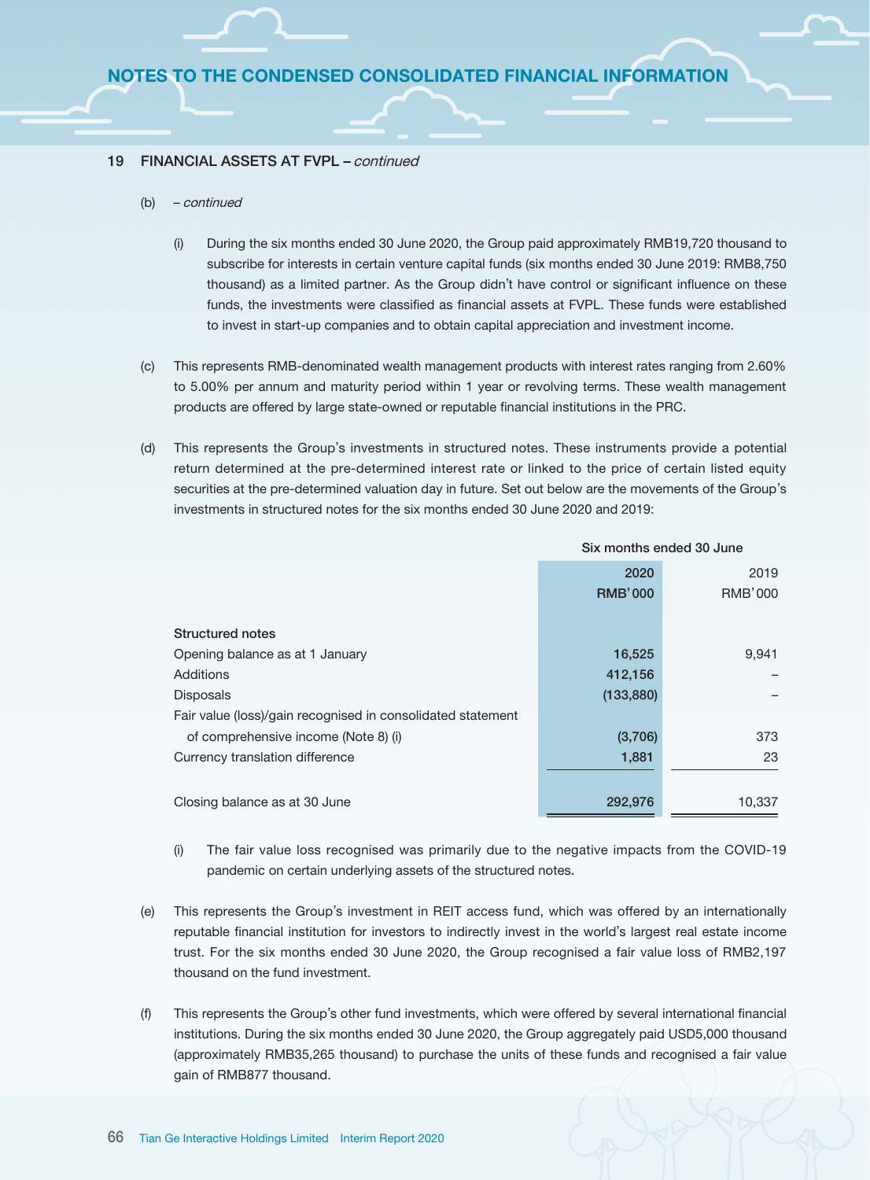## 19 FINANCIAL ASSETS AT FVPL – *continued*

(b) – *continued*

(i) During the six months ended 30 June 2020, the Group paid approximately RMB19,720 thousand to subscribe for interests in certain venture capital funds (six months ended 30 June 2019: RMB8,750 thousand) as a limited partner. As the Group didn't have control or significant influence on these funds, the investments were classified as financial assets at FVPL. These funds were established to invest in start-up companies and to obtain capital appreciation and investment income.

(c) This represents RMB-denominated wealth management products with interest rates ranging from 2.60% to 5.00% per annum and maturity period within 1 year or revolving terms. These wealth management products are offered by large state-owned or reputable financial institutions in the PRC.

(d) This represents the Group's investments in structured notes. These instruments provide a potential return determined at the pre-determined interest rate or linked to the price of certain listed equity securities at the pre-determined valuation day in future. Set out below are the movements of the Group's investments in structured notes for the six months ended 30 June 2020 and 2019:

| | Six months ended 30 June | |
|---|---|---|
| | 2020<br>RMB'000 | 2019<br>RMB'000 |
| **Structured notes** | | |
| Opening balance as at 1 January | 16,525 | 9,941 |
| Additions | 412,156 | – |
| Disposals | (133,880) | – |
| Fair value (loss)/gain recognised in consolidated statement of comprehensive income (Note 8) (i) | (3,706) | 373 |
| Currency translation difference | 1,881 | 23 |
| Closing balance as at 30 June | 292,976 | 10,337 |

(i) The fair value loss recognised was primarily due to the negative impacts from the COVID-19 pandemic on certain underlying assets of the structured notes.

(e) This represents the Group's investment in REIT access fund, which was offered by an internationally reputable financial institution for investors to indirectly invest in the world's largest real estate income trust. For the six months ended 30 June 2020, the Group recognised a fair value loss of RMB2,197 thousand on the fund investment.

(f) This represents the Group's other fund investments, which were offered by several international financial institutions. During the six months ended 30 June 2020, the Group aggregately paid USD5,000 thousand (approximately RMB35,265 thousand) to purchase the units of these funds and recognised a fair value gain of RMB877 thousand.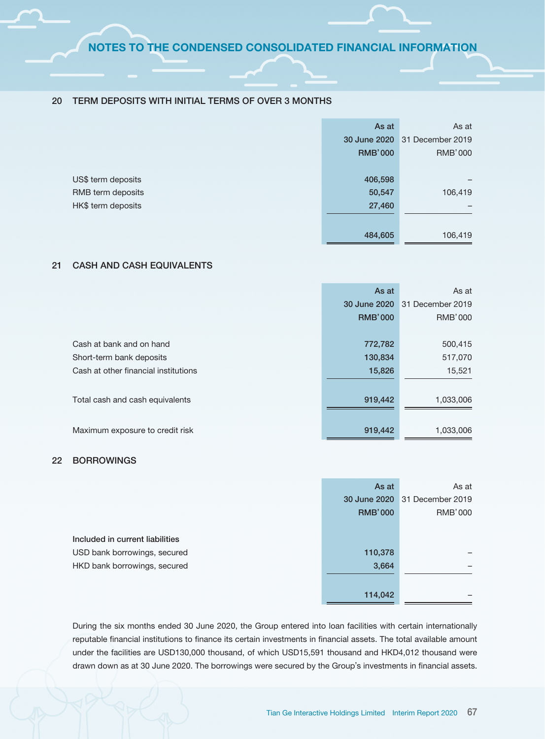## 20 TERM DEPOSITS WITH INITIAL TERMS OF OVER 3 MONTHS

| | As at 30 June 2020 RMB'000 | As at 31 December 2019 RMB'000 |
|---|---|---|
| US$ term deposits | 406,598 | – |
| RMB term deposits | 50,547 | 106,419 |
| HK$ term deposits | 27,460 | – |
| | 484,605 | 106,419 |

## 21 CASH AND CASH EQUIVALENTS

| | As at 30 June 2020 RMB'000 | As at 31 December 2019 RMB'000 |
|---|---|---|
| Cash at bank and on hand | 772,782 | 500,415 |
| Short-term bank deposits | 130,834 | 517,070 |
| Cash at other financial institutions | 15,826 | 15,521 |
| Total cash and cash equivalents | 919,442 | 1,033,006 |
| Maximum exposure to credit risk | 919,442 | 1,033,006 |

## 22 BORROWINGS

| | As at 30 June 2020 RMB'000 | As at 31 December 2019 RMB'000 |
|---|---|---|
| **Included in current liabilities** | | |
| USD bank borrowings, secured | 110,378 | – |
| HKD bank borrowings, secured | 3,664 | – |
| | 114,042 | – |

During the six months ended 30 June 2020, the Group entered into loan facilities with certain internationally reputable financial institutions to finance its certain investments in financial assets. The total available amount under the facilities are USD130,000 thousand, of which USD15,591 thousand and HKD4,012 thousand were drawn down as at 30 June 2020. The borrowings were secured by the Group's investments in financial assets.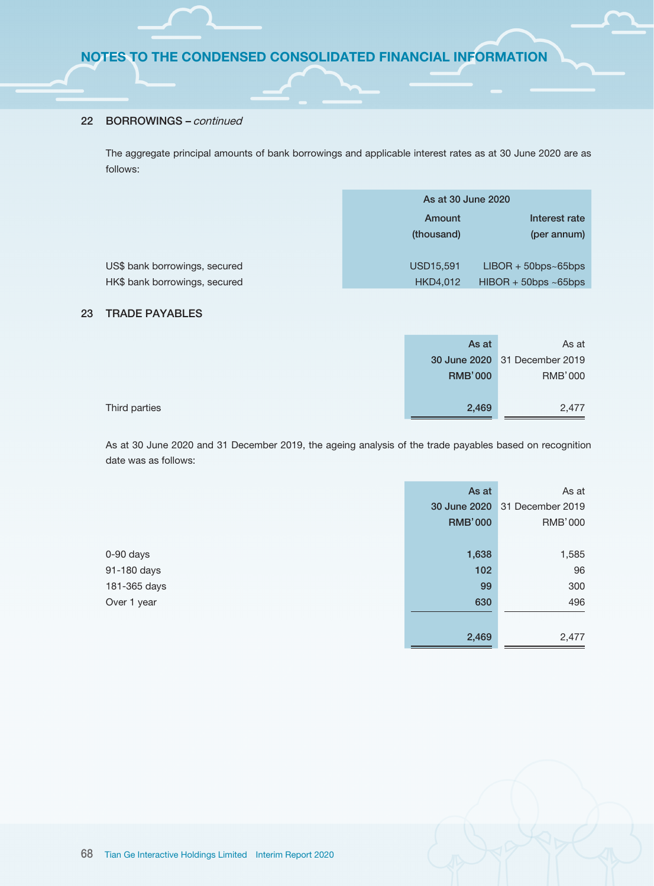## 22 BORROWINGS – *continued*

The aggregate principal amounts of bank borrowings and applicable interest rates as at 30 June 2020 are as follows:

| | As at 30 June 2020 | |
|---|---|---|
| | Amount (thousand) | Interest rate (per annum) |
| US$ bank borrowings, secured | USD15,591 | LIBOR + 50bps~65bps |
| HK$ bank borrowings, secured | HKD4,012 | HIBOR + 50bps ~65bps |

## 23 TRADE PAYABLES

| | As at 30 June 2020 RMB'000 | As at 31 December 2019 RMB'000 |
|---|---|---|
| Third parties | 2,469 | 2,477 |

As at 30 June 2020 and 31 December 2019, the ageing analysis of the trade payables based on recognition date was as follows:

| | As at 30 June 2020 RMB'000 | As at 31 December 2019 RMB'000 |
|---|---|---|
| 0-90 days | 1,638 | 1,585 |
| 91-180 days | 102 | 96 |
| 181-365 days | 99 | 300 |
| Over 1 year | 630 | 496 |
| | 2,469 | 2,477 |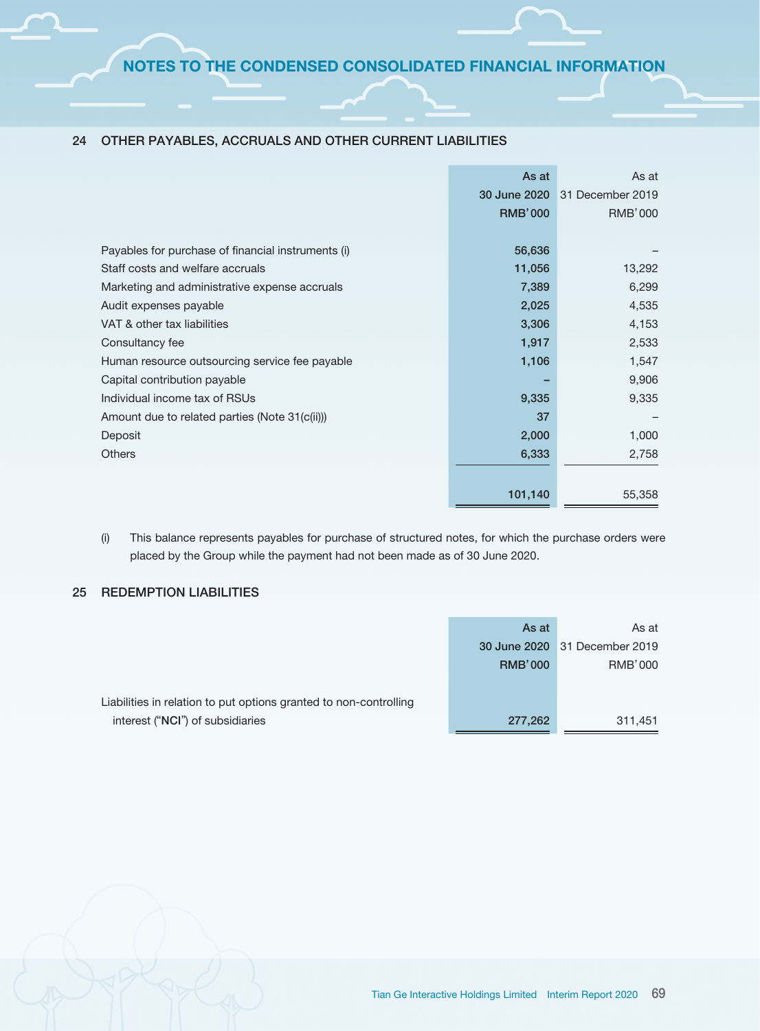## 24 OTHER PAYABLES, ACCRUALS AND OTHER CURRENT LIABILITIES

| | As at 30 June 2020 RMB'000 | As at 31 December 2019 RMB'000 |
|---|---|---|
| Payables for purchase of financial instruments (i) | 56,636 | – |
| Staff costs and welfare accruals | 11,056 | 13,292 |
| Marketing and administrative expense accruals | 7,389 | 6,299 |
| Audit expenses payable | 2,025 | 4,535 |
| VAT & other tax liabilities | 3,306 | 4,153 |
| Consultancy fee | 1,917 | 2,533 |
| Human resource outsourcing service fee payable | 1,106 | 1,547 |
| Capital contribution payable | – | 9,906 |
| Individual income tax of RSUs | 9,335 | 9,335 |
| Amount due to related parties (Note 31(c(ii))) | 37 | – |
| Deposit | 2,000 | 1,000 |
| Others | 6,333 | 2,758 |
| | 101,140 | 55,358 |

(i) This balance represents payables for purchase of structured notes, for which the purchase orders were placed by the Group while the payment had not been made as of 30 June 2020.

## 25 REDEMPTION LIABILITIES

| | As at 30 June 2020 RMB'000 | As at 31 December 2019 RMB'000 |
|---|---|---|
| Liabilities in relation to put options granted to non-controlling interest ("**NCI**") of subsidiaries | 277,262 | 311,451 |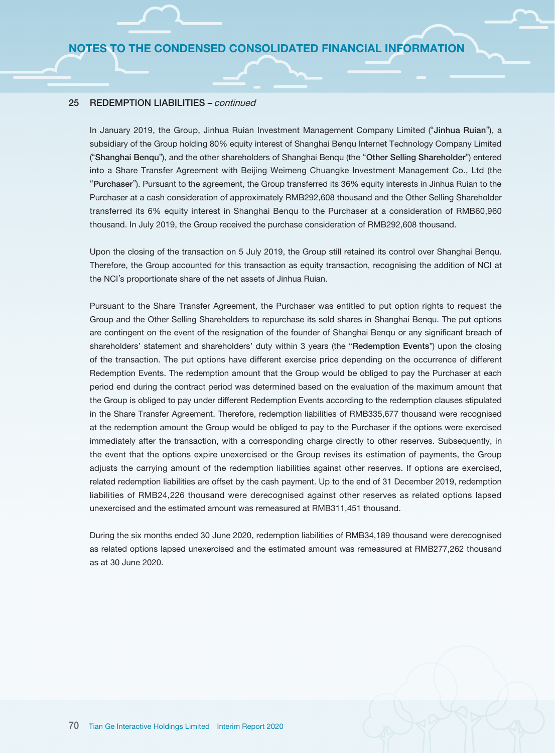## 25 REDEMPTION LIABILITIES – *continued*

In January 2019, the Group, Jinhua Ruian Investment Management Company Limited ("**Jinhua Ruian**"), a subsidiary of the Group holding 80% equity interest of Shanghai Benqu Internet Technology Company Limited ("**Shanghai Benqu**"), and the other shareholders of Shanghai Benqu (the "**Other Selling Shareholder**") entered into a Share Transfer Agreement with Beijing Weimeng Chuangke Investment Management Co., Ltd (the "**Purchaser**"). Pursuant to the agreement, the Group transferred its 36% equity interests in Jinhua Ruian to the Purchaser at a cash consideration of approximately RMB292,608 thousand and the Other Selling Shareholder transferred its 6% equity interest in Shanghai Benqu to the Purchaser at a consideration of RMB60,960 thousand. In July 2019, the Group received the purchase consideration of RMB292,608 thousand.

Upon the closing of the transaction on 5 July 2019, the Group still retained its control over Shanghai Benqu. Therefore, the Group accounted for this transaction as equity transaction, recognising the addition of NCI at the NCI's proportionate share of the net assets of Jinhua Ruian.

Pursuant to the Share Transfer Agreement, the Purchaser was entitled to put option rights to request the Group and the Other Selling Shareholders to repurchase its sold shares in Shanghai Benqu. The put options are contingent on the event of the resignation of the founder of Shanghai Benqu or any significant breach of shareholders' statement and shareholders' duty within 3 years (the "**Redemption Events**") upon the closing of the transaction. The put options have different exercise price depending on the occurrence of different Redemption Events. The redemption amount that the Group would be obliged to pay the Purchaser at each period end during the contract period was determined based on the evaluation of the maximum amount that the Group is obliged to pay under different Redemption Events according to the redemption clauses stipulated in the Share Transfer Agreement. Therefore, redemption liabilities of RMB335,677 thousand were recognised at the redemption amount the Group would be obliged to pay to the Purchaser if the options were exercised immediately after the transaction, with a corresponding charge directly to other reserves. Subsequently, in the event that the options expire unexercised or the Group revises its estimation of payments, the Group adjusts the carrying amount of the redemption liabilities against other reserves. If options are exercised, related redemption liabilities are offset by the cash payment. Up to the end of 31 December 2019, redemption liabilities of RMB24,226 thousand were derecognised against other reserves as related options lapsed unexercised and the estimated amount was remeasured at RMB311,451 thousand.

During the six months ended 30 June 2020, redemption liabilities of RMB34,189 thousand were derecognised as related options lapsed unexercised and the estimated amount was remeasured at RMB277,262 thousand as at 30 June 2020.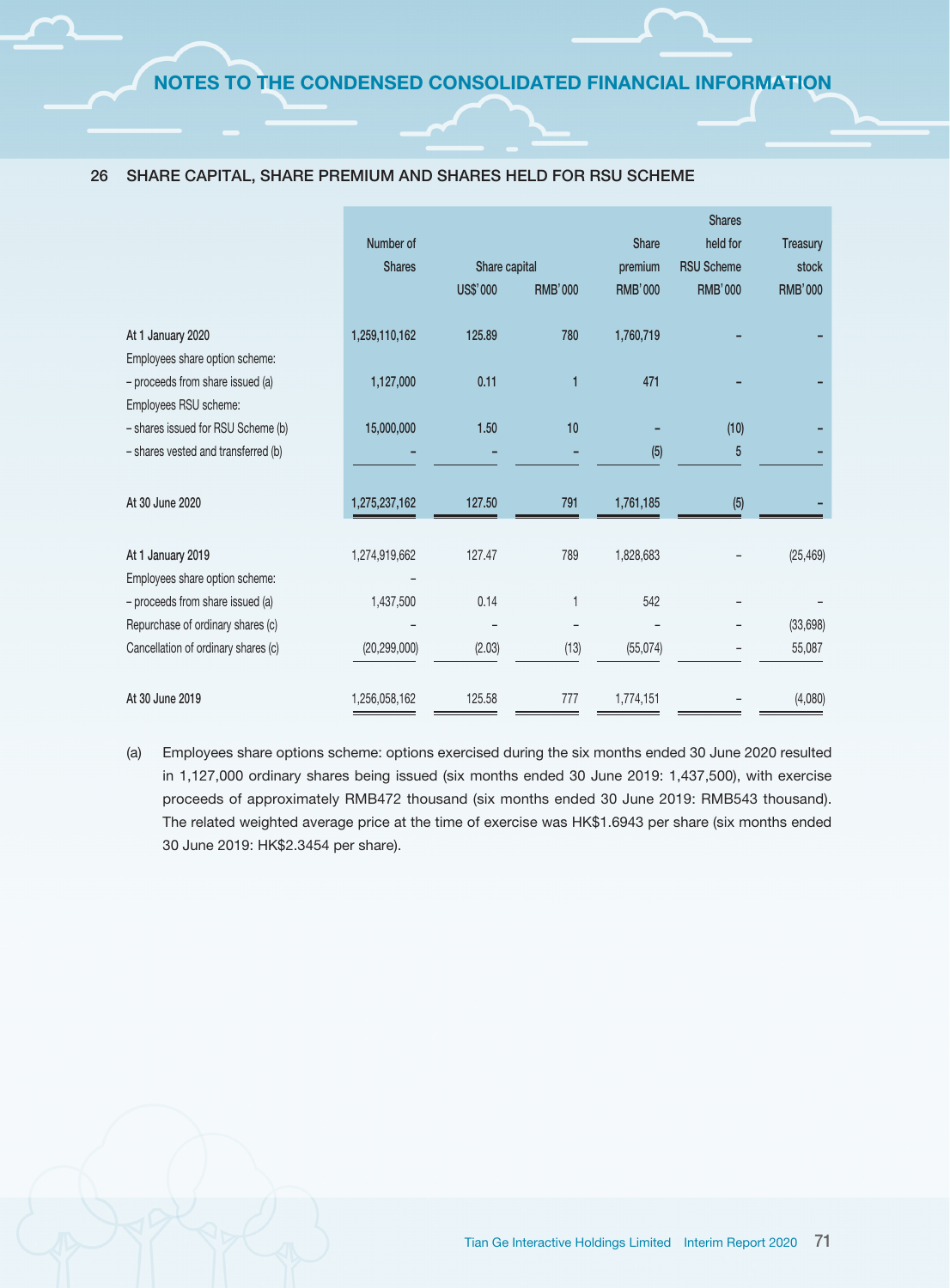## NOTES TO THE CONDENSED CONSOLIDATED FINANCIAL INFORMATION

## 26 SHARE CAPITAL, SHARE PREMIUM AND SHARES HELD FOR RSU SCHEME

| | Number of Shares | Share capital | | Share premium | Shares held for RSU Scheme | Treasury stock |
|---|---|---|---|---|---|---|
| | | US$'000 | RMB'000 | RMB'000 | RMB'000 | RMB'000 |
| At 1 January 2020 | 1,259,110,162 | 125.89 | 780 | 1,760,719 | – | – |
| Employees share option scheme: | | | | | | |
| – proceeds from share issued (a) | 1,127,000 | 0.11 | 1 | 471 | – | – |
| Employees RSU scheme: | | | | | | |
| – shares issued for RSU Scheme (b) | 15,000,000 | 1.50 | 10 | – | (10) | – |
| – shares vested and transferred (b) | – | – | – | (5) | 5 | – |
| At 30 June 2020 | 1,275,237,162 | 127.50 | 791 | 1,761,185 | (5) | – |
| At 1 January 2019 | 1,274,919,662 | 127.47 | 789 | 1,828,683 | – | (25,469) |
| Employees share option scheme: | – | | | | | |
| – proceeds from share issued (a) | 1,437,500 | 0.14 | 1 | 542 | – | – |
| Repurchase of ordinary shares (c) | – | – | – | – | – | (33,698) |
| Cancellation of ordinary shares (c) | (20,299,000) | (2.03) | (13) | (55,074) | – | 55,087 |
| At 30 June 2019 | 1,256,058,162 | 125.58 | 777 | 1,774,151 | – | (4,080) |

(a) Employees share options scheme: options exercised during the six months ended 30 June 2020 resulted in 1,127,000 ordinary shares being issued (six months ended 30 June 2019: 1,437,500), with exercise proceeds of approximately RMB472 thousand (six months ended 30 June 2019: RMB543 thousand). The related weighted average price at the time of exercise was HK$1.6943 per share (six months ended 30 June 2019: HK$2.3454 per share).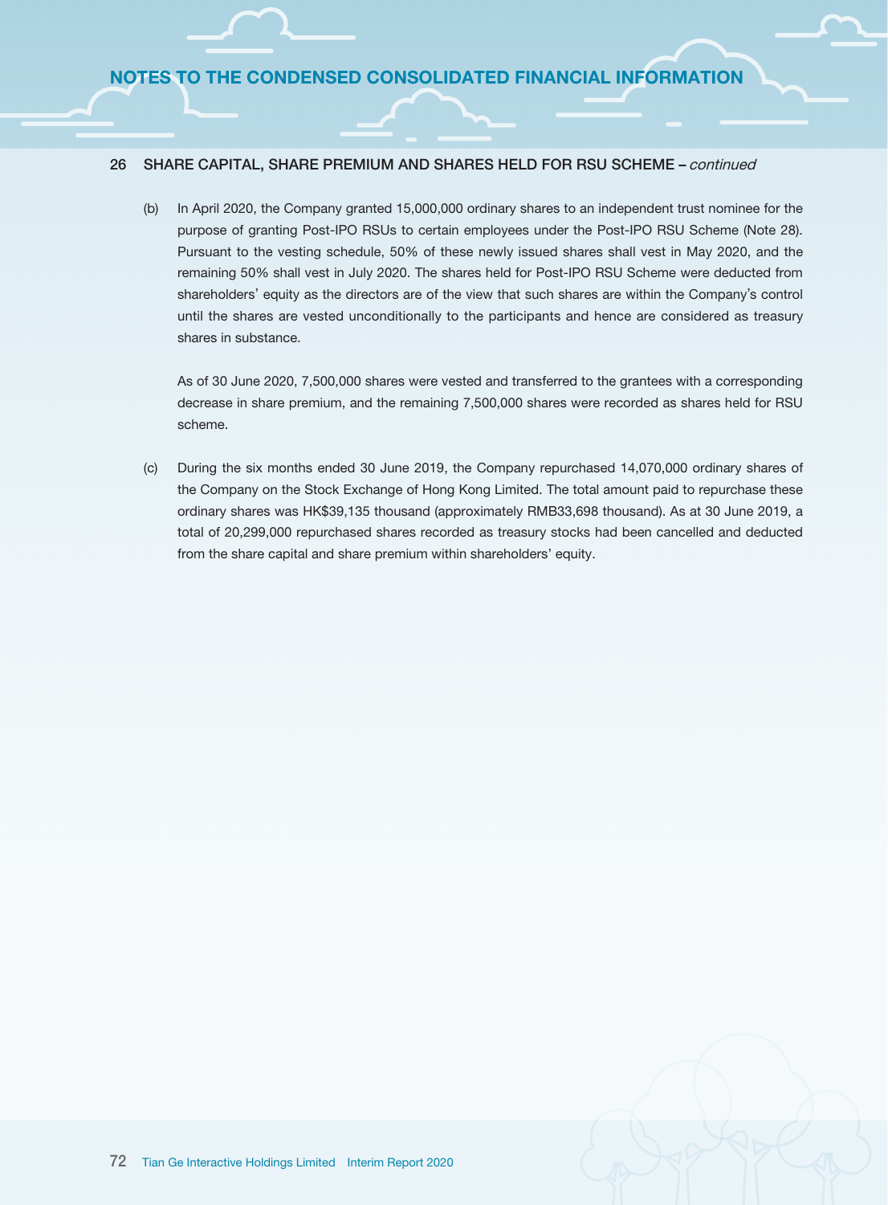## 26 SHARE CAPITAL, SHARE PREMIUM AND SHARES HELD FOR RSU SCHEME – *continued*

(b) In April 2020, the Company granted 15,000,000 ordinary shares to an independent trust nominee for the purpose of granting Post-IPO RSUs to certain employees under the Post-IPO RSU Scheme (Note 28). Pursuant to the vesting schedule, 50% of these newly issued shares shall vest in May 2020, and the remaining 50% shall vest in July 2020. The shares held for Post-IPO RSU Scheme were deducted from shareholders' equity as the directors are of the view that such shares are within the Company's control until the shares are vested unconditionally to the participants and hence are considered as treasury shares in substance.

As of 30 June 2020, 7,500,000 shares were vested and transferred to the grantees with a corresponding decrease in share premium, and the remaining 7,500,000 shares were recorded as shares held for RSU scheme.

(c) During the six months ended 30 June 2019, the Company repurchased 14,070,000 ordinary shares of the Company on the Stock Exchange of Hong Kong Limited. The total amount paid to repurchase these ordinary shares was HK$39,135 thousand (approximately RMB33,698 thousand). As at 30 June 2019, a total of 20,299,000 repurchased shares recorded as treasury stocks had been cancelled and deducted from the share capital and share premium within shareholders' equity.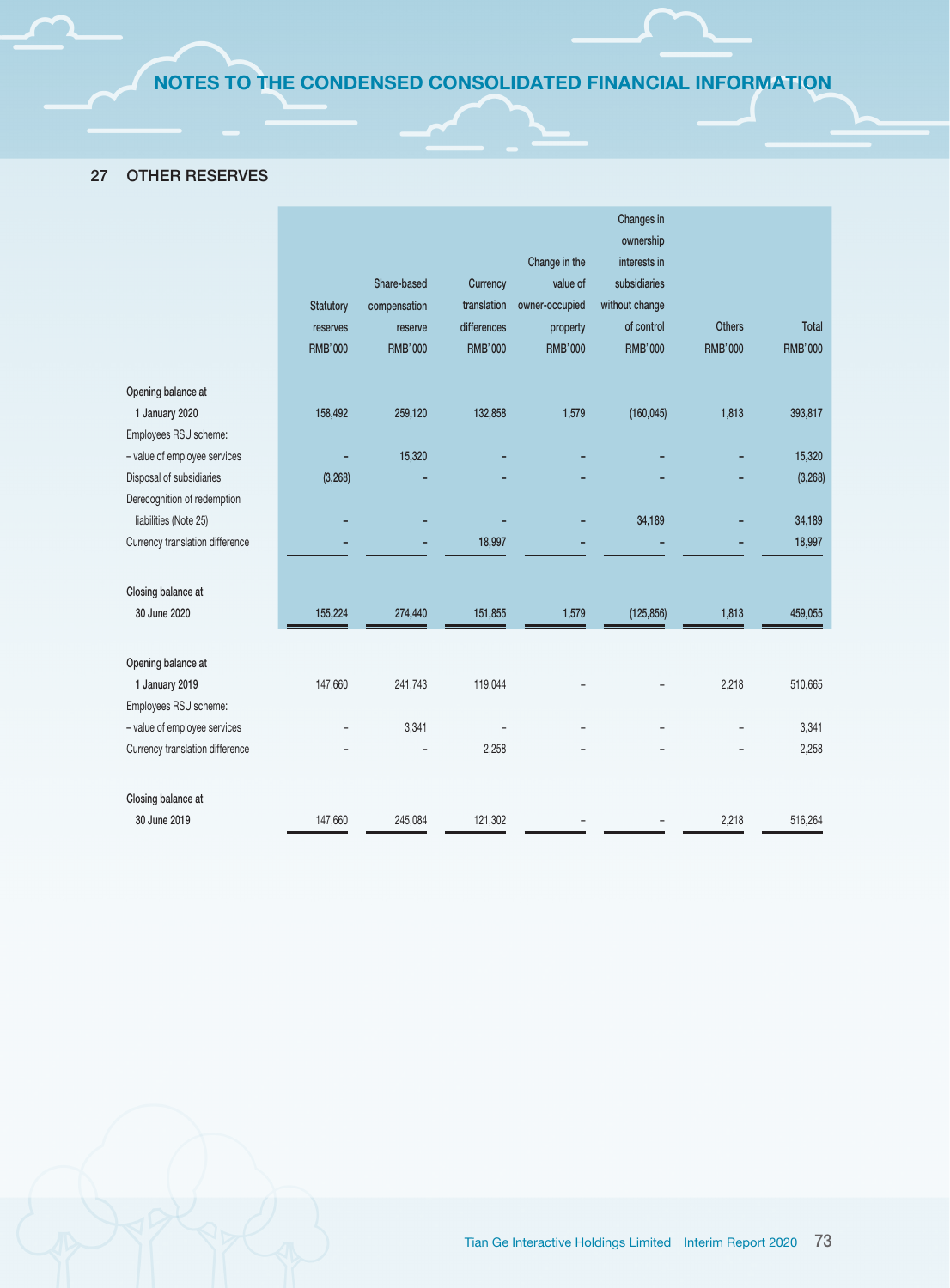## 27 OTHER RESERVES

| | Statutory reserves RMB'000 | Share-based compensation reserve RMB'000 | Currency translation differences RMB'000 | Change in the value of owner-occupied property RMB'000 | Changes in ownership interests in subsidiaries without change of control RMB'000 | Others RMB'000 | Total RMB'000 |
|---|---|---|---|---|---|---|---|
| Opening balance at 1 January 2020 | 158,492 | 259,120 | 132,858 | 1,579 | (160,045) | 1,813 | 393,817 |
| Employees RSU scheme: | | | | | | | |
| – value of employee services | – | 15,320 | – | – | – | – | 15,320 |
| Disposal of subsidiaries | (3,268) | – | – | – | – | – | (3,268) |
| Derecognition of redemption liabilities (Note 25) | – | – | – | – | 34,189 | – | 34,189 |
| Currency translation difference | – | – | 18,997 | – | – | – | 18,997 |
| Closing balance at 30 June 2020 | 155,224 | 274,440 | 151,855 | 1,579 | (125,856) | 1,813 | 459,055 |
| Opening balance at 1 January 2019 | 147,660 | 241,743 | 119,044 | – | – | 2,218 | 510,665 |
| Employees RSU scheme: | | | | | | | |
| – value of employee services | – | 3,341 | – | – | – | – | 3,341 |
| Currency translation difference | – | – | 2,258 | – | – | – | 2,258 |
| Closing balance at 30 June 2019 | 147,660 | 245,084 | 121,302 | – | – | 2,218 | 516,264 |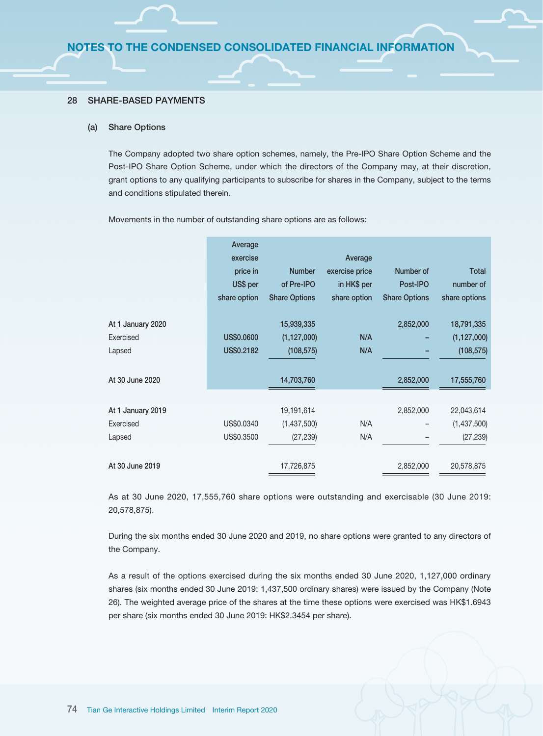## 28 SHARE-BASED PAYMENTS

### (a) Share Options

The Company adopted two share option schemes, namely, the Pre-IPO Share Option Scheme and the Post-IPO Share Option Scheme, under which the directors of the Company may, at their discretion, grant options to any qualifying participants to subscribe for shares in the Company, subject to the terms and conditions stipulated therein.

Movements in the number of outstanding share options are as follows:

| | Average exercise price in US$ per share option | Number of Pre-IPO Share Options | Average exercise price in HK$ per share option | Number of Post-IPO Share Options | Total number of share options |
|---|---|---|---|---|---|
| **At 1 January 2020** | | **15,939,335** | | **2,852,000** | **18,791,335** |
| Exercised | **US$0.0600** | **(1,127,000)** | **N/A** | **–** | **(1,127,000)** |
| Lapsed | **US$0.2182** | **(108,575)** | **N/A** | **–** | **(108,575)** |
| **At 30 June 2020** | | **14,703,760** | | **2,852,000** | **17,555,760** |
| **At 1 January 2019** | | 19,191,614 | | 2,852,000 | 22,043,614 |
| Exercised | US$0.0340 | (1,437,500) | N/A | – | (1,437,500) |
| Lapsed | US$0.3500 | (27,239) | N/A | – | (27,239) |
| **At 30 June 2019** | | 17,726,875 | | 2,852,000 | 20,578,875 |

As at 30 June 2020, 17,555,760 share options were outstanding and exercisable (30 June 2019: 20,578,875).

During the six months ended 30 June 2020 and 2019, no share options were granted to any directors of the Company.

As a result of the options exercised during the six months ended 30 June 2020, 1,127,000 ordinary shares (six months ended 30 June 2019: 1,437,500 ordinary shares) were issued by the Company (Note 26). The weighted average price of the shares at the time these options were exercised was HK$1.6943 per share (six months ended 30 June 2019: HK$2.3454 per share).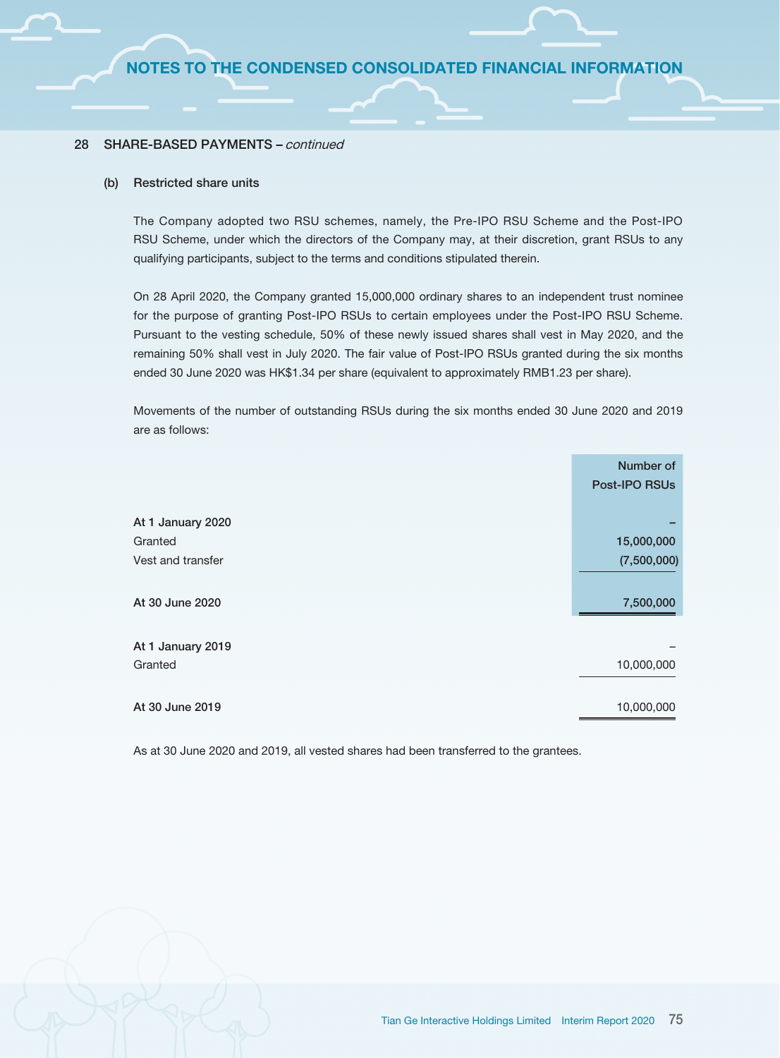## 28 SHARE-BASED PAYMENTS – *continued*

### (b) Restricted share units

The Company adopted two RSU schemes, namely, the Pre-IPO RSU Scheme and the Post-IPO RSU Scheme, under which the directors of the Company may, at their discretion, grant RSUs to any qualifying participants, subject to the terms and conditions stipulated therein.

On 28 April 2020, the Company granted 15,000,000 ordinary shares to an independent trust nominee for the purpose of granting Post-IPO RSUs to certain employees under the Post-IPO RSU Scheme. Pursuant to the vesting schedule, 50% of these newly issued shares shall vest in May 2020, and the remaining 50% shall vest in July 2020. The fair value of Post-IPO RSUs granted during the six months ended 30 June 2020 was HK$1.34 per share (equivalent to approximately RMB1.23 per share).

Movements of the number of outstanding RSUs during the six months ended 30 June 2020 and 2019 are as follows:

| | Number of Post-IPO RSUs |
|---|---|
| **At 1 January 2020** | **–** |
| Granted | **15,000,000** |
| Vest and transfer | **(7,500,000)** |
| **At 30 June 2020** | **7,500,000** |
| **At 1 January 2019** | – |
| Granted | 10,000,000 |
| **At 30 June 2019** | 10,000,000 |

As at 30 June 2020 and 2019, all vested shares had been transferred to the grantees.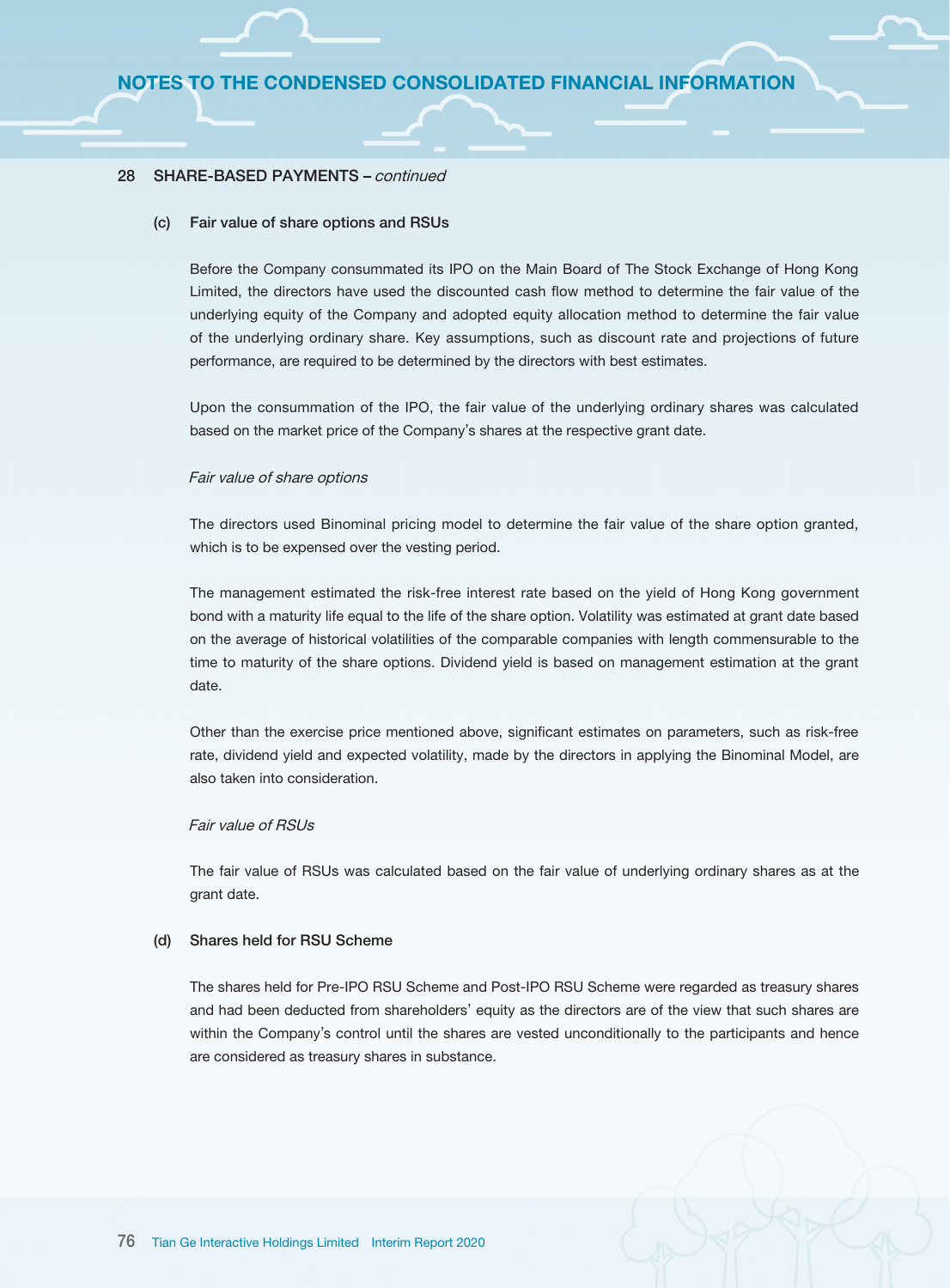## 28 SHARE-BASED PAYMENTS – *continued*

### (c) Fair value of share options and RSUs

Before the Company consummated its IPO on the Main Board of The Stock Exchange of Hong Kong Limited, the directors have used the discounted cash flow method to determine the fair value of the underlying equity of the Company and adopted equity allocation method to determine the fair value of the underlying ordinary share. Key assumptions, such as discount rate and projections of future performance, are required to be determined by the directors with best estimates.

Upon the consummation of the IPO, the fair value of the underlying ordinary shares was calculated based on the market price of the Company's shares at the respective grant date.

*Fair value of share options*

The directors used Binominal pricing model to determine the fair value of the share option granted, which is to be expensed over the vesting period.

The management estimated the risk-free interest rate based on the yield of Hong Kong government bond with a maturity life equal to the life of the share option. Volatility was estimated at grant date based on the average of historical volatilities of the comparable companies with length commensurable to the time to maturity of the share options. Dividend yield is based on management estimation at the grant date.

Other than the exercise price mentioned above, significant estimates on parameters, such as risk-free rate, dividend yield and expected volatility, made by the directors in applying the Binominal Model, are also taken into consideration.

*Fair value of RSUs*

The fair value of RSUs was calculated based on the fair value of underlying ordinary shares as at the grant date.

### (d) Shares held for RSU Scheme

The shares held for Pre-IPO RSU Scheme and Post-IPO RSU Scheme were regarded as treasury shares and had been deducted from shareholders' equity as the directors are of the view that such shares are within the Company's control until the shares are vested unconditionally to the participants and hence are considered as treasury shares in substance.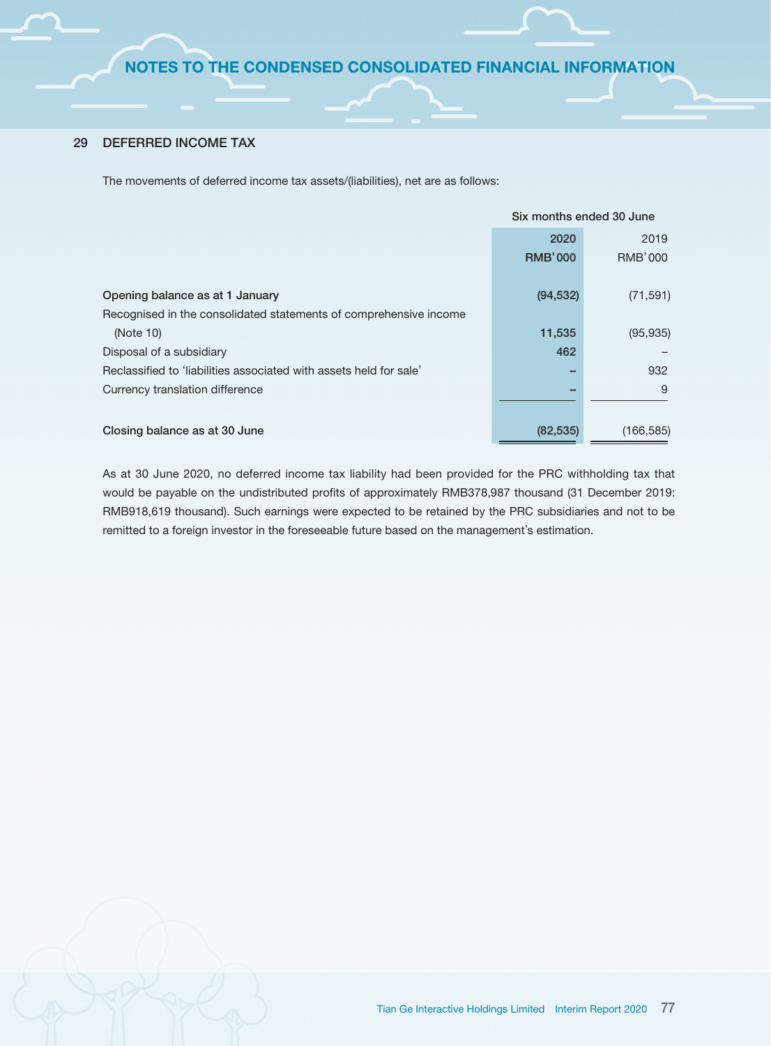## 29 DEFERRED INCOME TAX

The movements of deferred income tax assets/(liabilities), net are as follows:

| | Six months ended 30 June | |
|---|---|---|
| | 2020 | 2019 |
| | RMB'000 | RMB'000 |
| **Opening balance as at 1 January** | (94,532) | (71,591) |
| Recognised in the consolidated statements of comprehensive income (Note 10) | 11,535 | (95,935) |
| Disposal of a subsidiary | 462 | – |
| Reclassified to 'liabilities associated with assets held for sale' | – | 932 |
| Currency translation difference | – | 9 |
| **Closing balance as at 30 June** | (82,535) | (166,585) |

As at 30 June 2020, no deferred income tax liability had been provided for the PRC withholding tax that would be payable on the undistributed profits of approximately RMB378,987 thousand (31 December 2019: RMB918,619 thousand). Such earnings were expected to be retained by the PRC subsidiaries and not to be remitted to a foreign investor in the foreseeable future based on the management's estimation.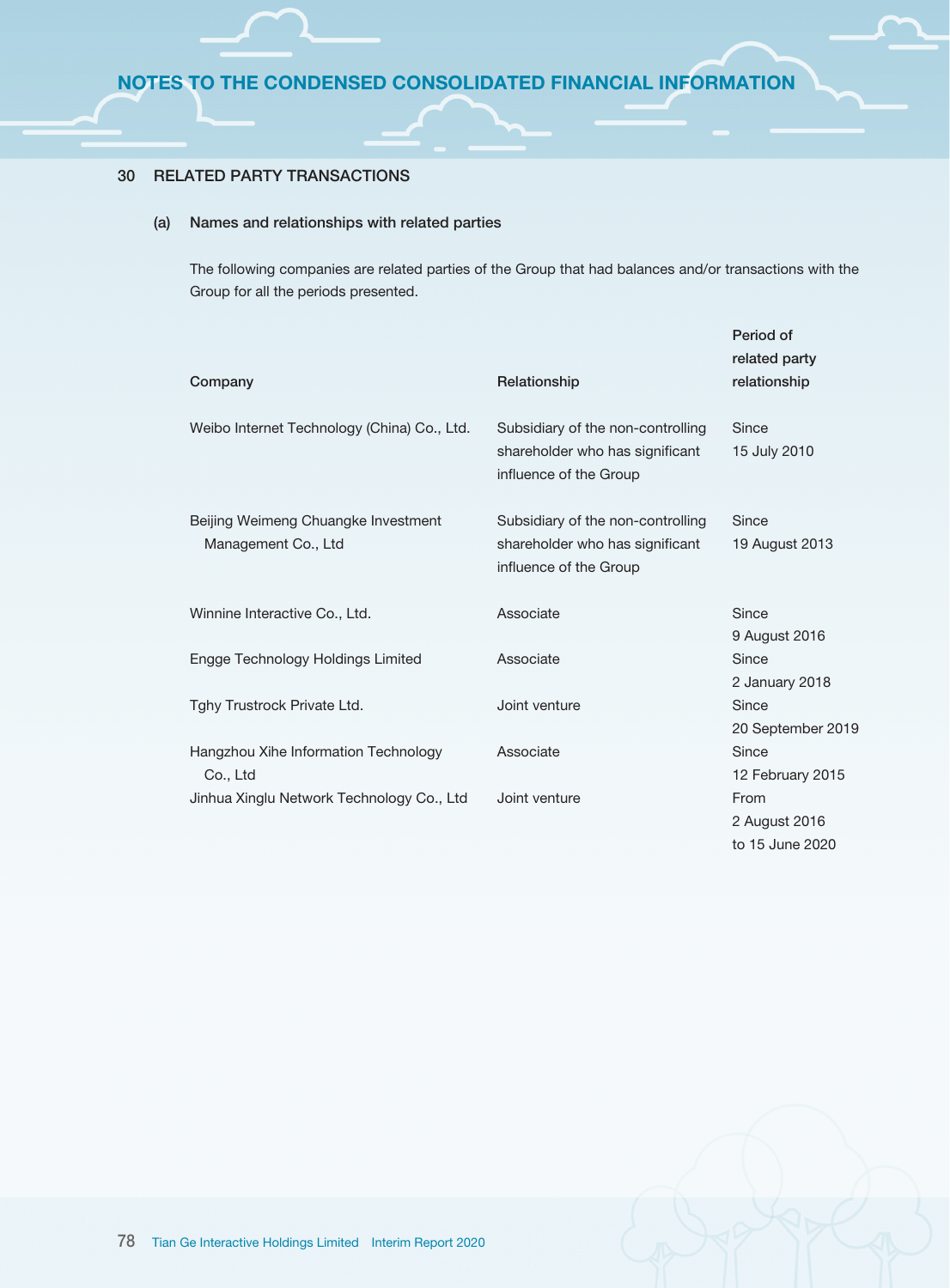# NOTES TO THE CONDENSED CONSOLIDATED FINANCIAL INFORMATION

## 30 RELATED PARTY TRANSACTIONS

### (a) Names and relationships with related parties

The following companies are related parties of the Group that had balances and/or transactions with the Group for all the periods presented.

| Company | Relationship | Period of related party relationship |
|---|---|---|
| Weibo Internet Technology (China) Co., Ltd. | Subsidiary of the non-controlling shareholder who has significant influence of the Group | Since 15 July 2010 |
| Beijing Weimeng Chuangke Investment Management Co., Ltd | Subsidiary of the non-controlling shareholder who has significant influence of the Group | Since 19 August 2013 |
| Winnine Interactive Co., Ltd. | Associate | Since 9 August 2016 |
| Engge Technology Holdings Limited | Associate | Since 2 January 2018 |
| Tghy Trustrock Private Ltd. | Joint venture | Since 20 September 2019 |
| Hangzhou Xihe Information Technology Co., Ltd | Associate | Since 12 February 2015 |
| Jinhua Xinglu Network Technology Co., Ltd | Joint venture | From 2 August 2016 to 15 June 2020 |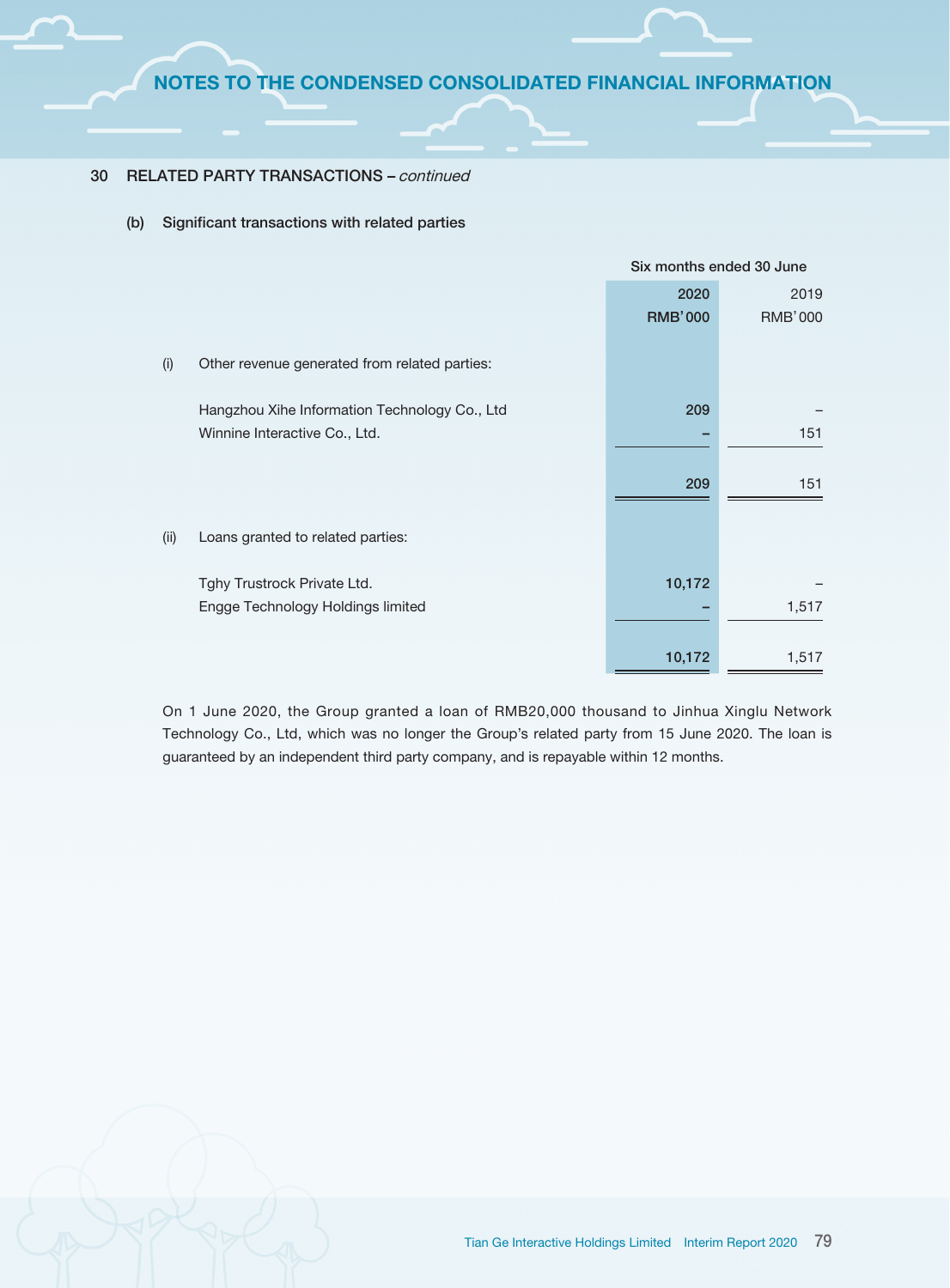## 30 RELATED PARTY TRANSACTIONS – *continued*

### (b) Significant transactions with related parties

| | Six months ended 30 June | |
|---|---|---|
| | **2020** | 2019 |
| | **RMB'000** | RMB'000 |
| (i) Other revenue generated from related parties: | | |
| Hangzhou Xihe Information Technology Co., Ltd | **209** | – |
| Winnine Interactive Co., Ltd. | **–** | 151 |
| | **209** | 151 |
| (ii) Loans granted to related parties: | | |
| Tghy Trustrock Private Ltd. | **10,172** | – |
| Engge Technology Holdings limited | **–** | 1,517 |
| | **10,172** | 1,517 |

On 1 June 2020, the Group granted a loan of RMB20,000 thousand to Jinhua Xinglu Network Technology Co., Ltd, which was no longer the Group's related party from 15 June 2020. The loan is guaranteed by an independent third party company, and is repayable within 12 months.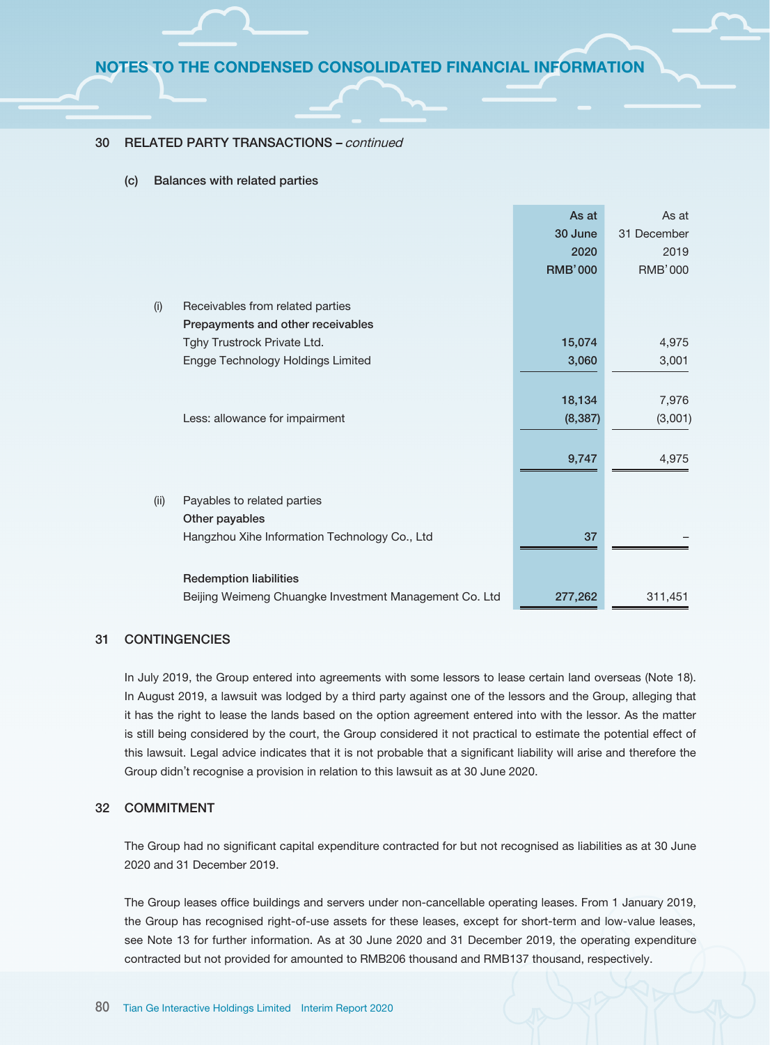## 30 RELATED PARTY TRANSACTIONS – *continued*

### (c) Balances with related parties

| | | As at 30 June 2020 RMB'000 | As at 31 December 2019 RMB'000 |
|---|---|---|---|
| (i) | Receivables from related parties | | |
| | **Prepayments and other receivables** | | |
| | Tghy Trustrock Private Ltd. | 15,074 | 4,975 |
| | Engge Technology Holdings Limited | 3,060 | 3,001 |
| | | 18,134 | 7,976 |
| | Less: allowance for impairment | (8,387) | (3,001) |
| | | 9,747 | 4,975 |
| (ii) | Payables to related parties | | |
| | **Other payables** | | |
| | Hangzhou Xihe Information Technology Co., Ltd | 37 | – |
| | **Redemption liabilities** | | |
| | Beijing Weimeng Chuangke Investment Management Co. Ltd | 277,262 | 311,451 |

## 31 CONTINGENCIES

In July 2019, the Group entered into agreements with some lessors to lease certain land overseas (Note 18). In August 2019, a lawsuit was lodged by a third party against one of the lessors and the Group, alleging that it has the right to lease the lands based on the option agreement entered into with the lessor. As the matter is still being considered by the court, the Group considered it not practical to estimate the potential effect of this lawsuit. Legal advice indicates that it is not probable that a significant liability will arise and therefore the Group didn't recognise a provision in relation to this lawsuit as at 30 June 2020.

## 32 COMMITMENT

The Group had no significant capital expenditure contracted for but not recognised as liabilities as at 30 June 2020 and 31 December 2019.

The Group leases office buildings and servers under non-cancellable operating leases. From 1 January 2019, the Group has recognised right-of-use assets for these leases, except for short-term and low-value leases, see Note 13 for further information. As at 30 June 2020 and 31 December 2019, the operating expenditure contracted but not provided for amounted to RMB206 thousand and RMB137 thousand, respectively.